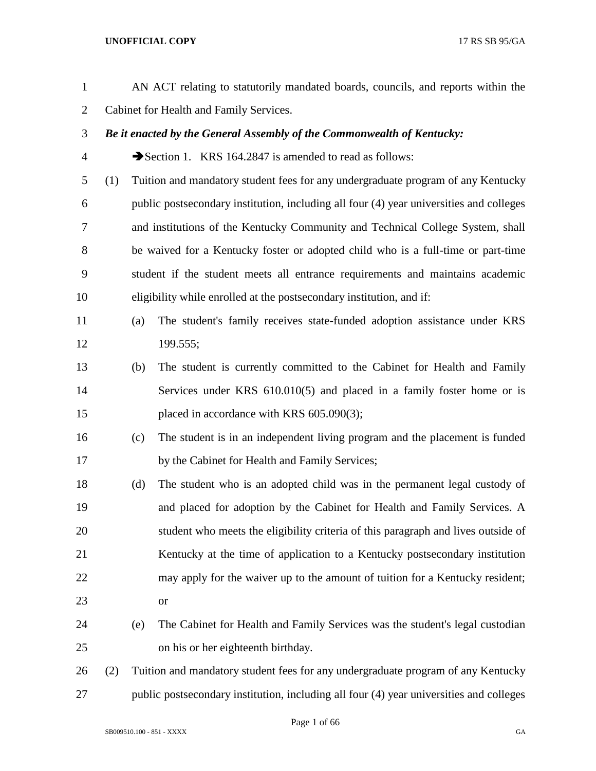AN ACT relating to statutorily mandated boards, councils, and reports within the Cabinet for Health and Family Services.

***Be it enacted by the General Assembly of the Commonwealth of Kentucky:***

➔Section 1. KRS 164.2847 is amended to read as follows:

(1) Tuition and mandatory student fees for any undergraduate program of any Kentucky public postsecondary institution, including all four (4) year universities and colleges and institutions of the Kentucky Community and Technical College System, shall be waived for a Kentucky foster or adopted child who is a full-time or part-time student if the student meets all entrance requirements and maintains academic eligibility while enrolled at the postsecondary institution, and if:

 (a) The student's family receives state-funded adoption assistance under KRS 199.555;

 (b) The student is currently committed to the Cabinet for Health and Family Services under KRS 610.010(5) and placed in a family foster home or is placed in accordance with KRS 605.090(3);

 (c) The student is in an independent living program and the placement is funded by the Cabinet for Health and Family Services;

 (d) The student who is an adopted child was in the permanent legal custody of and placed for adoption by the Cabinet for Health and Family Services. A student who meets the eligibility criteria of this paragraph and lives outside of Kentucky at the time of application to a Kentucky postsecondary institution may apply for the waiver up to the amount of tuition for a Kentucky resident; or

 (e) The Cabinet for Health and Family Services was the student's legal custodian on his or her eighteenth birthday.

(2) Tuition and mandatory student fees for any undergraduate program of any Kentucky public postsecondary institution, including all four (4) year universities and colleges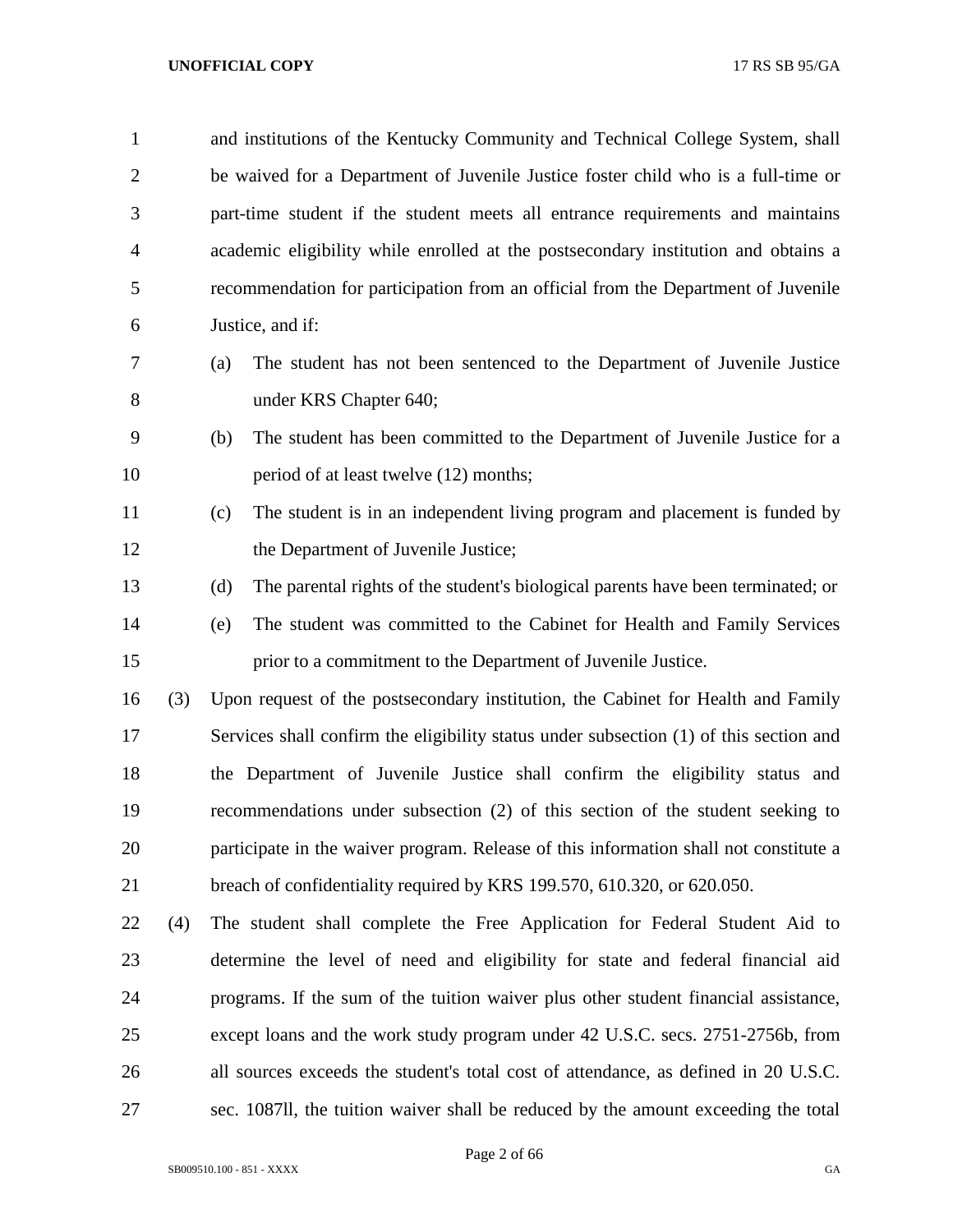and institutions of the Kentucky Community and Technical College System, shall be waived for a Department of Juvenile Justice foster child who is a full-time or part-time student if the student meets all entrance requirements and maintains academic eligibility while enrolled at the postsecondary institution and obtains a recommendation for participation from an official from the Department of Juvenile Justice, and if:

(a) The student has not been sentenced to the Department of Juvenile Justice under KRS Chapter 640;

(b) The student has been committed to the Department of Juvenile Justice for a period of at least twelve (12) months;

(c) The student is in an independent living program and placement is funded by the Department of Juvenile Justice;

(d) The parental rights of the student's biological parents have been terminated; or

(e) The student was committed to the Cabinet for Health and Family Services prior to a commitment to the Department of Juvenile Justice.

(3) Upon request of the postsecondary institution, the Cabinet for Health and Family Services shall confirm the eligibility status under subsection (1) of this section and the Department of Juvenile Justice shall confirm the eligibility status and recommendations under subsection (2) of this section of the student seeking to participate in the waiver program. Release of this information shall not constitute a breach of confidentiality required by KRS 199.570, 610.320, or 620.050.

(4) The student shall complete the Free Application for Federal Student Aid to determine the level of need and eligibility for state and federal financial aid programs. If the sum of the tuition waiver plus other student financial assistance, except loans and the work study program under 42 U.S.C. secs. 2751-2756b, from all sources exceeds the student's total cost of attendance, as defined in 20 U.S.C. sec. 1087ll, the tuition waiver shall be reduced by the amount exceeding the total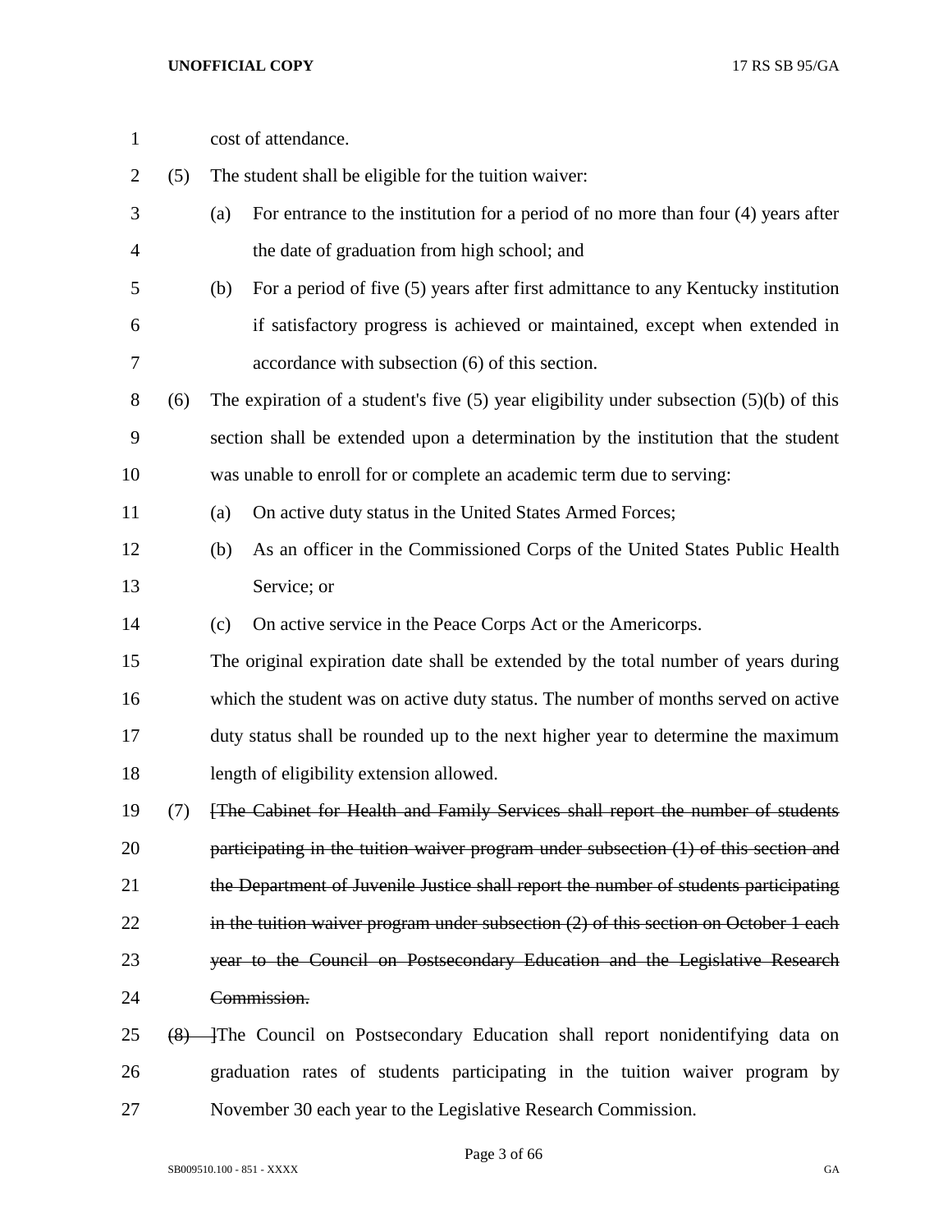cost of attendance.

(5) The student shall be eligible for the tuition waiver:

(a) For entrance to the institution for a period of no more than four (4) years after the date of graduation from high school; and

(b) For a period of five (5) years after first admittance to any Kentucky institution if satisfactory progress is achieved or maintained, except when extended in accordance with subsection (6) of this section.

(6) The expiration of a student's five (5) year eligibility under subsection (5)(b) of this section shall be extended upon a determination by the institution that the student was unable to enroll for or complete an academic term due to serving:

(a) On active duty status in the United States Armed Forces;

(b) As an officer in the Commissioned Corps of the United States Public Health Service; or

(c) On active service in the Peace Corps Act or the Americorps.

The original expiration date shall be extended by the total number of years during which the student was on active duty status. The number of months served on active duty status shall be rounded up to the next higher year to determine the maximum length of eligibility extension allowed.

(7) ~~[The Cabinet for Health and Family Services shall report the number of students participating in the tuition waiver program under subsection (1) of this section and the Department of Juvenile Justice shall report the number of students participating in the tuition waiver program under subsection (2) of this section on October 1 each year to the Council on Postsecondary Education and the Legislative Research Commission.~~

~~(8)~~ ]The Council on Postsecondary Education shall report nonidentifying data on graduation rates of students participating in the tuition waiver program by November 30 each year to the Legislative Research Commission.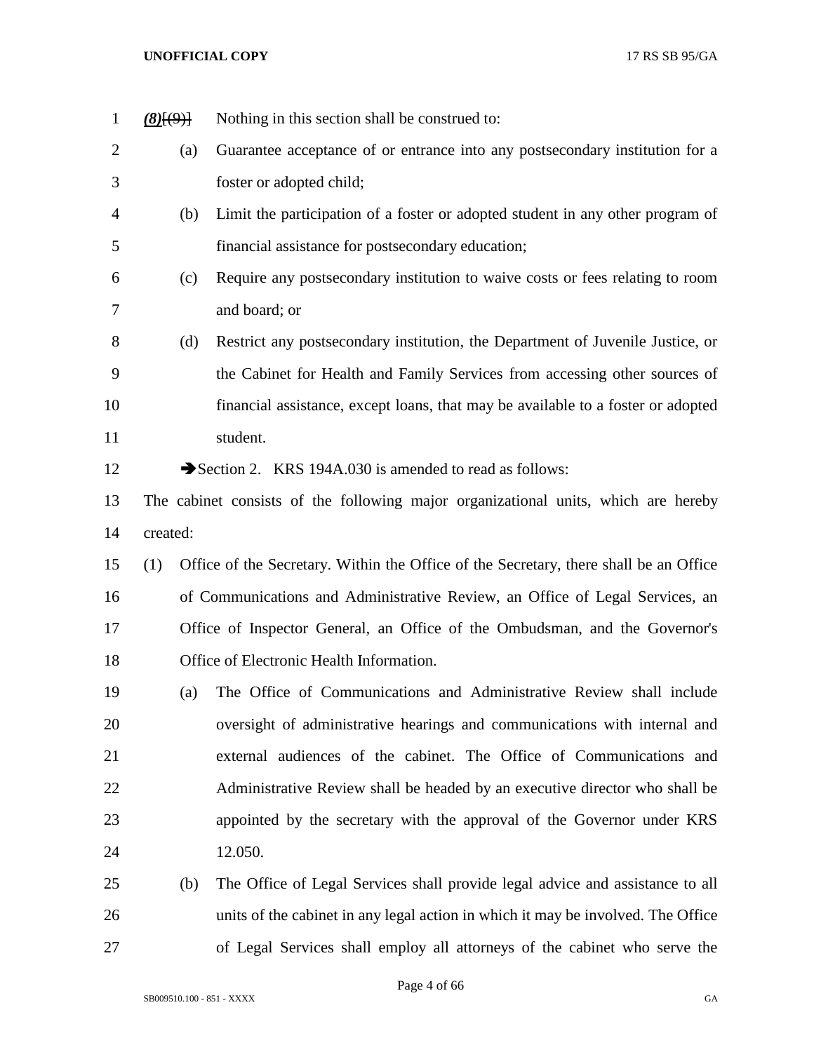***(8)***~~[(9)]~~ Nothing in this section shall be construed to:

(a) Guarantee acceptance of or entrance into any postsecondary institution for a foster or adopted child;

(b) Limit the participation of a foster or adopted student in any other program of financial assistance for postsecondary education;

(c) Require any postsecondary institution to waive costs or fees relating to room and board; or

(d) Restrict any postsecondary institution, the Department of Juvenile Justice, or the Cabinet for Health and Family Services from accessing other sources of financial assistance, except loans, that may be available to a foster or adopted student.

➔Section 2. KRS 194A.030 is amended to read as follows:

The cabinet consists of the following major organizational units, which are hereby created:

(1) Office of the Secretary. Within the Office of the Secretary, there shall be an Office of Communications and Administrative Review, an Office of Legal Services, an Office of Inspector General, an Office of the Ombudsman, and the Governor's Office of Electronic Health Information.

(a) The Office of Communications and Administrative Review shall include oversight of administrative hearings and communications with internal and external audiences of the cabinet. The Office of Communications and Administrative Review shall be headed by an executive director who shall be appointed by the secretary with the approval of the Governor under KRS 12.050.

(b) The Office of Legal Services shall provide legal advice and assistance to all units of the cabinet in any legal action in which it may be involved. The Office of Legal Services shall employ all attorneys of the cabinet who serve the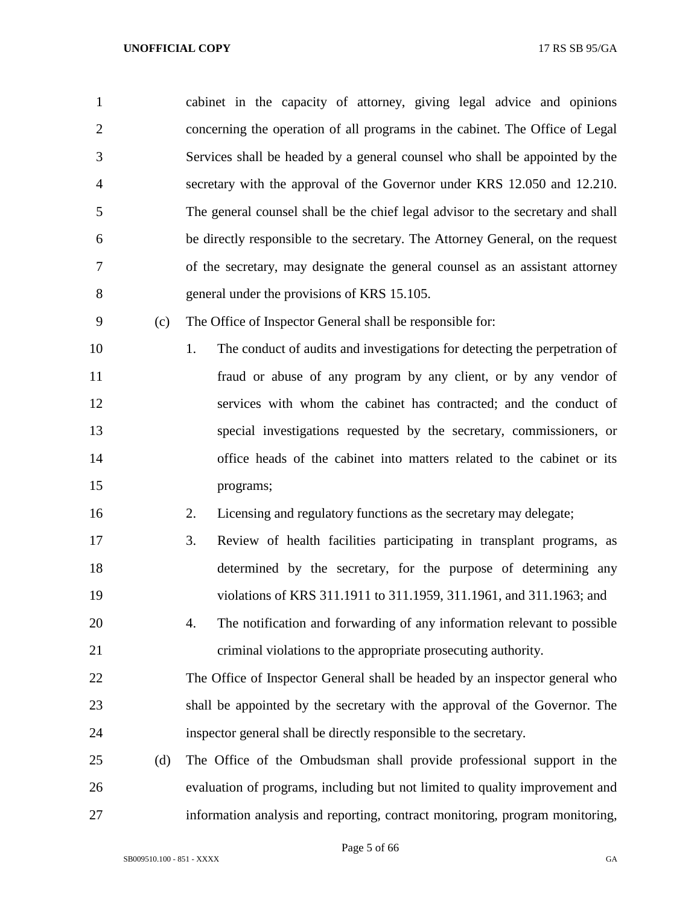cabinet in the capacity of attorney, giving legal advice and opinions concerning the operation of all programs in the cabinet. The Office of Legal Services shall be headed by a general counsel who shall be appointed by the secretary with the approval of the Governor under KRS 12.050 and 12.210. The general counsel shall be the chief legal advisor to the secretary and shall be directly responsible to the secretary. The Attorney General, on the request of the secretary, may designate the general counsel as an assistant attorney general under the provisions of KRS 15.105.

(c) The Office of Inspector General shall be responsible for:

1. The conduct of audits and investigations for detecting the perpetration of fraud or abuse of any program by any client, or by any vendor of services with whom the cabinet has contracted; and the conduct of special investigations requested by the secretary, commissioners, or office heads of the cabinet into matters related to the cabinet or its programs;
2. Licensing and regulatory functions as the secretary may delegate;
3. Review of health facilities participating in transplant programs, as determined by the secretary, for the purpose of determining any violations of KRS 311.1911 to 311.1959, 311.1961, and 311.1963; and
4. The notification and forwarding of any information relevant to possible criminal violations to the appropriate prosecuting authority.

The Office of Inspector General shall be headed by an inspector general who shall be appointed by the secretary with the approval of the Governor. The inspector general shall be directly responsible to the secretary.

(d) The Office of the Ombudsman shall provide professional support in the evaluation of programs, including but not limited to quality improvement and information analysis and reporting, contract monitoring, program monitoring,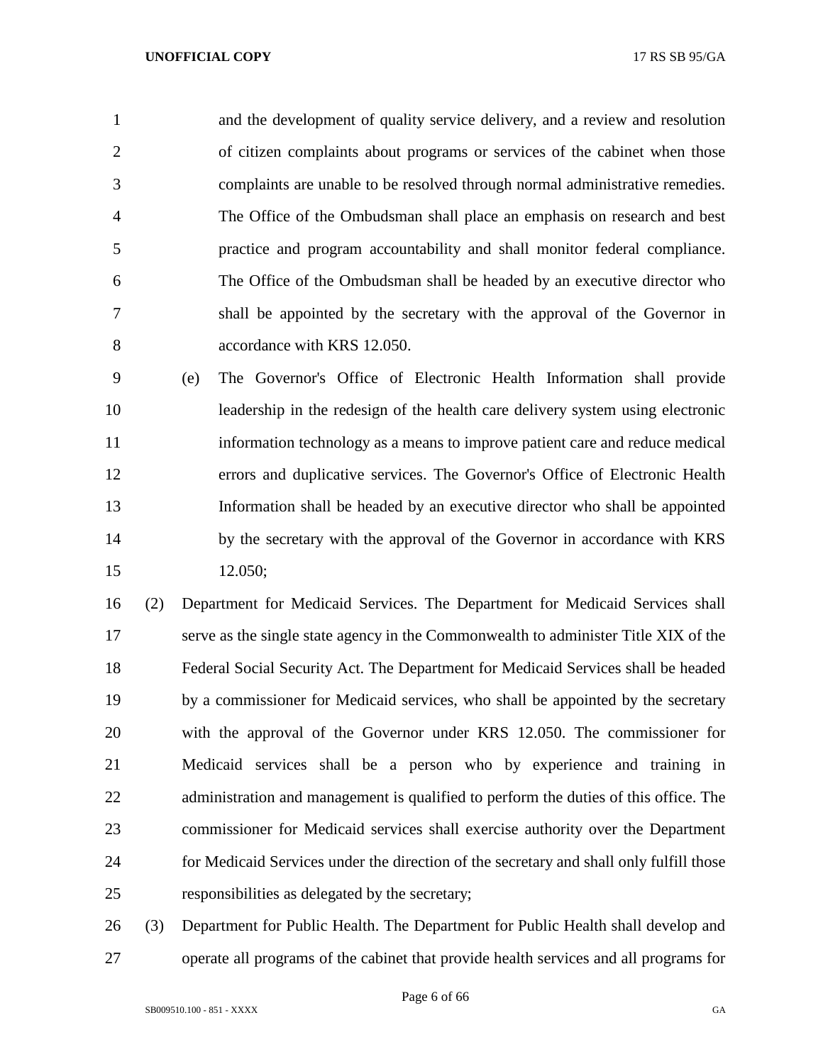and the development of quality service delivery, and a review and resolution of citizen complaints about programs or services of the cabinet when those complaints are unable to be resolved through normal administrative remedies. The Office of the Ombudsman shall place an emphasis on research and best practice and program accountability and shall monitor federal compliance. The Office of the Ombudsman shall be headed by an executive director who shall be appointed by the secretary with the approval of the Governor in accordance with KRS 12.050.

(e) The Governor's Office of Electronic Health Information shall provide leadership in the redesign of the health care delivery system using electronic information technology as a means to improve patient care and reduce medical errors and duplicative services. The Governor's Office of Electronic Health Information shall be headed by an executive director who shall be appointed by the secretary with the approval of the Governor in accordance with KRS 12.050;

(2) Department for Medicaid Services. The Department for Medicaid Services shall serve as the single state agency in the Commonwealth to administer Title XIX of the Federal Social Security Act. The Department for Medicaid Services shall be headed by a commissioner for Medicaid services, who shall be appointed by the secretary with the approval of the Governor under KRS 12.050. The commissioner for Medicaid services shall be a person who by experience and training in administration and management is qualified to perform the duties of this office. The commissioner for Medicaid services shall exercise authority over the Department for Medicaid Services under the direction of the secretary and shall only fulfill those responsibilities as delegated by the secretary;

(3) Department for Public Health. The Department for Public Health shall develop and operate all programs of the cabinet that provide health services and all programs for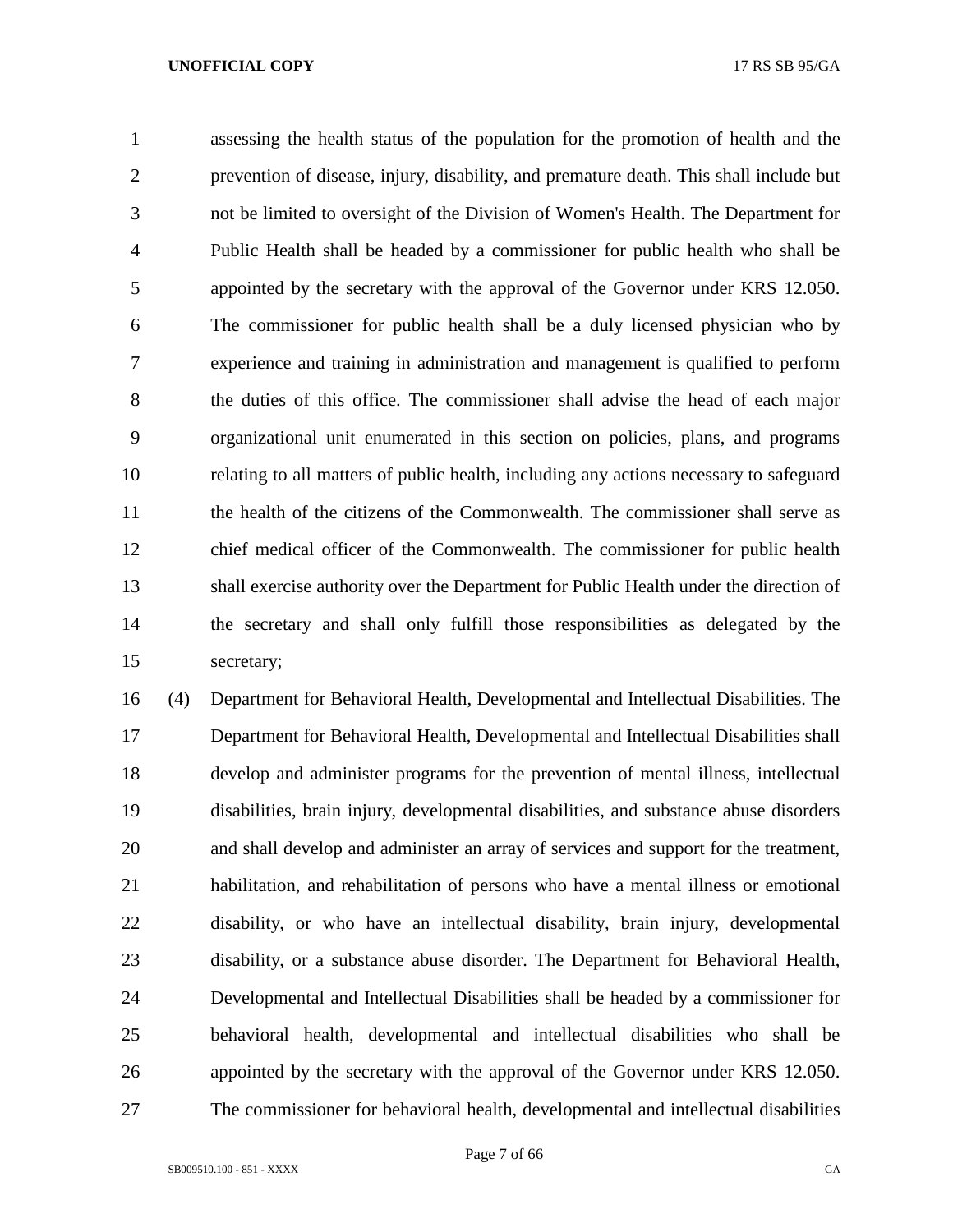assessing the health status of the population for the promotion of health and the prevention of disease, injury, disability, and premature death. This shall include but not be limited to oversight of the Division of Women's Health. The Department for Public Health shall be headed by a commissioner for public health who shall be appointed by the secretary with the approval of the Governor under KRS 12.050. The commissioner for public health shall be a duly licensed physician who by experience and training in administration and management is qualified to perform the duties of this office. The commissioner shall advise the head of each major organizational unit enumerated in this section on policies, plans, and programs relating to all matters of public health, including any actions necessary to safeguard the health of the citizens of the Commonwealth. The commissioner shall serve as chief medical officer of the Commonwealth. The commissioner for public health shall exercise authority over the Department for Public Health under the direction of the secretary and shall only fulfill those responsibilities as delegated by the secretary;

(4) Department for Behavioral Health, Developmental and Intellectual Disabilities. The Department for Behavioral Health, Developmental and Intellectual Disabilities shall develop and administer programs for the prevention of mental illness, intellectual disabilities, brain injury, developmental disabilities, and substance abuse disorders and shall develop and administer an array of services and support for the treatment, habilitation, and rehabilitation of persons who have a mental illness or emotional disability, or who have an intellectual disability, brain injury, developmental disability, or a substance abuse disorder. The Department for Behavioral Health, Developmental and Intellectual Disabilities shall be headed by a commissioner for behavioral health, developmental and intellectual disabilities who shall be appointed by the secretary with the approval of the Governor under KRS 12.050. The commissioner for behavioral health, developmental and intellectual disabilities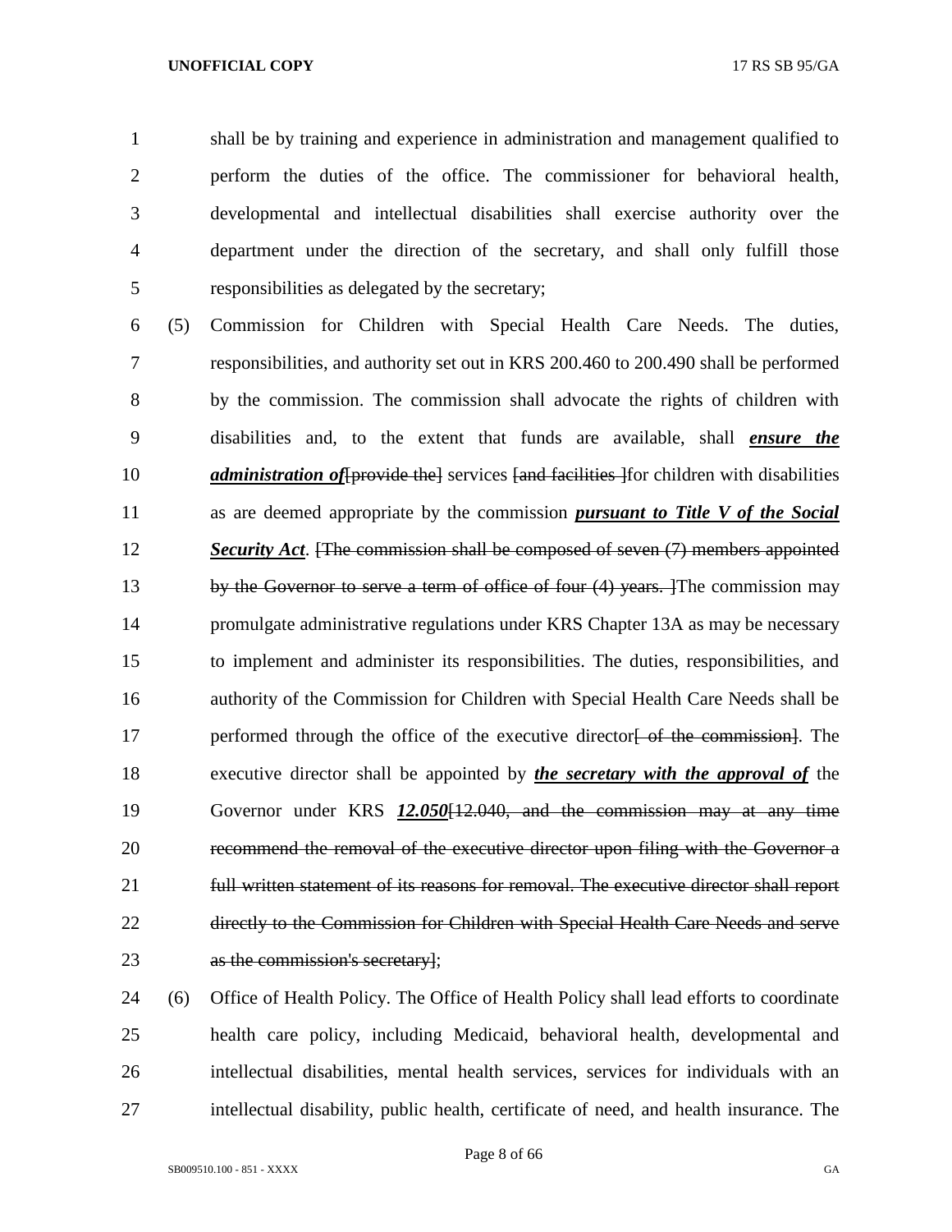shall be by training and experience in administration and management qualified to perform the duties of the office. The commissioner for behavioral health, developmental and intellectual disabilities shall exercise authority over the department under the direction of the secretary, and shall only fulfill those responsibilities as delegated by the secretary;

(5) Commission for Children with Special Health Care Needs. The duties, responsibilities, and authority set out in KRS 200.460 to 200.490 shall be performed by the commission. The commission shall advocate the rights of children with disabilities and, to the extent that funds are available, shall ***ensure the administration of***~~[provide the]~~ services ~~[and facilities ]~~for children with disabilities as are deemed appropriate by the commission ***pursuant to Title V of the Social Security Act***. ~~[The commission shall be composed of seven (7) members appointed by the Governor to serve a term of office of four (4) years. ]~~The commission may promulgate administrative regulations under KRS Chapter 13A as may be necessary to implement and administer its responsibilities. The duties, responsibilities, and authority of the Commission for Children with Special Health Care Needs shall be performed through the office of the executive director~~[ of the commission]~~. The executive director shall be appointed by ***the secretary with the approval of*** the Governor under KRS ***12.050***~~[12.040, and the commission may at any time recommend the removal of the executive director upon filing with the Governor a full written statement of its reasons for removal. The executive director shall report directly to the Commission for Children with Special Health Care Needs and serve as the commission's secretary]~~;

(6) Office of Health Policy. The Office of Health Policy shall lead efforts to coordinate health care policy, including Medicaid, behavioral health, developmental and intellectual disabilities, mental health services, services for individuals with an intellectual disability, public health, certificate of need, and health insurance. The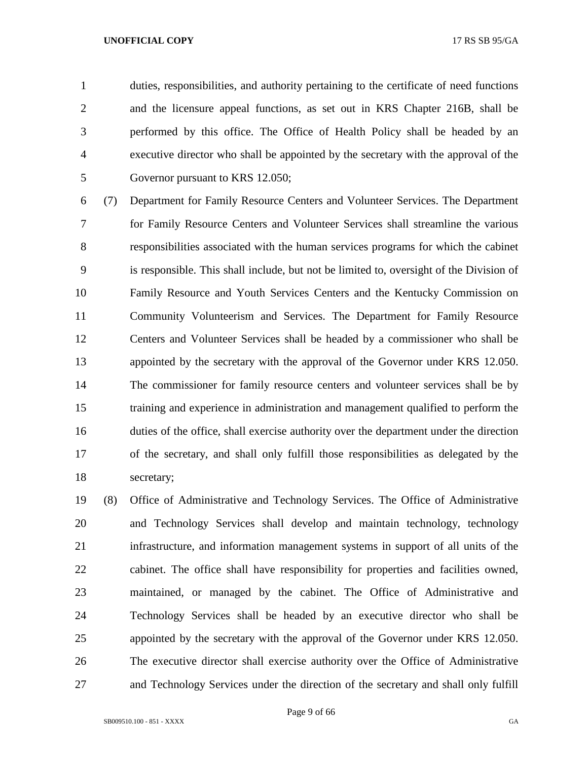duties, responsibilities, and authority pertaining to the certificate of need functions and the licensure appeal functions, as set out in KRS Chapter 216B, shall be performed by this office. The Office of Health Policy shall be headed by an executive director who shall be appointed by the secretary with the approval of the Governor pursuant to KRS 12.050;

(7) Department for Family Resource Centers and Volunteer Services. The Department for Family Resource Centers and Volunteer Services shall streamline the various responsibilities associated with the human services programs for which the cabinet is responsible. This shall include, but not be limited to, oversight of the Division of Family Resource and Youth Services Centers and the Kentucky Commission on Community Volunteerism and Services. The Department for Family Resource Centers and Volunteer Services shall be headed by a commissioner who shall be appointed by the secretary with the approval of the Governor under KRS 12.050. The commissioner for family resource centers and volunteer services shall be by training and experience in administration and management qualified to perform the duties of the office, shall exercise authority over the department under the direction of the secretary, and shall only fulfill those responsibilities as delegated by the secretary;

(8) Office of Administrative and Technology Services. The Office of Administrative and Technology Services shall develop and maintain technology, technology infrastructure, and information management systems in support of all units of the cabinet. The office shall have responsibility for properties and facilities owned, maintained, or managed by the cabinet. The Office of Administrative and Technology Services shall be headed by an executive director who shall be appointed by the secretary with the approval of the Governor under KRS 12.050. The executive director shall exercise authority over the Office of Administrative and Technology Services under the direction of the secretary and shall only fulfill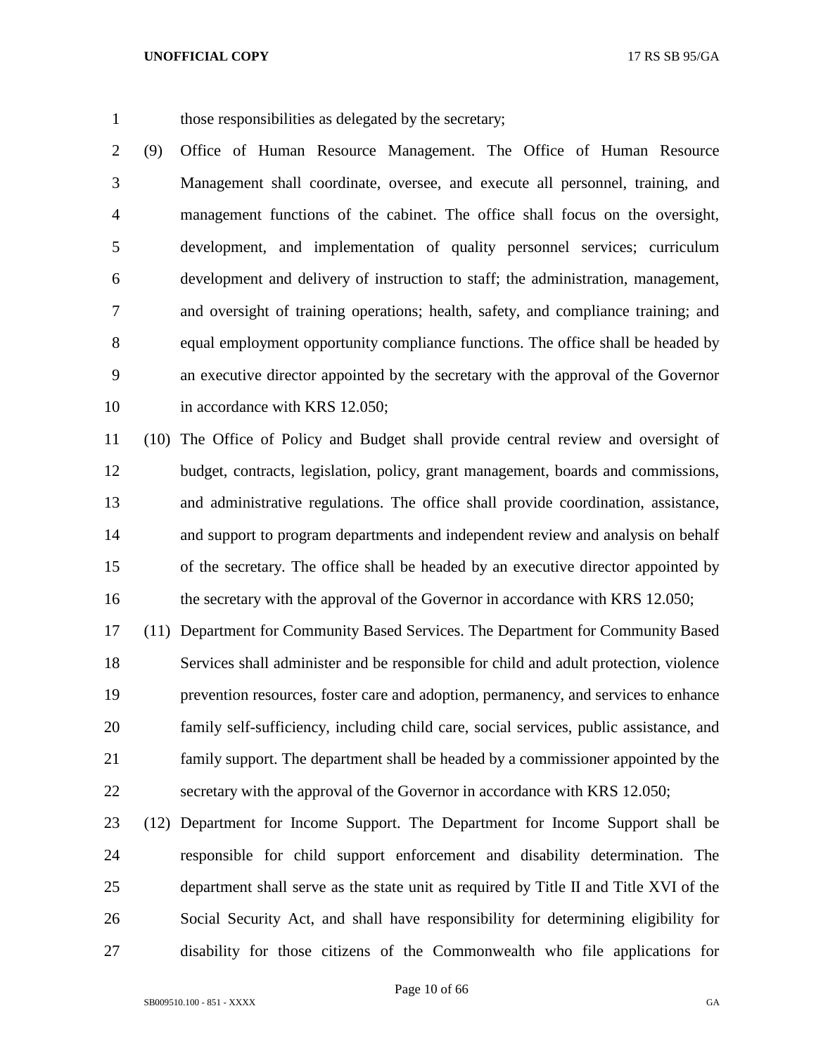those responsibilities as delegated by the secretary;

(9) Office of Human Resource Management. The Office of Human Resource Management shall coordinate, oversee, and execute all personnel, training, and management functions of the cabinet. The office shall focus on the oversight, development, and implementation of quality personnel services; curriculum development and delivery of instruction to staff; the administration, management, and oversight of training operations; health, safety, and compliance training; and equal employment opportunity compliance functions. The office shall be headed by an executive director appointed by the secretary with the approval of the Governor in accordance with KRS 12.050;

(10) The Office of Policy and Budget shall provide central review and oversight of budget, contracts, legislation, policy, grant management, boards and commissions, and administrative regulations. The office shall provide coordination, assistance, and support to program departments and independent review and analysis on behalf of the secretary. The office shall be headed by an executive director appointed by the secretary with the approval of the Governor in accordance with KRS 12.050;

(11) Department for Community Based Services. The Department for Community Based Services shall administer and be responsible for child and adult protection, violence prevention resources, foster care and adoption, permanency, and services to enhance family self-sufficiency, including child care, social services, public assistance, and family support. The department shall be headed by a commissioner appointed by the secretary with the approval of the Governor in accordance with KRS 12.050;

(12) Department for Income Support. The Department for Income Support shall be responsible for child support enforcement and disability determination. The department shall serve as the state unit as required by Title II and Title XVI of the Social Security Act, and shall have responsibility for determining eligibility for disability for those citizens of the Commonwealth who file applications for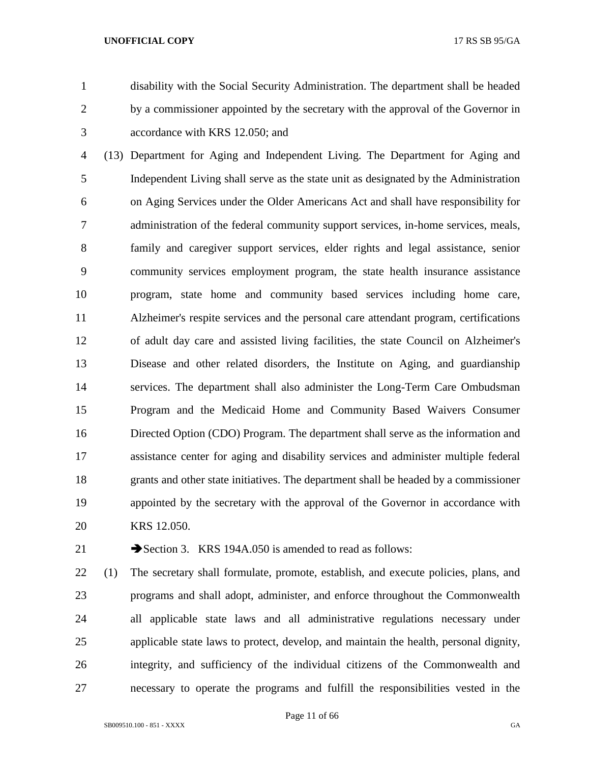disability with the Social Security Administration. The department shall be headed by a commissioner appointed by the secretary with the approval of the Governor in accordance with KRS 12.050; and

(13) Department for Aging and Independent Living. The Department for Aging and Independent Living shall serve as the state unit as designated by the Administration on Aging Services under the Older Americans Act and shall have responsibility for administration of the federal community support services, in-home services, meals, family and caregiver support services, elder rights and legal assistance, senior community services employment program, the state health insurance assistance program, state home and community based services including home care, Alzheimer's respite services and the personal care attendant program, certifications of adult day care and assisted living facilities, the state Council on Alzheimer's Disease and other related disorders, the Institute on Aging, and guardianship services. The department shall also administer the Long-Term Care Ombudsman Program and the Medicaid Home and Community Based Waivers Consumer Directed Option (CDO) Program. The department shall serve as the information and assistance center for aging and disability services and administer multiple federal grants and other state initiatives. The department shall be headed by a commissioner appointed by the secretary with the approval of the Governor in accordance with KRS 12.050.

➔Section 3. KRS 194A.050 is amended to read as follows:

(1) The secretary shall formulate, promote, establish, and execute policies, plans, and programs and shall adopt, administer, and enforce throughout the Commonwealth all applicable state laws and all administrative regulations necessary under applicable state laws to protect, develop, and maintain the health, personal dignity, integrity, and sufficiency of the individual citizens of the Commonwealth and necessary to operate the programs and fulfill the responsibilities vested in the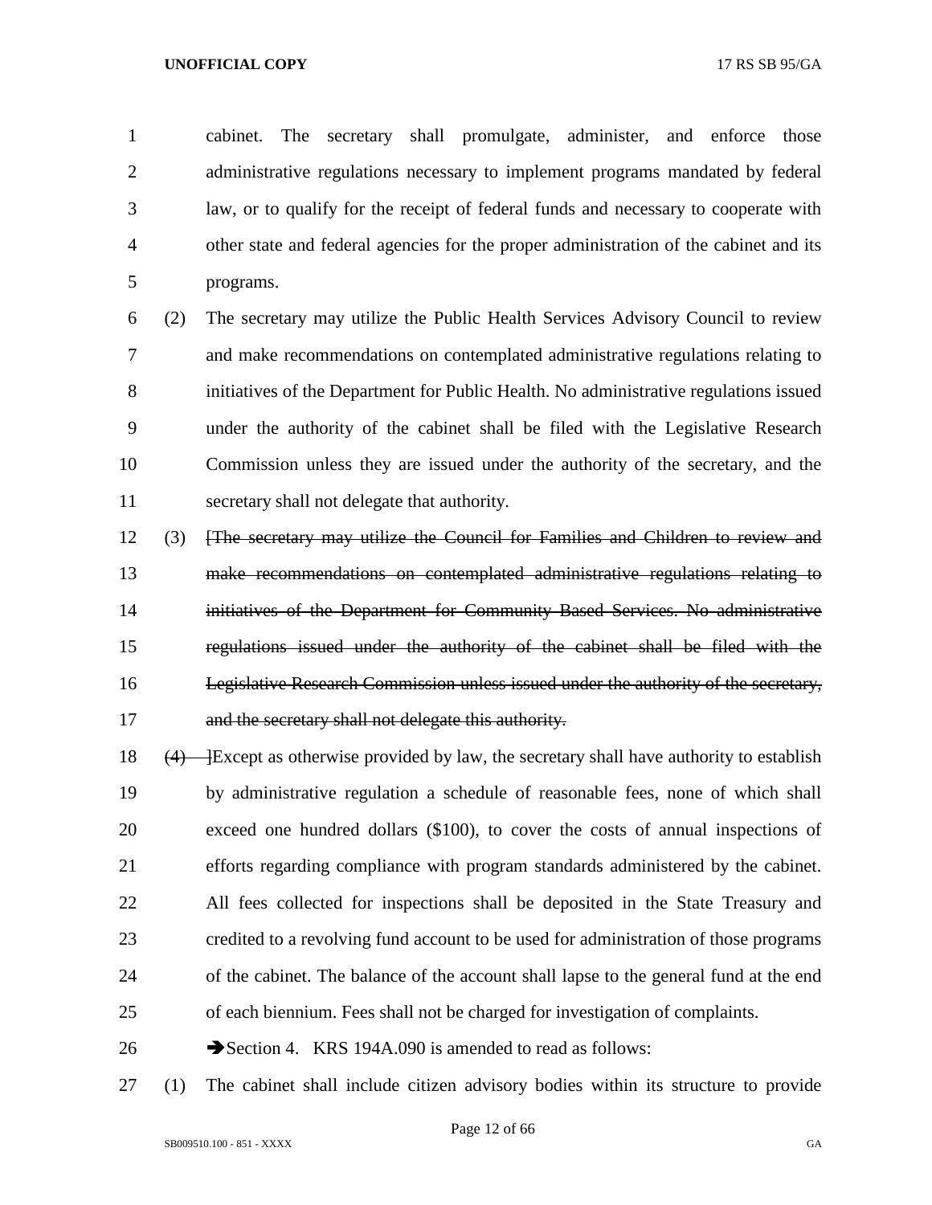cabinet. The secretary shall promulgate, administer, and enforce those administrative regulations necessary to implement programs mandated by federal law, or to qualify for the receipt of federal funds and necessary to cooperate with other state and federal agencies for the proper administration of the cabinet and its programs.

(2) The secretary may utilize the Public Health Services Advisory Council to review and make recommendations on contemplated administrative regulations relating to initiatives of the Department for Public Health. No administrative regulations issued under the authority of the cabinet shall be filed with the Legislative Research Commission unless they are issued under the authority of the secretary, and the secretary shall not delegate that authority.

(3) ~~[The secretary may utilize the Council for Families and Children to review and make recommendations on contemplated administrative regulations relating to initiatives of the Department for Community Based Services. No administrative regulations issued under the authority of the cabinet shall be filed with the Legislative Research Commission unless issued under the authority of the secretary, and the secretary shall not delegate this authority.~~

~~(4) ]~~Except as otherwise provided by law, the secretary shall have authority to establish by administrative regulation a schedule of reasonable fees, none of which shall exceed one hundred dollars ($100), to cover the costs of annual inspections of efforts regarding compliance with program standards administered by the cabinet. All fees collected for inspections shall be deposited in the State Treasury and credited to a revolving fund account to be used for administration of those programs of the cabinet. The balance of the account shall lapse to the general fund at the end of each biennium. Fees shall not be charged for investigation of complaints.

➔Section 4. KRS 194A.090 is amended to read as follows:

(1) The cabinet shall include citizen advisory bodies within its structure to provide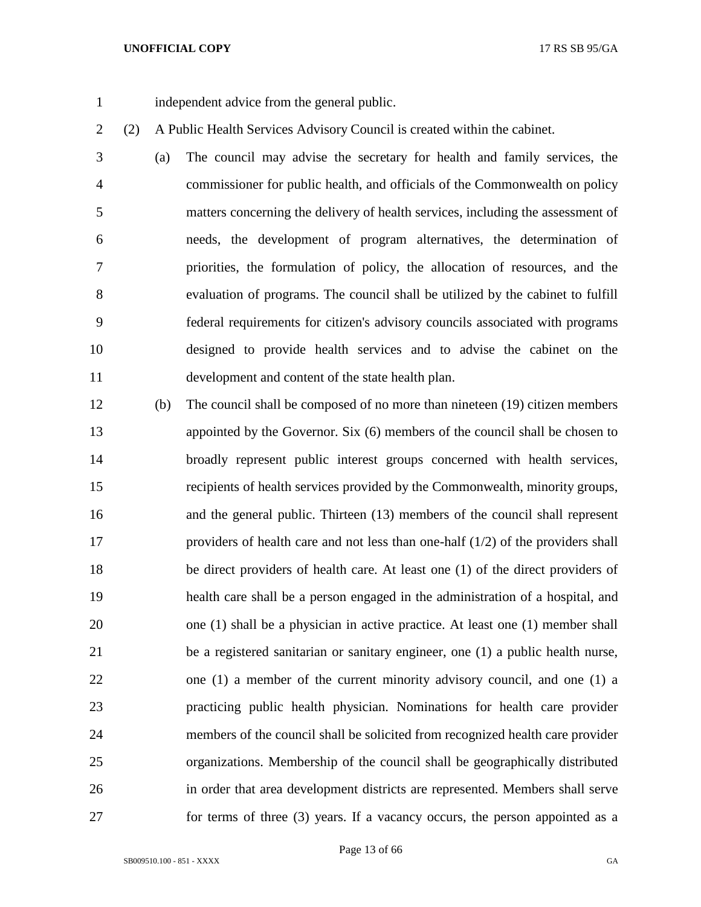independent advice from the general public.

(2) A Public Health Services Advisory Council is created within the cabinet.

(a) The council may advise the secretary for health and family services, the commissioner for public health, and officials of the Commonwealth on policy matters concerning the delivery of health services, including the assessment of needs, the development of program alternatives, the determination of priorities, the formulation of policy, the allocation of resources, and the evaluation of programs. The council shall be utilized by the cabinet to fulfill federal requirements for citizen's advisory councils associated with programs designed to provide health services and to advise the cabinet on the development and content of the state health plan.

(b) The council shall be composed of no more than nineteen (19) citizen members appointed by the Governor. Six (6) members of the council shall be chosen to broadly represent public interest groups concerned with health services, recipients of health services provided by the Commonwealth, minority groups, and the general public. Thirteen (13) members of the council shall represent providers of health care and not less than one-half (1/2) of the providers shall be direct providers of health care. At least one (1) of the direct providers of health care shall be a person engaged in the administration of a hospital, and one (1) shall be a physician in active practice. At least one (1) member shall be a registered sanitarian or sanitary engineer, one (1) a public health nurse, one (1) a member of the current minority advisory council, and one (1) a practicing public health physician. Nominations for health care provider members of the council shall be solicited from recognized health care provider organizations. Membership of the council shall be geographically distributed in order that area development districts are represented. Members shall serve for terms of three (3) years. If a vacancy occurs, the person appointed as a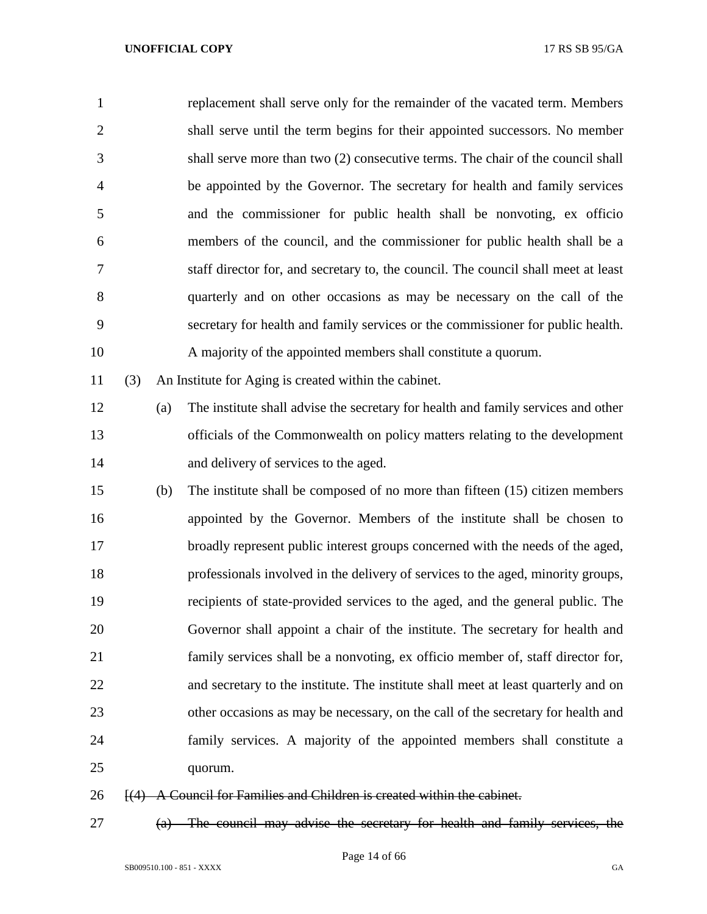replacement shall serve only for the remainder of the vacated term. Members shall serve until the term begins for their appointed successors. No member shall serve more than two (2) consecutive terms. The chair of the council shall be appointed by the Governor. The secretary for health and family services and the commissioner for public health shall be nonvoting, ex officio members of the council, and the commissioner for public health shall be a staff director for, and secretary to, the council. The council shall meet at least quarterly and on other occasions as may be necessary on the call of the secretary for health and family services or the commissioner for public health. A majority of the appointed members shall constitute a quorum.

(3) An Institute for Aging is created within the cabinet.

(a) The institute shall advise the secretary for health and family services and other officials of the Commonwealth on policy matters relating to the development and delivery of services to the aged.

(b) The institute shall be composed of no more than fifteen (15) citizen members appointed by the Governor. Members of the institute shall be chosen to broadly represent public interest groups concerned with the needs of the aged, professionals involved in the delivery of services to the aged, minority groups, recipients of state-provided services to the aged, and the general public. The Governor shall appoint a chair of the institute. The secretary for health and family services shall be a nonvoting, ex officio member of, staff director for, and secretary to the institute. The institute shall meet at least quarterly and on other occasions as may be necessary, on the call of the secretary for health and family services. A majority of the appointed members shall constitute a quorum.

[~~(4) A Council for Families and Children is created within the cabinet.~~

~~(a) The council may advise the secretary for health and family services, the~~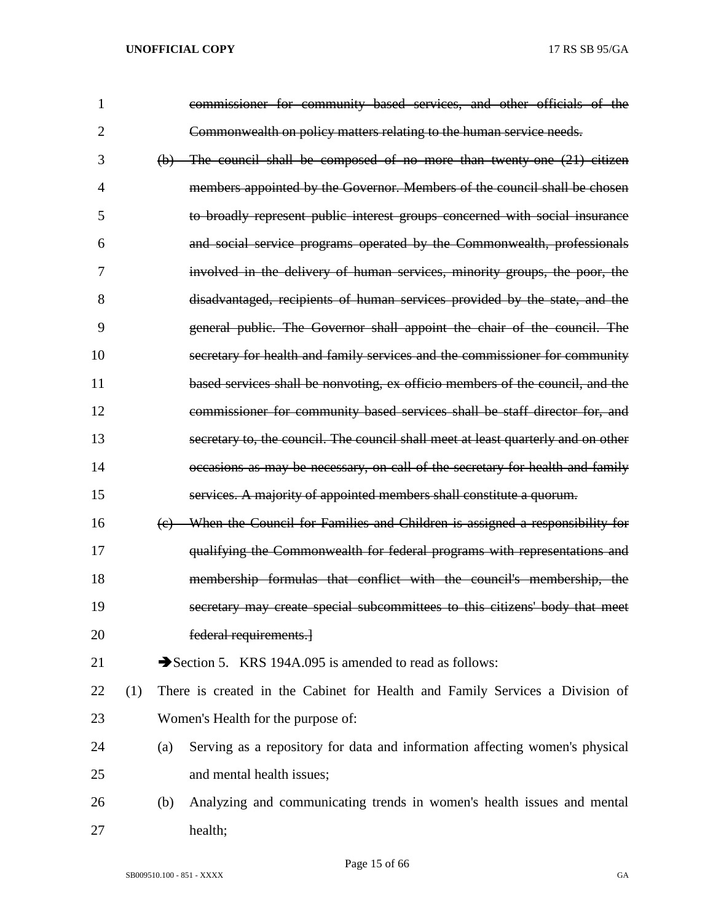~~commissioner for community based services, and other officials of the Commonwealth on policy matters relating to the human service needs.~~

~~(b) The council shall be composed of no more than twenty-one (21) citizen members appointed by the Governor. Members of the council shall be chosen to broadly represent public interest groups concerned with social insurance and social service programs operated by the Commonwealth, professionals involved in the delivery of human services, minority groups, the poor, the disadvantaged, recipients of human services provided by the state, and the general public. The Governor shall appoint the chair of the council. The secretary for health and family services and the commissioner for community based services shall be nonvoting, ex officio members of the council, and the commissioner for community based services shall be staff director for, and secretary to, the council. The council shall meet at least quarterly and on other occasions as may be necessary, on call of the secretary for health and family services. A majority of appointed members shall constitute a quorum.~~

~~(c) When the Council for Families and Children is assigned a responsibility for qualifying the Commonwealth for federal programs with representations and membership formulas that conflict with the council's membership, the secretary may create special subcommittees to this citizens' body that meet federal requirements.]~~

➔Section 5. KRS 194A.095 is amended to read as follows:

(1) There is created in the Cabinet for Health and Family Services a Division of Women's Health for the purpose of:

(a) Serving as a repository for data and information affecting women's physical and mental health issues;

(b) Analyzing and communicating trends in women's health issues and mental health;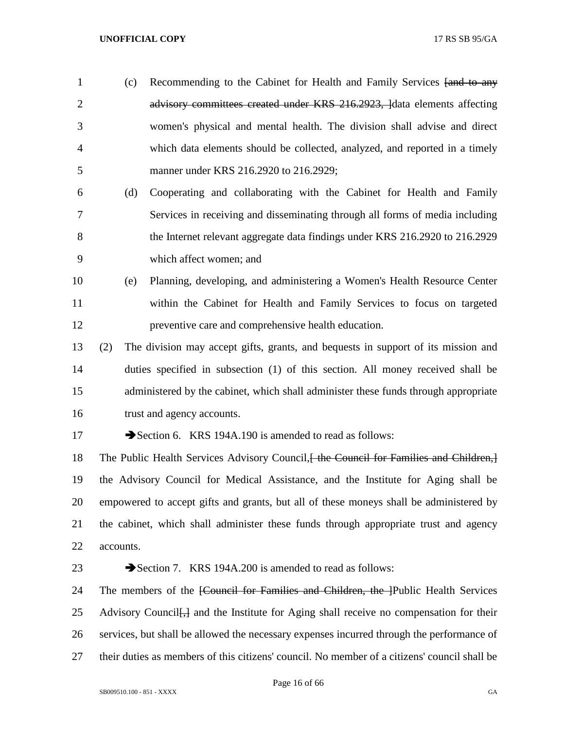(c) Recommending to the Cabinet for Health and Family Services ~~[and to any advisory committees created under KRS 216.2923, ]~~data elements affecting women's physical and mental health. The division shall advise and direct which data elements should be collected, analyzed, and reported in a timely manner under KRS 216.2920 to 216.2929;

(d) Cooperating and collaborating with the Cabinet for Health and Family Services in receiving and disseminating through all forms of media including the Internet relevant aggregate data findings under KRS 216.2920 to 216.2929 which affect women; and

(e) Planning, developing, and administering a Women's Health Resource Center within the Cabinet for Health and Family Services to focus on targeted preventive care and comprehensive health education.

(2) The division may accept gifts, grants, and bequests in support of its mission and duties specified in subsection (1) of this section. All money received shall be administered by the cabinet, which shall administer these funds through appropriate trust and agency accounts.

➔Section 6. KRS 194A.190 is amended to read as follows:

The Public Health Services Advisory Council,~~[ the Council for Families and Children,]~~ the Advisory Council for Medical Assistance, and the Institute for Aging shall be empowered to accept gifts and grants, but all of these moneys shall be administered by the cabinet, which shall administer these funds through appropriate trust and agency accounts.

➔Section 7. KRS 194A.200 is amended to read as follows:

The members of the ~~[Council for Families and Children, the ]~~Public Health Services Advisory Council~~[,]~~ and the Institute for Aging shall receive no compensation for their services, but shall be allowed the necessary expenses incurred through the performance of their duties as members of this citizens' council. No member of a citizens' council shall be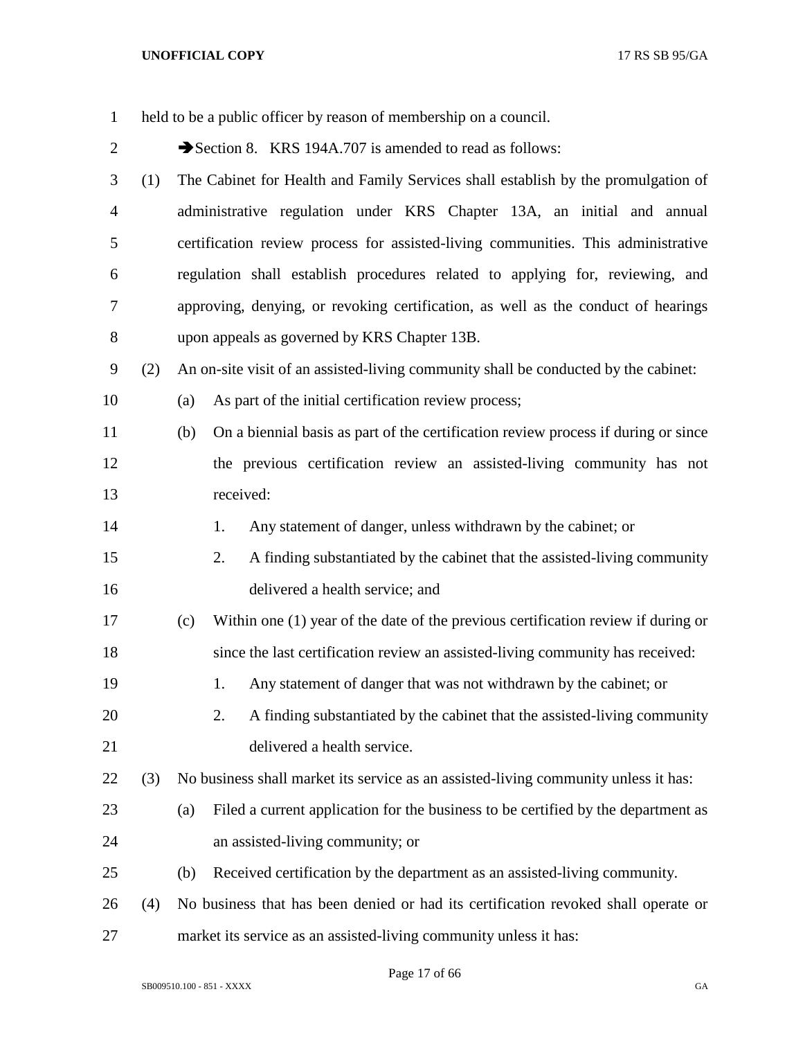held to be a public officer by reason of membership on a council.

➔Section 8. KRS 194A.707 is amended to read as follows:

(1) The Cabinet for Health and Family Services shall establish by the promulgation of administrative regulation under KRS Chapter 13A, an initial and annual certification review process for assisted-living communities. This administrative regulation shall establish procedures related to applying for, reviewing, and approving, denying, or revoking certification, as well as the conduct of hearings upon appeals as governed by KRS Chapter 13B.

(2) An on-site visit of an assisted-living community shall be conducted by the cabinet:

(a) As part of the initial certification review process;

(b) On a biennial basis as part of the certification review process if during or since the previous certification review an assisted-living community has not received:

1. Any statement of danger, unless withdrawn by the cabinet; or

2. A finding substantiated by the cabinet that the assisted-living community delivered a health service; and

(c) Within one (1) year of the date of the previous certification review if during or since the last certification review an assisted-living community has received:

1. Any statement of danger that was not withdrawn by the cabinet; or

2. A finding substantiated by the cabinet that the assisted-living community delivered a health service.

(3) No business shall market its service as an assisted-living community unless it has:

(a) Filed a current application for the business to be certified by the department as an assisted-living community; or

(b) Received certification by the department as an assisted-living community.

(4) No business that has been denied or had its certification revoked shall operate or market its service as an assisted-living community unless it has: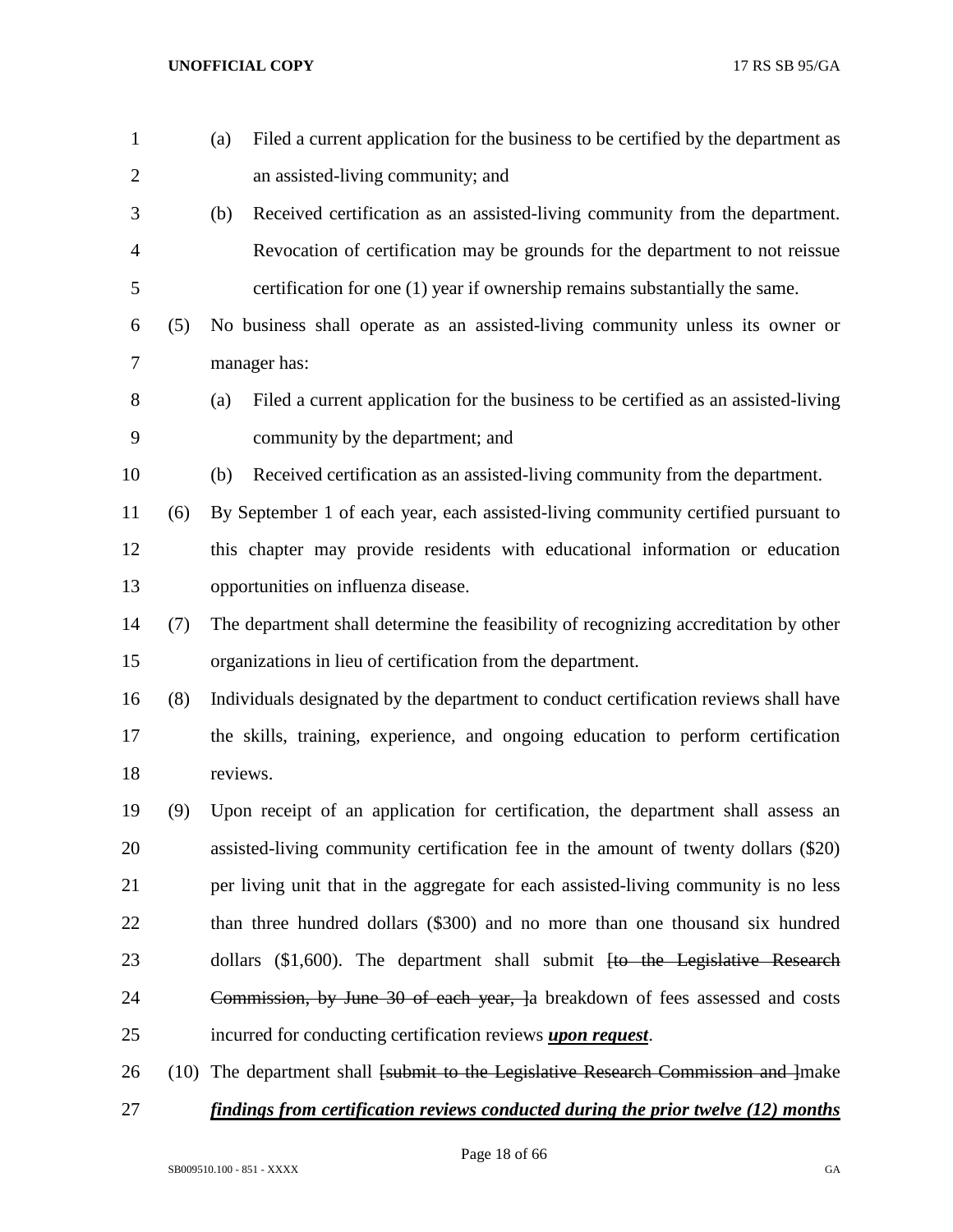(a) Filed a current application for the business to be certified by the department as an assisted-living community; and

(b) Received certification as an assisted-living community from the department. Revocation of certification may be grounds for the department to not reissue certification for one (1) year if ownership remains substantially the same.

(5) No business shall operate as an assisted-living community unless its owner or manager has:

(a) Filed a current application for the business to be certified as an assisted-living community by the department; and

(b) Received certification as an assisted-living community from the department.

(6) By September 1 of each year, each assisted-living community certified pursuant to this chapter may provide residents with educational information or education opportunities on influenza disease.

(7) The department shall determine the feasibility of recognizing accreditation by other organizations in lieu of certification from the department.

(8) Individuals designated by the department to conduct certification reviews shall have the skills, training, experience, and ongoing education to perform certification reviews.

(9) Upon receipt of an application for certification, the department shall assess an assisted-living community certification fee in the amount of twenty dollars ($20) per living unit that in the aggregate for each assisted-living community is no less than three hundred dollars ($300) and no more than one thousand six hundred dollars ($1,600). The department shall submit ~~[to the Legislative Research Commission, by June 30 of each year, ]~~a breakdown of fees assessed and costs incurred for conducting certification reviews ***upon request***.

(10) The department shall ~~[submit to the Legislative Research Commission and ]~~make ***findings from certification reviews conducted during the prior twelve (12) months***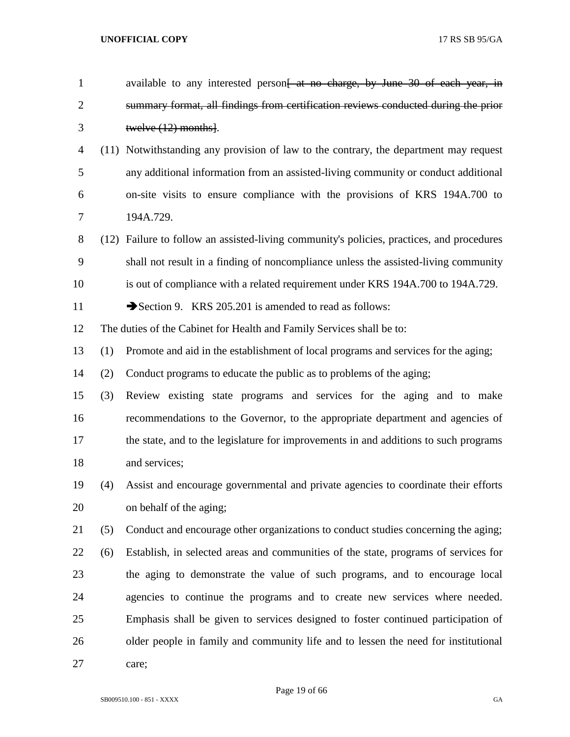available to any interested person~~[ at no charge, by June 30 of each year, in summary format, all findings from certification reviews conducted during the prior twelve (12) months]~~.

(11) Notwithstanding any provision of law to the contrary, the department may request any additional information from an assisted-living community or conduct additional on-site visits to ensure compliance with the provisions of KRS 194A.700 to 194A.729.

(12) Failure to follow an assisted-living community's policies, practices, and procedures shall not result in a finding of noncompliance unless the assisted-living community is out of compliance with a related requirement under KRS 194A.700 to 194A.729.

➔Section 9. KRS 205.201 is amended to read as follows:

The duties of the Cabinet for Health and Family Services shall be to:

(1) Promote and aid in the establishment of local programs and services for the aging;

(2) Conduct programs to educate the public as to problems of the aging;

(3) Review existing state programs and services for the aging and to make recommendations to the Governor, to the appropriate department and agencies of the state, and to the legislature for improvements in and additions to such programs and services;

(4) Assist and encourage governmental and private agencies to coordinate their efforts on behalf of the aging;

(5) Conduct and encourage other organizations to conduct studies concerning the aging;

(6) Establish, in selected areas and communities of the state, programs of services for the aging to demonstrate the value of such programs, and to encourage local agencies to continue the programs and to create new services where needed. Emphasis shall be given to services designed to foster continued participation of older people in family and community life and to lessen the need for institutional care;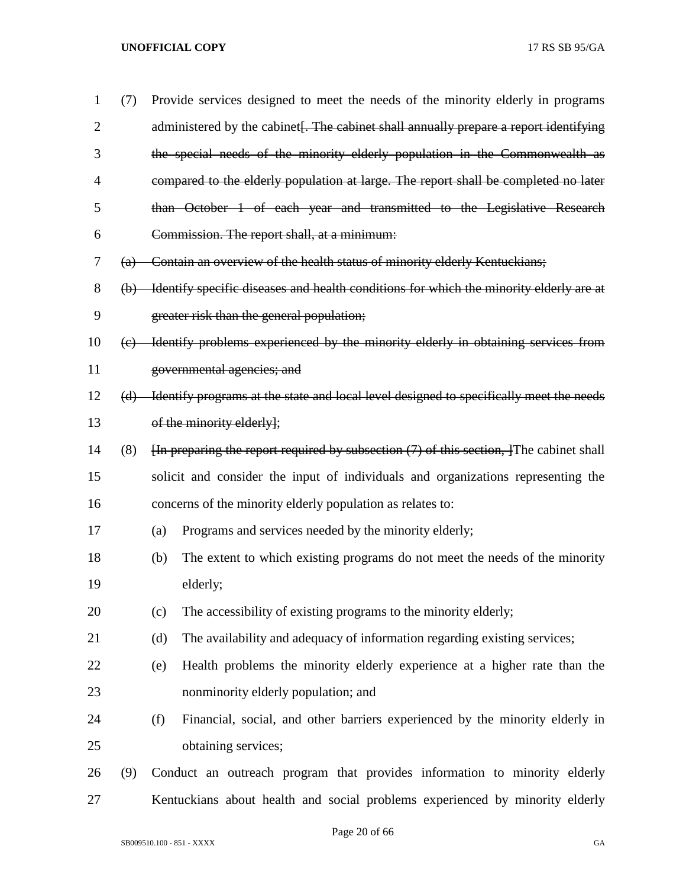(7) Provide services designed to meet the needs of the minority elderly in programs administered by the cabinet~~[. The cabinet shall annually prepare a report identifying the special needs of the minority elderly population in the Commonwealth as compared to the elderly population at large. The report shall be completed no later than October 1 of each year and transmitted to the Legislative Research Commission. The report shall, at a minimum:~~

~~(a) Contain an overview of the health status of minority elderly Kentuckians;~~

~~(b) Identify specific diseases and health conditions for which the minority elderly are at greater risk than the general population;~~

~~(c) Identify problems experienced by the minority elderly in obtaining services from governmental agencies; and~~

~~(d) Identify programs at the state and local level designed to specifically meet the needs of the minority elderly]~~;

(8) ~~[In preparing the report required by subsection (7) of this section, ]~~The cabinet shall solicit and consider the input of individuals and organizations representing the concerns of the minority elderly population as relates to:

(a) Programs and services needed by the minority elderly;

(b) The extent to which existing programs do not meet the needs of the minority elderly;

(c) The accessibility of existing programs to the minority elderly;

(d) The availability and adequacy of information regarding existing services;

(e) Health problems the minority elderly experience at a higher rate than the nonminority elderly population; and

(f) Financial, social, and other barriers experienced by the minority elderly in obtaining services;

(9) Conduct an outreach program that provides information to minority elderly Kentuckians about health and social problems experienced by minority elderly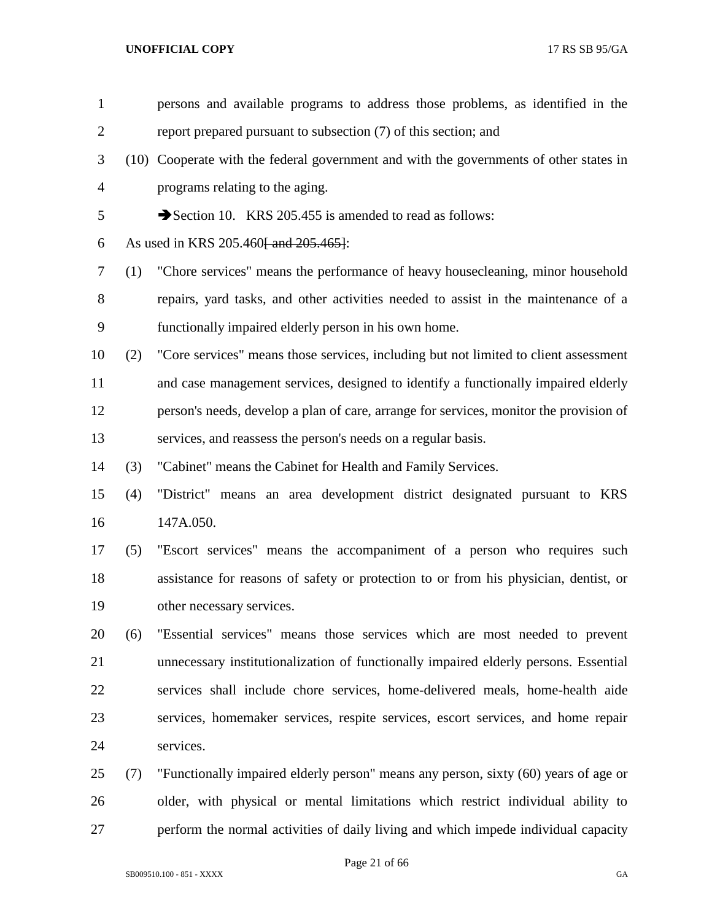persons and available programs to address those problems, as identified in the report prepared pursuant to subsection (7) of this section; and

(10) Cooperate with the federal government and with the governments of other states in programs relating to the aging.

➔Section 10. KRS 205.455 is amended to read as follows:

As used in KRS 205.460~~[ and 205.465]~~:

(1) "Chore services" means the performance of heavy housecleaning, minor household repairs, yard tasks, and other activities needed to assist in the maintenance of a functionally impaired elderly person in his own home.

(2) "Core services" means those services, including but not limited to client assessment and case management services, designed to identify a functionally impaired elderly person's needs, develop a plan of care, arrange for services, monitor the provision of services, and reassess the person's needs on a regular basis.

(3) "Cabinet" means the Cabinet for Health and Family Services.

(4) "District" means an area development district designated pursuant to KRS 147A.050.

(5) "Escort services" means the accompaniment of a person who requires such assistance for reasons of safety or protection to or from his physician, dentist, or other necessary services.

(6) "Essential services" means those services which are most needed to prevent unnecessary institutionalization of functionally impaired elderly persons. Essential services shall include chore services, home-delivered meals, home-health aide services, homemaker services, respite services, escort services, and home repair services.

(7) "Functionally impaired elderly person" means any person, sixty (60) years of age or older, with physical or mental limitations which restrict individual ability to perform the normal activities of daily living and which impede individual capacity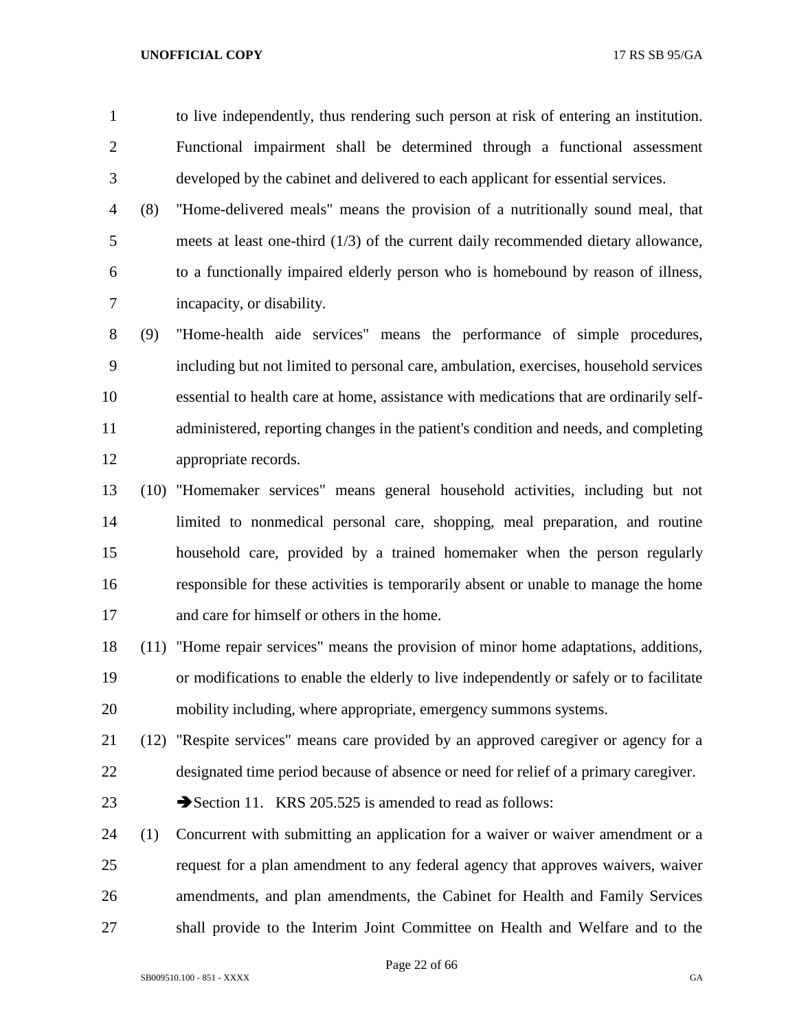to live independently, thus rendering such person at risk of entering an institution. Functional impairment shall be determined through a functional assessment developed by the cabinet and delivered to each applicant for essential services.

(8) "Home-delivered meals" means the provision of a nutritionally sound meal, that meets at least one-third (1/3) of the current daily recommended dietary allowance, to a functionally impaired elderly person who is homebound by reason of illness, incapacity, or disability.

(9) "Home-health aide services" means the performance of simple procedures, including but not limited to personal care, ambulation, exercises, household services essential to health care at home, assistance with medications that are ordinarily self-administered, reporting changes in the patient's condition and needs, and completing appropriate records.

(10) "Homemaker services" means general household activities, including but not limited to nonmedical personal care, shopping, meal preparation, and routine household care, provided by a trained homemaker when the person regularly responsible for these activities is temporarily absent or unable to manage the home and care for himself or others in the home.

(11) "Home repair services" means the provision of minor home adaptations, additions, or modifications to enable the elderly to live independently or safely or to facilitate mobility including, where appropriate, emergency summons systems.

(12) "Respite services" means care provided by an approved caregiver or agency for a designated time period because of absence or need for relief of a primary caregiver.

➔Section 11. KRS 205.525 is amended to read as follows:

(1) Concurrent with submitting an application for a waiver or waiver amendment or a request for a plan amendment to any federal agency that approves waivers, waiver amendments, and plan amendments, the Cabinet for Health and Family Services shall provide to the Interim Joint Committee on Health and Welfare and to the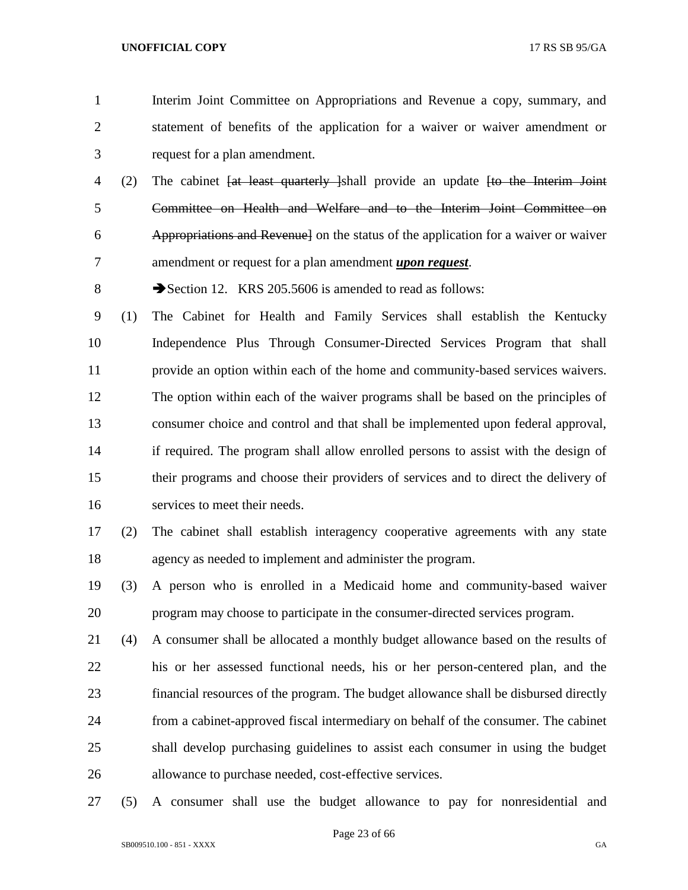Interim Joint Committee on Appropriations and Revenue a copy, summary, and statement of benefits of the application for a waiver or waiver amendment or request for a plan amendment.

(2) The cabinet ~~[at least quarterly ]~~shall provide an update ~~[to the Interim Joint Committee on Health and Welfare and to the Interim Joint Committee on Appropriations and Revenue]~~ on the status of the application for a waiver or waiver amendment or request for a plan amendment ***upon request***.

➔Section 12. KRS 205.5606 is amended to read as follows:

(1) The Cabinet for Health and Family Services shall establish the Kentucky Independence Plus Through Consumer-Directed Services Program that shall provide an option within each of the home and community-based services waivers. The option within each of the waiver programs shall be based on the principles of consumer choice and control and that shall be implemented upon federal approval, if required. The program shall allow enrolled persons to assist with the design of their programs and choose their providers of services and to direct the delivery of services to meet their needs.

(2) The cabinet shall establish interagency cooperative agreements with any state agency as needed to implement and administer the program.

(3) A person who is enrolled in a Medicaid home and community-based waiver program may choose to participate in the consumer-directed services program.

(4) A consumer shall be allocated a monthly budget allowance based on the results of his or her assessed functional needs, his or her person-centered plan, and the financial resources of the program. The budget allowance shall be disbursed directly from a cabinet-approved fiscal intermediary on behalf of the consumer. The cabinet shall develop purchasing guidelines to assist each consumer in using the budget allowance to purchase needed, cost-effective services.

(5) A consumer shall use the budget allowance to pay for nonresidential and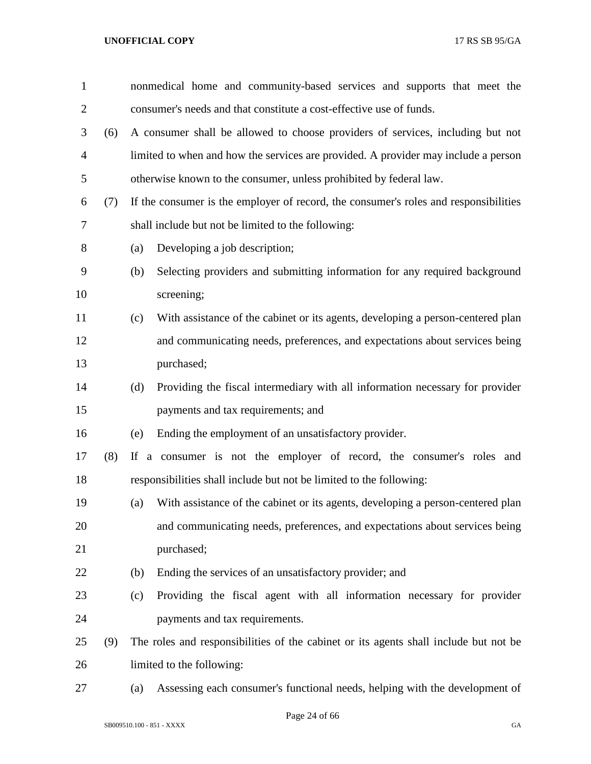nonmedical home and community-based services and supports that meet the consumer's needs and that constitute a cost-effective use of funds.

(6) A consumer shall be allowed to choose providers of services, including but not limited to when and how the services are provided. A provider may include a person otherwise known to the consumer, unless prohibited by federal law.

(7) If the consumer is the employer of record, the consumer's roles and responsibilities shall include but not be limited to the following:

(a) Developing a job description;

(b) Selecting providers and submitting information for any required background screening;

(c) With assistance of the cabinet or its agents, developing a person-centered plan and communicating needs, preferences, and expectations about services being purchased;

(d) Providing the fiscal intermediary with all information necessary for provider payments and tax requirements; and

(e) Ending the employment of an unsatisfactory provider.

(8) If a consumer is not the employer of record, the consumer's roles and responsibilities shall include but not be limited to the following:

(a) With assistance of the cabinet or its agents, developing a person-centered plan and communicating needs, preferences, and expectations about services being purchased;

(b) Ending the services of an unsatisfactory provider; and

(c) Providing the fiscal agent with all information necessary for provider payments and tax requirements.

(9) The roles and responsibilities of the cabinet or its agents shall include but not be limited to the following:

(a) Assessing each consumer's functional needs, helping with the development of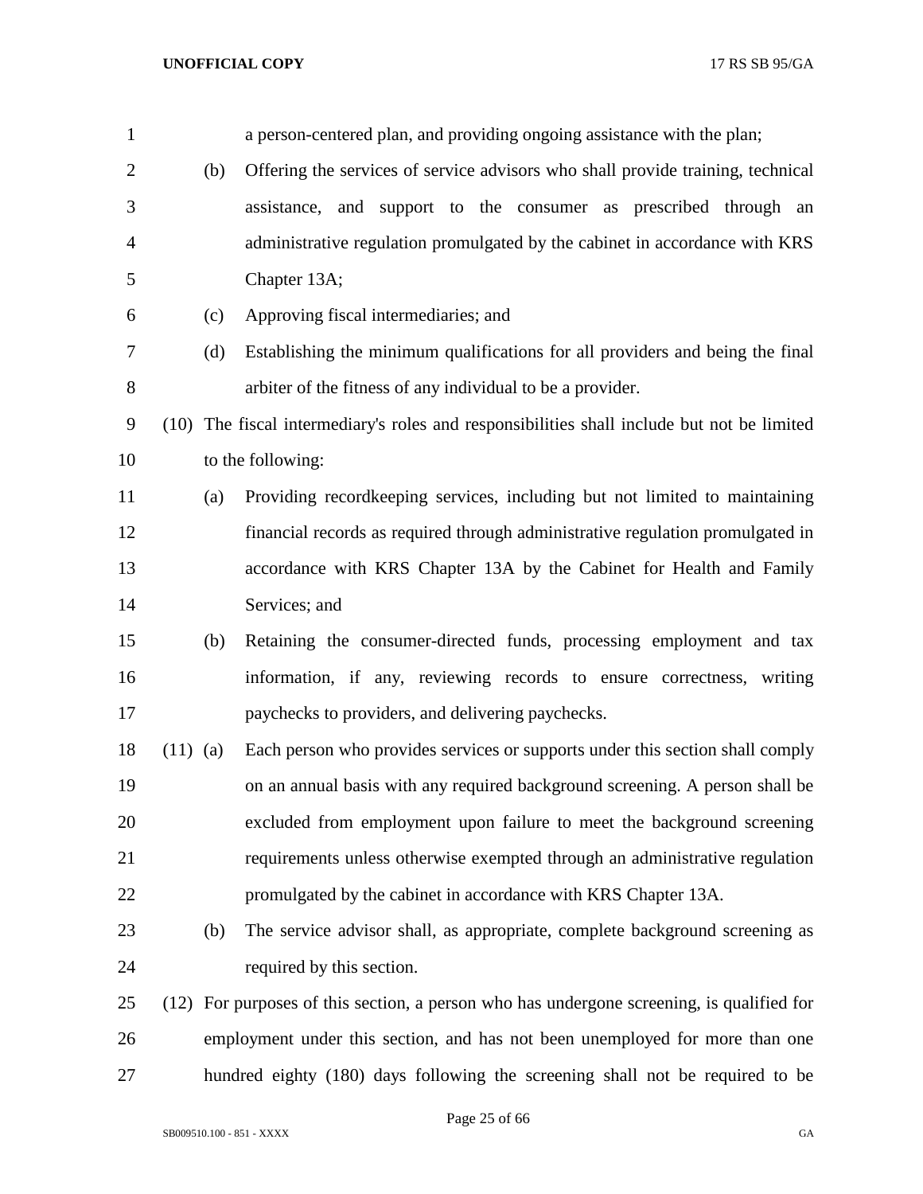a person-centered plan, and providing ongoing assistance with the plan;

(b) Offering the services of service advisors who shall provide training, technical assistance, and support to the consumer as prescribed through an administrative regulation promulgated by the cabinet in accordance with KRS Chapter 13A;

(c) Approving fiscal intermediaries; and

(d) Establishing the minimum qualifications for all providers and being the final arbiter of the fitness of any individual to be a provider.

(10) The fiscal intermediary's roles and responsibilities shall include but not be limited to the following:

(a) Providing recordkeeping services, including but not limited to maintaining financial records as required through administrative regulation promulgated in accordance with KRS Chapter 13A by the Cabinet for Health and Family Services; and

(b) Retaining the consumer-directed funds, processing employment and tax information, if any, reviewing records to ensure correctness, writing paychecks to providers, and delivering paychecks.

(11) (a) Each person who provides services or supports under this section shall comply on an annual basis with any required background screening. A person shall be excluded from employment upon failure to meet the background screening requirements unless otherwise exempted through an administrative regulation promulgated by the cabinet in accordance with KRS Chapter 13A.

(b) The service advisor shall, as appropriate, complete background screening as required by this section.

(12) For purposes of this section, a person who has undergone screening, is qualified for employment under this section, and has not been unemployed for more than one hundred eighty (180) days following the screening shall not be required to be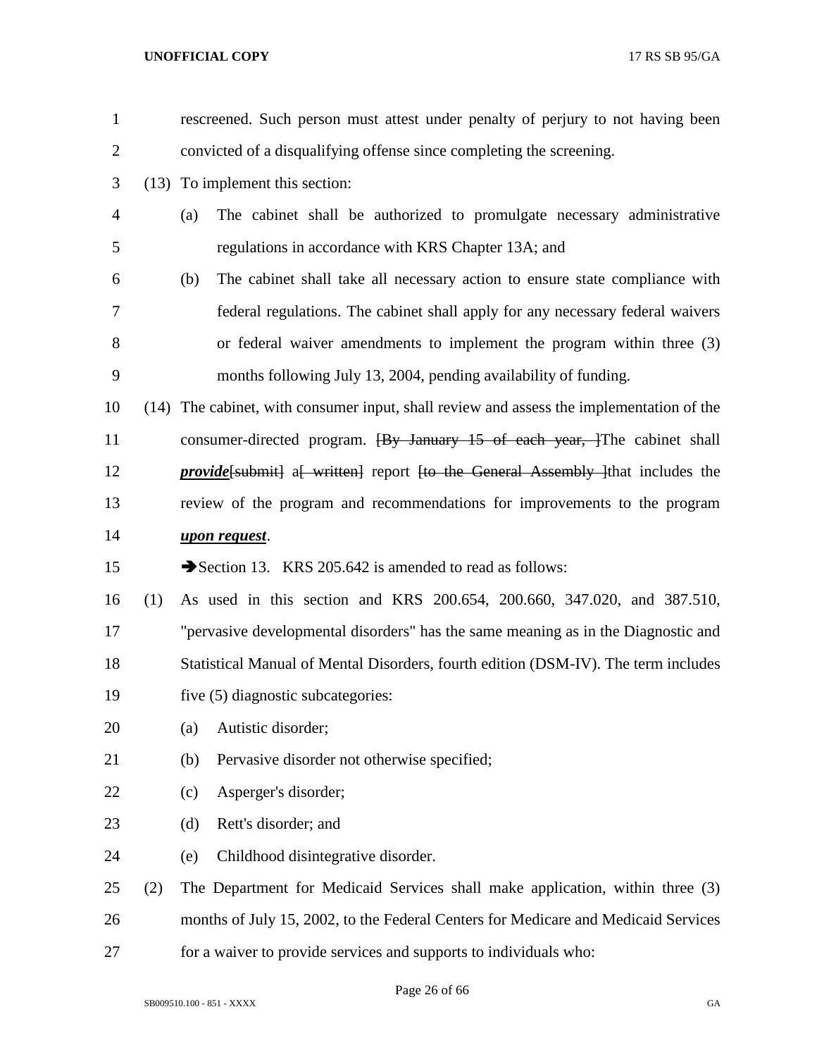rescreened. Such person must attest under penalty of perjury to not having been convicted of a disqualifying offense since completing the screening.

(13) To implement this section:

(a) The cabinet shall be authorized to promulgate necessary administrative regulations in accordance with KRS Chapter 13A; and

(b) The cabinet shall take all necessary action to ensure state compliance with federal regulations. The cabinet shall apply for any necessary federal waivers or federal waiver amendments to implement the program within three (3) months following July 13, 2004, pending availability of funding.

(14) The cabinet, with consumer input, shall review and assess the implementation of the consumer-directed program. ~~[By January 15 of each year, ]~~The cabinet shall ***provide***~~[submit]~~ a~~[ written]~~ report ~~[to the General Assembly ]~~that includes the review of the program and recommendations for improvements to the program ***upon request***.

➔Section 13. KRS 205.642 is amended to read as follows:

(1) As used in this section and KRS 200.654, 200.660, 347.020, and 387.510, "pervasive developmental disorders" has the same meaning as in the Diagnostic and Statistical Manual of Mental Disorders, fourth edition (DSM-IV). The term includes five (5) diagnostic subcategories:

(a) Autistic disorder;

(b) Pervasive disorder not otherwise specified;

(c) Asperger's disorder;

(d) Rett's disorder; and

(e) Childhood disintegrative disorder.

(2) The Department for Medicaid Services shall make application, within three (3) months of July 15, 2002, to the Federal Centers for Medicare and Medicaid Services for a waiver to provide services and supports to individuals who: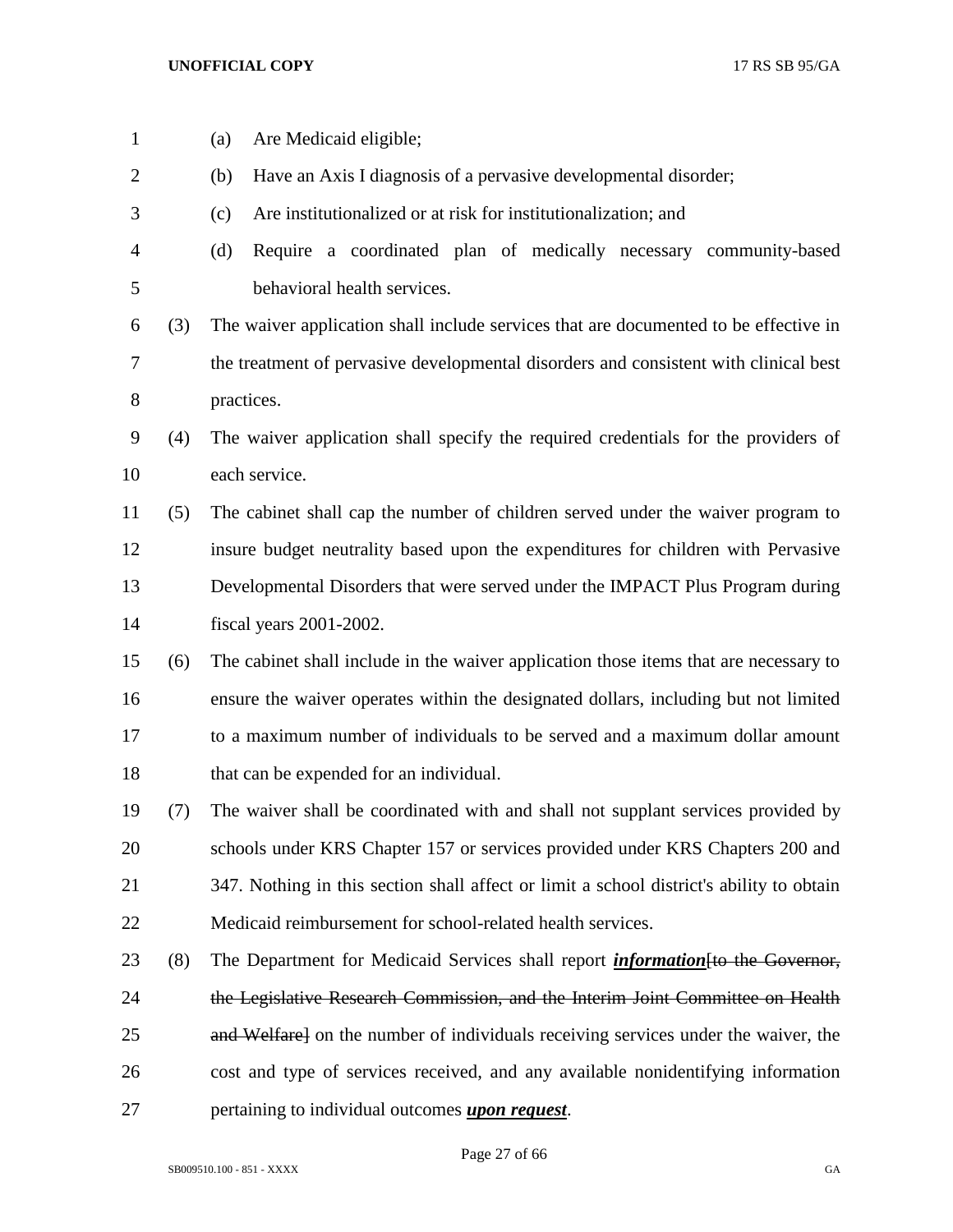(a) Are Medicaid eligible;

(b) Have an Axis I diagnosis of a pervasive developmental disorder;

(c) Are institutionalized or at risk for institutionalization; and

(d) Require a coordinated plan of medically necessary community-based behavioral health services.

(3) The waiver application shall include services that are documented to be effective in the treatment of pervasive developmental disorders and consistent with clinical best practices.

(4) The waiver application shall specify the required credentials for the providers of each service.

(5) The cabinet shall cap the number of children served under the waiver program to insure budget neutrality based upon the expenditures for children with Pervasive Developmental Disorders that were served under the IMPACT Plus Program during fiscal years 2001-2002.

(6) The cabinet shall include in the waiver application those items that are necessary to ensure the waiver operates within the designated dollars, including but not limited to a maximum number of individuals to be served and a maximum dollar amount that can be expended for an individual.

(7) The waiver shall be coordinated with and shall not supplant services provided by schools under KRS Chapter 157 or services provided under KRS Chapters 200 and 347. Nothing in this section shall affect or limit a school district's ability to obtain Medicaid reimbursement for school-related health services.

(8) The Department for Medicaid Services shall report ***information***~~[to the Governor, the Legislative Research Commission, and the Interim Joint Committee on Health and Welfare]~~ on the number of individuals receiving services under the waiver, the cost and type of services received, and any available nonidentifying information pertaining to individual outcomes ***upon request***.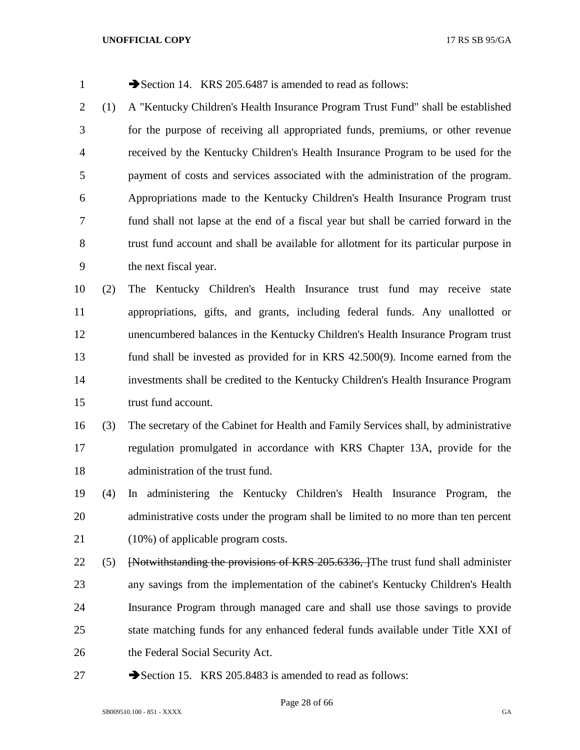➔Section 14. KRS 205.6487 is amended to read as follows:

(1) A "Kentucky Children's Health Insurance Program Trust Fund" shall be established for the purpose of receiving all appropriated funds, premiums, or other revenue received by the Kentucky Children's Health Insurance Program to be used for the payment of costs and services associated with the administration of the program. Appropriations made to the Kentucky Children's Health Insurance Program trust fund shall not lapse at the end of a fiscal year but shall be carried forward in the trust fund account and shall be available for allotment for its particular purpose in the next fiscal year.

(2) The Kentucky Children's Health Insurance trust fund may receive state appropriations, gifts, and grants, including federal funds. Any unallotted or unencumbered balances in the Kentucky Children's Health Insurance Program trust fund shall be invested as provided for in KRS 42.500(9). Income earned from the investments shall be credited to the Kentucky Children's Health Insurance Program trust fund account.

(3) The secretary of the Cabinet for Health and Family Services shall, by administrative regulation promulgated in accordance with KRS Chapter 13A, provide for the administration of the trust fund.

(4) In administering the Kentucky Children's Health Insurance Program, the administrative costs under the program shall be limited to no more than ten percent (10%) of applicable program costs.

(5) ~~[Notwithstanding the provisions of KRS 205.6336, ]~~The trust fund shall administer any savings from the implementation of the cabinet's Kentucky Children's Health Insurance Program through managed care and shall use those savings to provide state matching funds for any enhanced federal funds available under Title XXI of the Federal Social Security Act.

➔Section 15. KRS 205.8483 is amended to read as follows: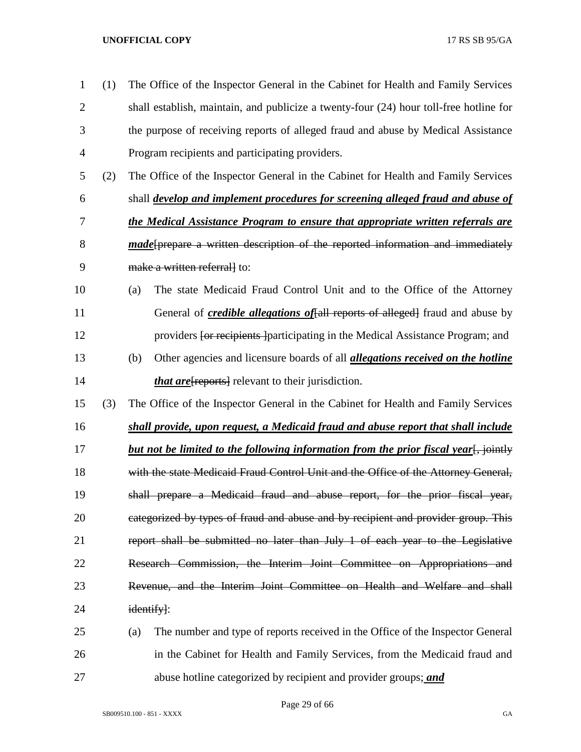(1) The Office of the Inspector General in the Cabinet for Health and Family Services shall establish, maintain, and publicize a twenty-four (24) hour toll-free hotline for the purpose of receiving reports of alleged fraud and abuse by Medical Assistance Program recipients and participating providers.

(2) The Office of the Inspector General in the Cabinet for Health and Family Services shall ***develop and implement procedures for screening alleged fraud and abuse of the Medical Assistance Program to ensure that appropriate written referrals are made***[prepare a written description of the reported information and immediately make a written referral] to:

(a) The state Medicaid Fraud Control Unit and to the Office of the Attorney General of ***credible allegations of***[all reports of alleged] fraud and abuse by providers [or recipients ]participating in the Medical Assistance Program; and

(b) Other agencies and licensure boards of all ***allegations received on the hotline that are***[reports] relevant to their jurisdiction.

(3) The Office of the Inspector General in the Cabinet for Health and Family Services ***shall provide, upon request, a Medicaid fraud and abuse report that shall include but not be limited to the following information from the prior fiscal year***[, jointly with the state Medicaid Fraud Control Unit and the Office of the Attorney General, shall prepare a Medicaid fraud and abuse report, for the prior fiscal year, categorized by types of fraud and abuse and by recipient and provider group. This report shall be submitted no later than July 1 of each year to the Legislative Research Commission, the Interim Joint Committee on Appropriations and Revenue, and the Interim Joint Committee on Health and Welfare and shall identify]:

(a) The number and type of reports received in the Office of the Inspector General in the Cabinet for Health and Family Services, from the Medicaid fraud and abuse hotline categorized by recipient and provider groups***; and***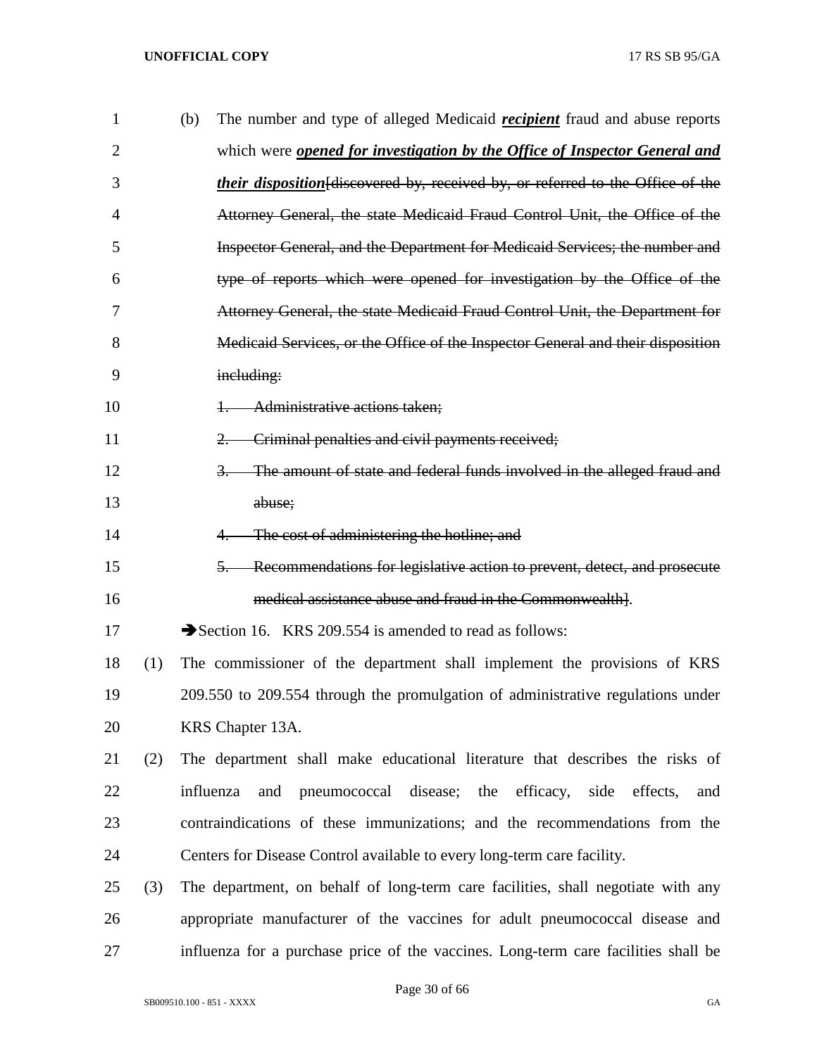(b) The number and type of alleged Medicaid ***recipient*** fraud and abuse reports which were ***opened for investigation by the Office of Inspector General and their disposition***[~~discovered by, received by, or referred to the Office of the Attorney General, the state Medicaid Fraud Control Unit, the Office of the Inspector General, and the Department for Medicaid Services; the number and type of reports which were opened for investigation by the Office of the Attorney General, the state Medicaid Fraud Control Unit, the Department for Medicaid Services, or the Office of the Inspector General and their disposition including:~~

~~1. Administrative actions taken;~~

~~2. Criminal penalties and civil payments received;~~

~~3. The amount of state and federal funds involved in the alleged fraud and abuse;~~

~~4. The cost of administering the hotline; and~~

~~5. Recommendations for legislative action to prevent, detect, and prosecute medical assistance abuse and fraud in the Commonwealth~~].

➔Section 16. KRS 209.554 is amended to read as follows:

(1) The commissioner of the department shall implement the provisions of KRS 209.550 to 209.554 through the promulgation of administrative regulations under KRS Chapter 13A.

(2) The department shall make educational literature that describes the risks of influenza and pneumococcal disease; the efficacy, side effects, and contraindications of these immunizations; and the recommendations from the Centers for Disease Control available to every long-term care facility.

(3) The department, on behalf of long-term care facilities, shall negotiate with any appropriate manufacturer of the vaccines for adult pneumococcal disease and influenza for a purchase price of the vaccines. Long-term care facilities shall be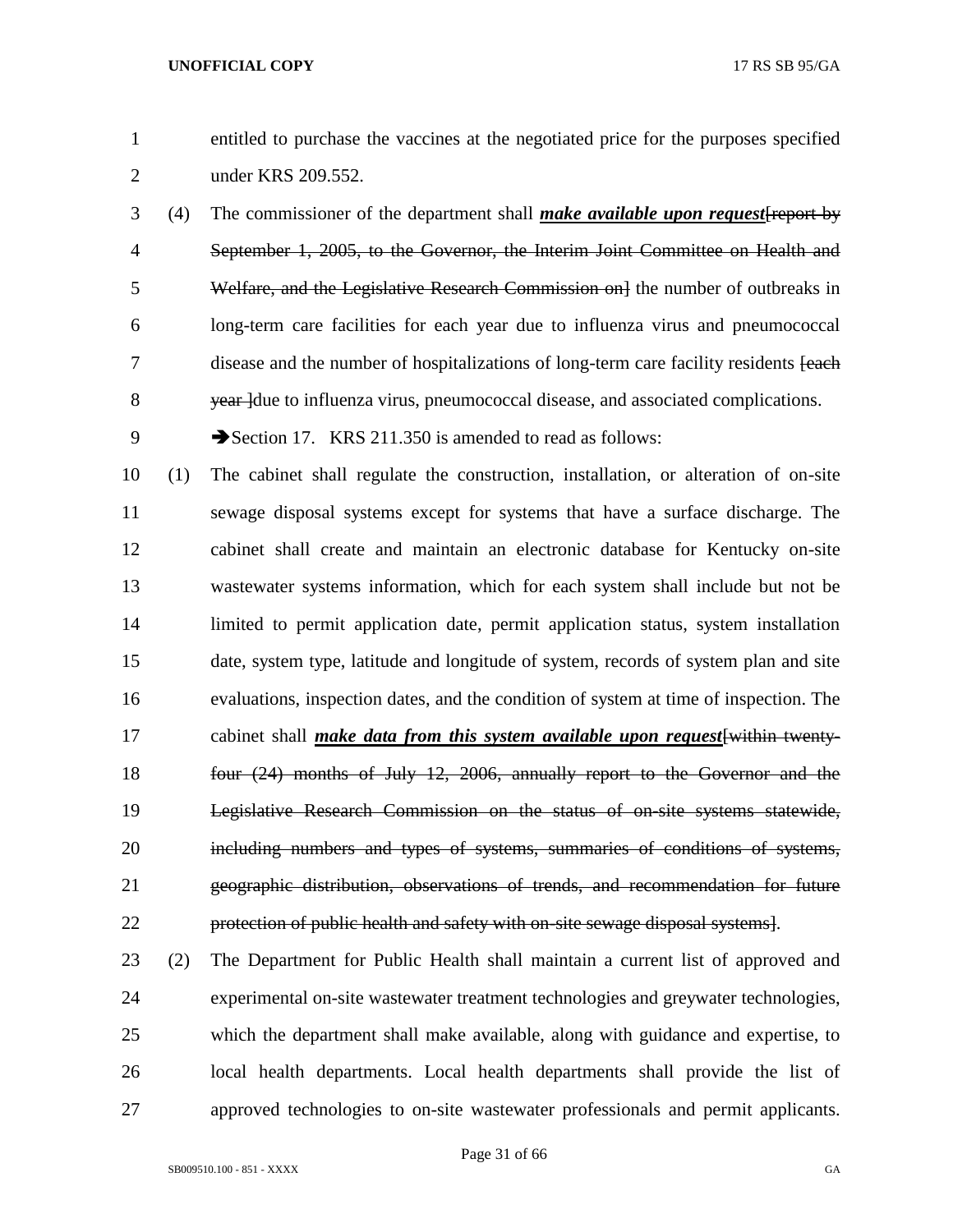entitled to purchase the vaccines at the negotiated price for the purposes specified under KRS 209.552.

(4) The commissioner of the department shall ***make available upon request***~~[report by September 1, 2005, to the Governor, the Interim Joint Committee on Health and Welfare, and the Legislative Research Commission on]~~ the number of outbreaks in long-term care facilities for each year due to influenza virus and pneumococcal disease and the number of hospitalizations of long-term care facility residents ~~[each year ]~~due to influenza virus, pneumococcal disease, and associated complications.

➔Section 17. KRS 211.350 is amended to read as follows:

(1) The cabinet shall regulate the construction, installation, or alteration of on-site sewage disposal systems except for systems that have a surface discharge. The cabinet shall create and maintain an electronic database for Kentucky on-site wastewater systems information, which for each system shall include but not be limited to permit application date, permit application status, system installation date, system type, latitude and longitude of system, records of system plan and site evaluations, inspection dates, and the condition of system at time of inspection. The cabinet shall ***make data from this system available upon request***~~[within twenty-four (24) months of July 12, 2006, annually report to the Governor and the Legislative Research Commission on the status of on-site systems statewide, including numbers and types of systems, summaries of conditions of systems, geographic distribution, observations of trends, and recommendation for future protection of public health and safety with on-site sewage disposal systems]~~.

(2) The Department for Public Health shall maintain a current list of approved and experimental on-site wastewater treatment technologies and greywater technologies, which the department shall make available, along with guidance and expertise, to local health departments. Local health departments shall provide the list of approved technologies to on-site wastewater professionals and permit applicants.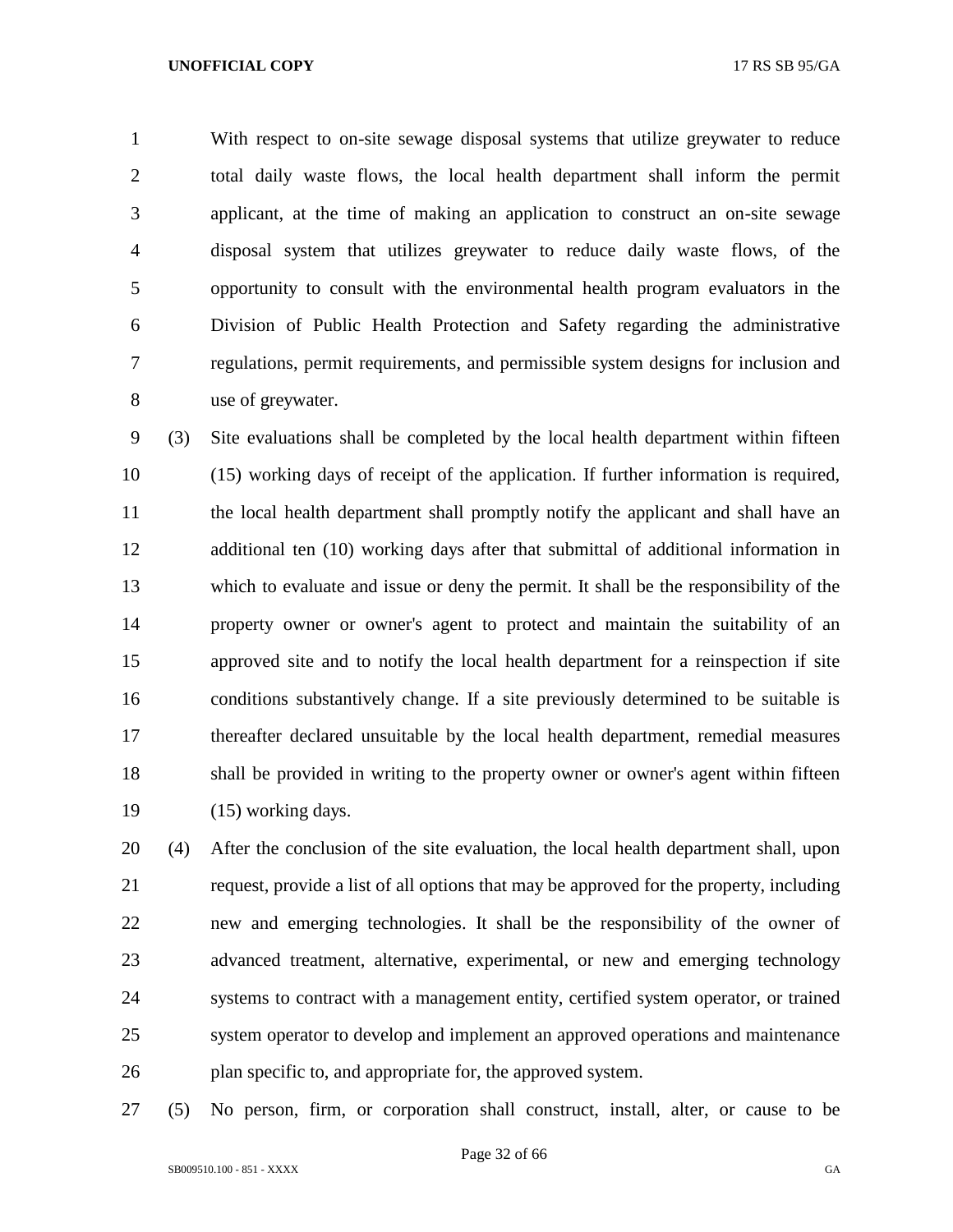With respect to on-site sewage disposal systems that utilize greywater to reduce total daily waste flows, the local health department shall inform the permit applicant, at the time of making an application to construct an on-site sewage disposal system that utilizes greywater to reduce daily waste flows, of the opportunity to consult with the environmental health program evaluators in the Division of Public Health Protection and Safety regarding the administrative regulations, permit requirements, and permissible system designs for inclusion and use of greywater.

(3) Site evaluations shall be completed by the local health department within fifteen (15) working days of receipt of the application. If further information is required, the local health department shall promptly notify the applicant and shall have an additional ten (10) working days after that submittal of additional information in which to evaluate and issue or deny the permit. It shall be the responsibility of the property owner or owner's agent to protect and maintain the suitability of an approved site and to notify the local health department for a reinspection if site conditions substantively change. If a site previously determined to be suitable is thereafter declared unsuitable by the local health department, remedial measures shall be provided in writing to the property owner or owner's agent within fifteen (15) working days.

(4) After the conclusion of the site evaluation, the local health department shall, upon request, provide a list of all options that may be approved for the property, including new and emerging technologies. It shall be the responsibility of the owner of advanced treatment, alternative, experimental, or new and emerging technology systems to contract with a management entity, certified system operator, or trained system operator to develop and implement an approved operations and maintenance plan specific to, and appropriate for, the approved system.

(5) No person, firm, or corporation shall construct, install, alter, or cause to be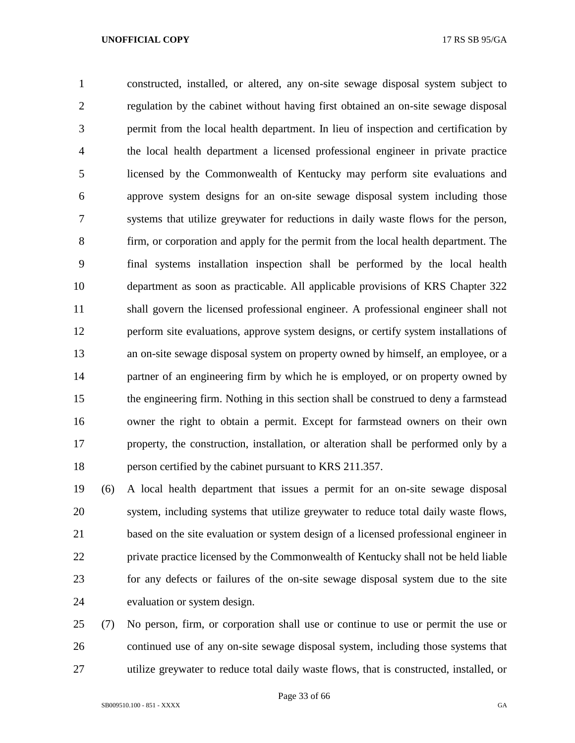constructed, installed, or altered, any on-site sewage disposal system subject to regulation by the cabinet without having first obtained an on-site sewage disposal permit from the local health department. In lieu of inspection and certification by the local health department a licensed professional engineer in private practice licensed by the Commonwealth of Kentucky may perform site evaluations and approve system designs for an on-site sewage disposal system including those systems that utilize greywater for reductions in daily waste flows for the person, firm, or corporation and apply for the permit from the local health department. The final systems installation inspection shall be performed by the local health department as soon as practicable. All applicable provisions of KRS Chapter 322 shall govern the licensed professional engineer. A professional engineer shall not perform site evaluations, approve system designs, or certify system installations of an on-site sewage disposal system on property owned by himself, an employee, or a partner of an engineering firm by which he is employed, or on property owned by the engineering firm. Nothing in this section shall be construed to deny a farmstead owner the right to obtain a permit. Except for farmstead owners on their own property, the construction, installation, or alteration shall be performed only by a person certified by the cabinet pursuant to KRS 211.357.

(6) A local health department that issues a permit for an on-site sewage disposal system, including systems that utilize greywater to reduce total daily waste flows, based on the site evaluation or system design of a licensed professional engineer in private practice licensed by the Commonwealth of Kentucky shall not be held liable for any defects or failures of the on-site sewage disposal system due to the site evaluation or system design.

(7) No person, firm, or corporation shall use or continue to use or permit the use or continued use of any on-site sewage disposal system, including those systems that utilize greywater to reduce total daily waste flows, that is constructed, installed, or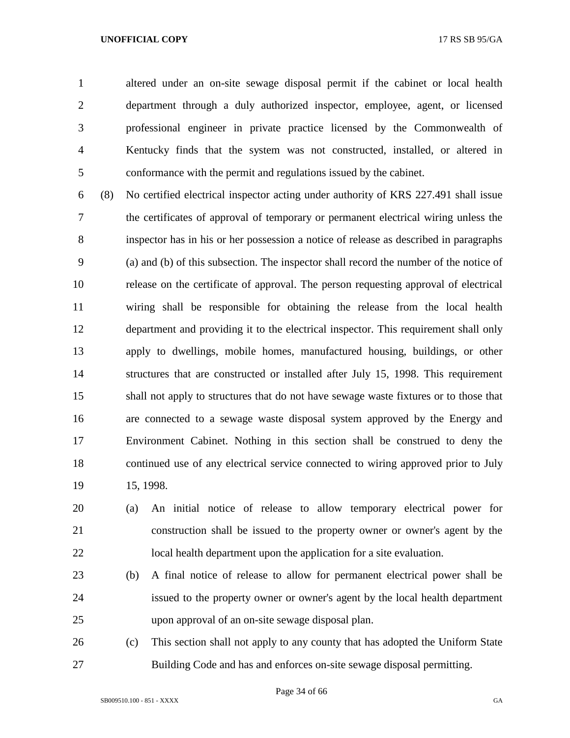altered under an on-site sewage disposal permit if the cabinet or local health department through a duly authorized inspector, employee, agent, or licensed professional engineer in private practice licensed by the Commonwealth of Kentucky finds that the system was not constructed, installed, or altered in conformance with the permit and regulations issued by the cabinet.

(8) No certified electrical inspector acting under authority of KRS 227.491 shall issue the certificates of approval of temporary or permanent electrical wiring unless the inspector has in his or her possession a notice of release as described in paragraphs (a) and (b) of this subsection. The inspector shall record the number of the notice of release on the certificate of approval. The person requesting approval of electrical wiring shall be responsible for obtaining the release from the local health department and providing it to the electrical inspector. This requirement shall only apply to dwellings, mobile homes, manufactured housing, buildings, or other structures that are constructed or installed after July 15, 1998. This requirement shall not apply to structures that do not have sewage waste fixtures or to those that are connected to a sewage waste disposal system approved by the Energy and Environment Cabinet. Nothing in this section shall be construed to deny the continued use of any electrical service connected to wiring approved prior to July 15, 1998.

(a) An initial notice of release to allow temporary electrical power for construction shall be issued to the property owner or owner's agent by the local health department upon the application for a site evaluation.

(b) A final notice of release to allow for permanent electrical power shall be issued to the property owner or owner's agent by the local health department upon approval of an on-site sewage disposal plan.

(c) This section shall not apply to any county that has adopted the Uniform State Building Code and has and enforces on-site sewage disposal permitting.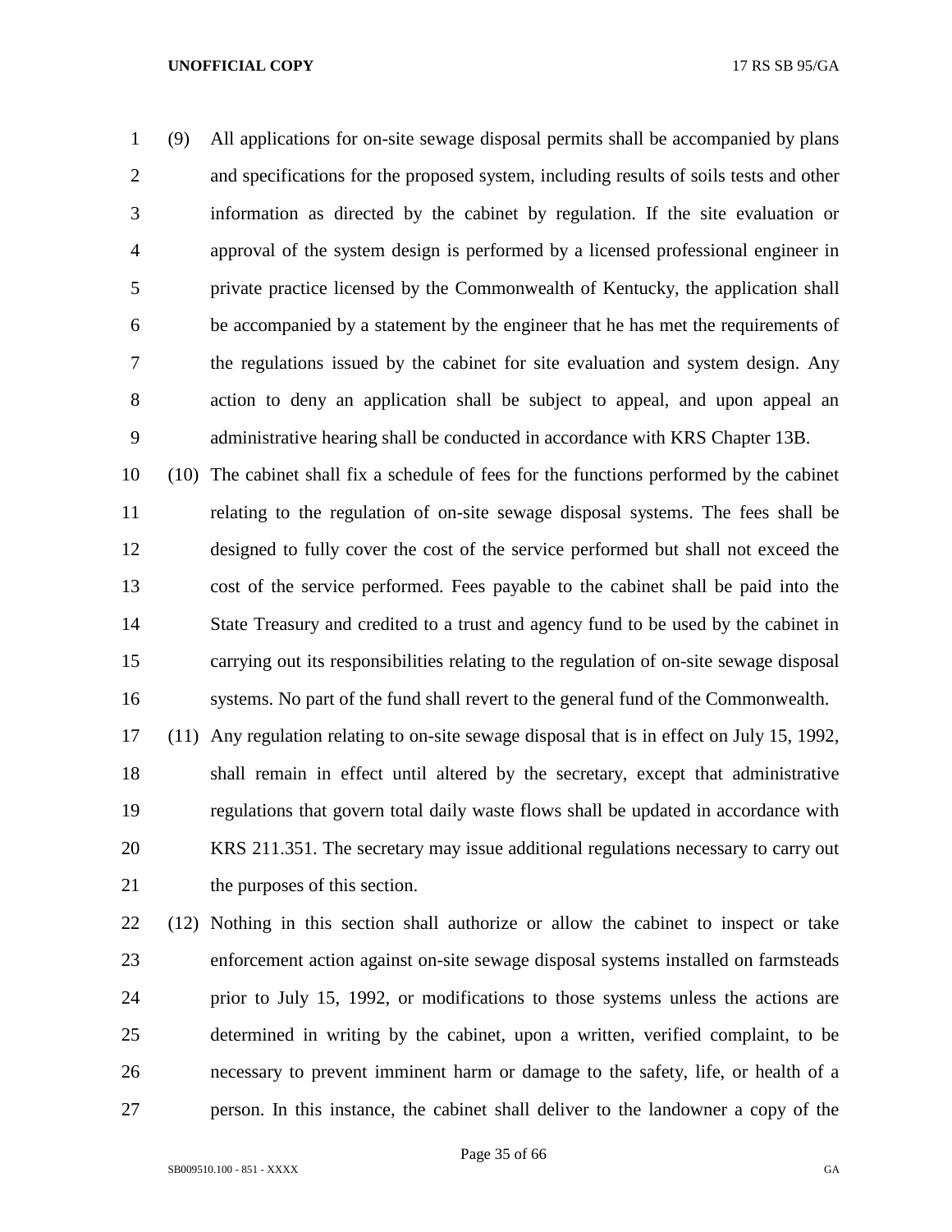(9) All applications for on-site sewage disposal permits shall be accompanied by plans and specifications for the proposed system, including results of soils tests and other information as directed by the cabinet by regulation. If the site evaluation or approval of the system design is performed by a licensed professional engineer in private practice licensed by the Commonwealth of Kentucky, the application shall be accompanied by a statement by the engineer that he has met the requirements of the regulations issued by the cabinet for site evaluation and system design. Any action to deny an application shall be subject to appeal, and upon appeal an administrative hearing shall be conducted in accordance with KRS Chapter 13B.

(10) The cabinet shall fix a schedule of fees for the functions performed by the cabinet relating to the regulation of on-site sewage disposal systems. The fees shall be designed to fully cover the cost of the service performed but shall not exceed the cost of the service performed. Fees payable to the cabinet shall be paid into the State Treasury and credited to a trust and agency fund to be used by the cabinet in carrying out its responsibilities relating to the regulation of on-site sewage disposal systems. No part of the fund shall revert to the general fund of the Commonwealth.

(11) Any regulation relating to on-site sewage disposal that is in effect on July 15, 1992, shall remain in effect until altered by the secretary, except that administrative regulations that govern total daily waste flows shall be updated in accordance with KRS 211.351. The secretary may issue additional regulations necessary to carry out the purposes of this section.

(12) Nothing in this section shall authorize or allow the cabinet to inspect or take enforcement action against on-site sewage disposal systems installed on farmsteads prior to July 15, 1992, or modifications to those systems unless the actions are determined in writing by the cabinet, upon a written, verified complaint, to be necessary to prevent imminent harm or damage to the safety, life, or health of a person. In this instance, the cabinet shall deliver to the landowner a copy of the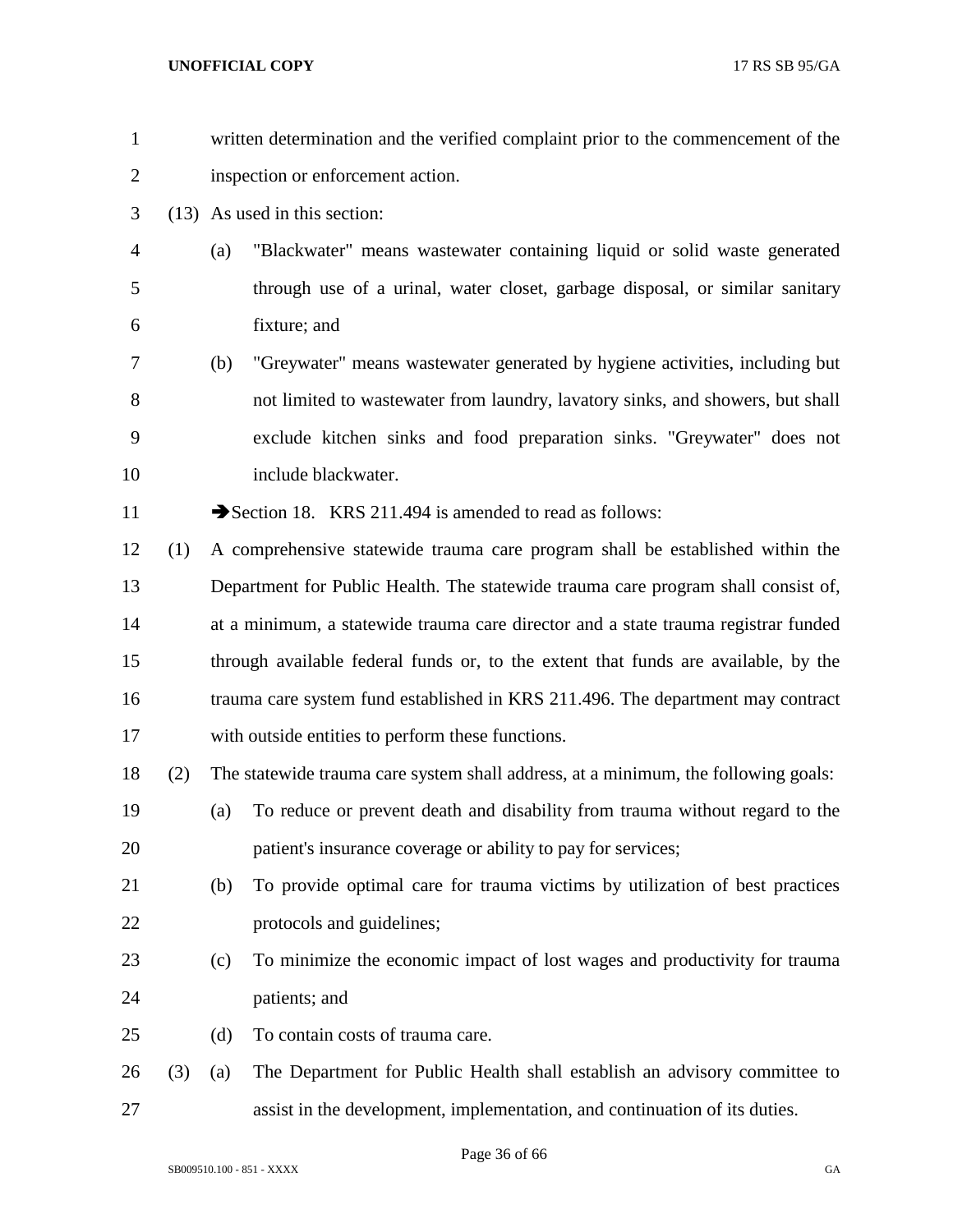written determination and the verified complaint prior to the commencement of the inspection or enforcement action.

(13) As used in this section:

(a) "Blackwater" means wastewater containing liquid or solid waste generated through use of a urinal, water closet, garbage disposal, or similar sanitary fixture; and

(b) "Greywater" means wastewater generated by hygiene activities, including but not limited to wastewater from laundry, lavatory sinks, and showers, but shall exclude kitchen sinks and food preparation sinks. "Greywater" does not include blackwater.

➔Section 18. KRS 211.494 is amended to read as follows:

(1) A comprehensive statewide trauma care program shall be established within the Department for Public Health. The statewide trauma care program shall consist of, at a minimum, a statewide trauma care director and a state trauma registrar funded through available federal funds or, to the extent that funds are available, by the trauma care system fund established in KRS 211.496. The department may contract with outside entities to perform these functions.

(2) The statewide trauma care system shall address, at a minimum, the following goals:

(a) To reduce or prevent death and disability from trauma without regard to the patient's insurance coverage or ability to pay for services;

(b) To provide optimal care for trauma victims by utilization of best practices protocols and guidelines;

(c) To minimize the economic impact of lost wages and productivity for trauma patients; and

(d) To contain costs of trauma care.

(3) (a) The Department for Public Health shall establish an advisory committee to assist in the development, implementation, and continuation of its duties.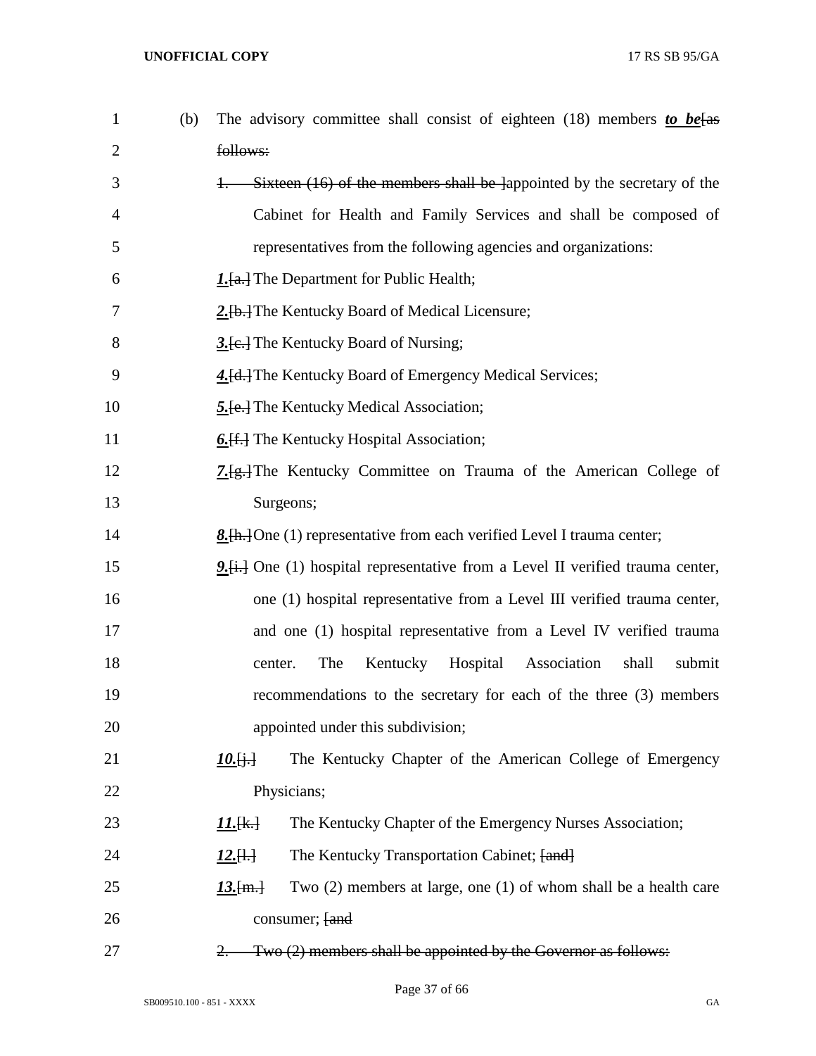(b) The advisory committee shall consist of eighteen (18) members ***to be***[as follows:

1. Sixteen (16) of the members shall be ]appointed by the secretary of the Cabinet for Health and Family Services and shall be composed of representatives from the following agencies and organizations:

***1.***[a.] The Department for Public Health;

***2.***[b.] The Kentucky Board of Medical Licensure;

***3.***[c.] The Kentucky Board of Nursing;

***4.***[d.] The Kentucky Board of Emergency Medical Services;

***5.***[e.] The Kentucky Medical Association;

***6.***[f.] The Kentucky Hospital Association;

***7.***[g.] The Kentucky Committee on Trauma of the American College of Surgeons;

***8.***[h.] One (1) representative from each verified Level I trauma center;

***9.***[i.] One (1) hospital representative from a Level II verified trauma center, one (1) hospital representative from a Level III verified trauma center, and one (1) hospital representative from a Level IV verified trauma center. The Kentucky Hospital Association shall submit recommendations to the secretary for each of the three (3) members appointed under this subdivision;

***10.***[j.] The Kentucky Chapter of the American College of Emergency Physicians;

***11.***[k.] The Kentucky Chapter of the Emergency Nurses Association;

***12.***[l.] The Kentucky Transportation Cabinet; [and]

***13.***[m.] Two (2) members at large, one (1) of whom shall be a health care consumer; [and

2. Two (2) members shall be appointed by the Governor as follows: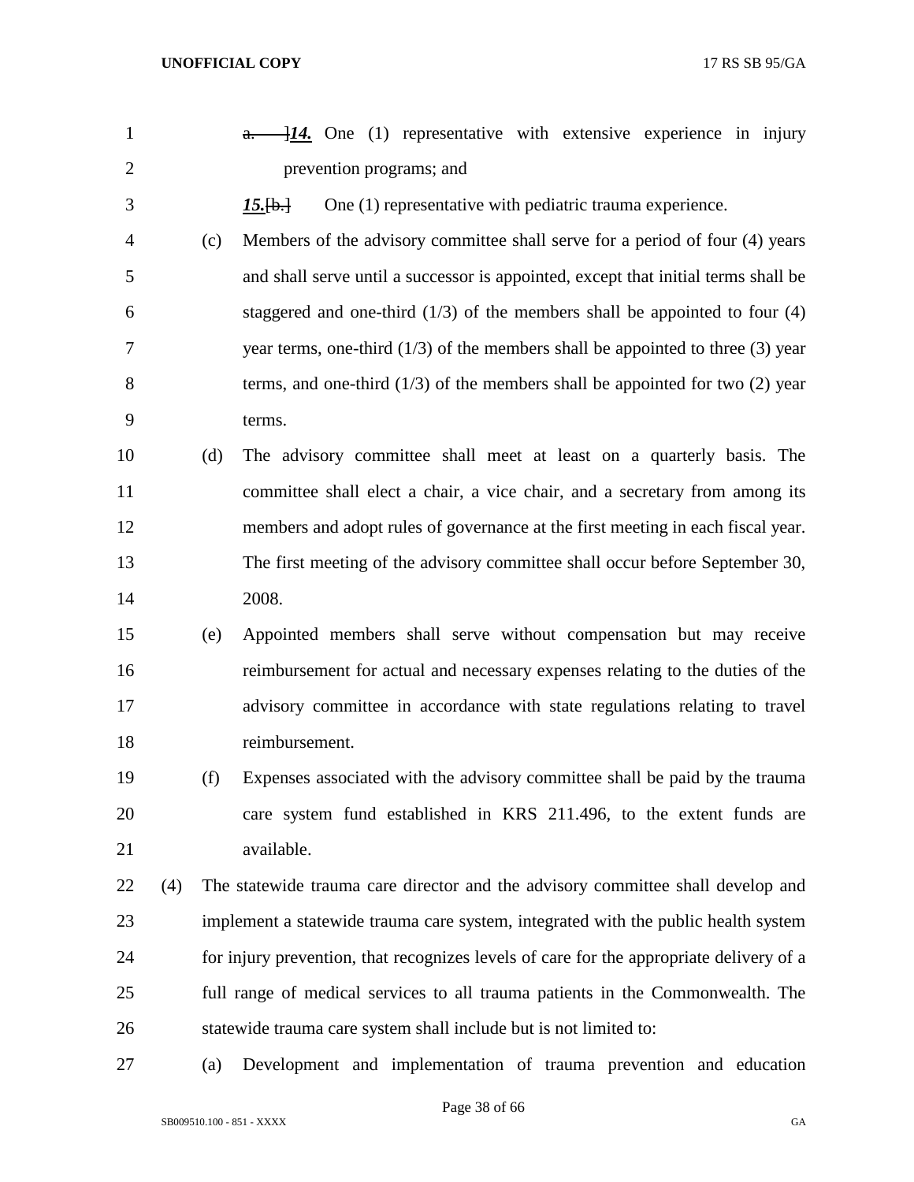~~a.~~ ]***14.*** One (1) representative with extensive experience in injury prevention programs; and

***15.***[~~b.~~] One (1) representative with pediatric trauma experience.

(c) Members of the advisory committee shall serve for a period of four (4) years and shall serve until a successor is appointed, except that initial terms shall be staggered and one-third (1/3) of the members shall be appointed to four (4) year terms, one-third (1/3) of the members shall be appointed to three (3) year terms, and one-third (1/3) of the members shall be appointed for two (2) year terms.

(d) The advisory committee shall meet at least on a quarterly basis. The committee shall elect a chair, a vice chair, and a secretary from among its members and adopt rules of governance at the first meeting in each fiscal year. The first meeting of the advisory committee shall occur before September 30, 2008.

(e) Appointed members shall serve without compensation but may receive reimbursement for actual and necessary expenses relating to the duties of the advisory committee in accordance with state regulations relating to travel reimbursement.

(f) Expenses associated with the advisory committee shall be paid by the trauma care system fund established in KRS 211.496, to the extent funds are available.

(4) The statewide trauma care director and the advisory committee shall develop and implement a statewide trauma care system, integrated with the public health system for injury prevention, that recognizes levels of care for the appropriate delivery of a full range of medical services to all trauma patients in the Commonwealth. The statewide trauma care system shall include but is not limited to:

(a) Development and implementation of trauma prevention and education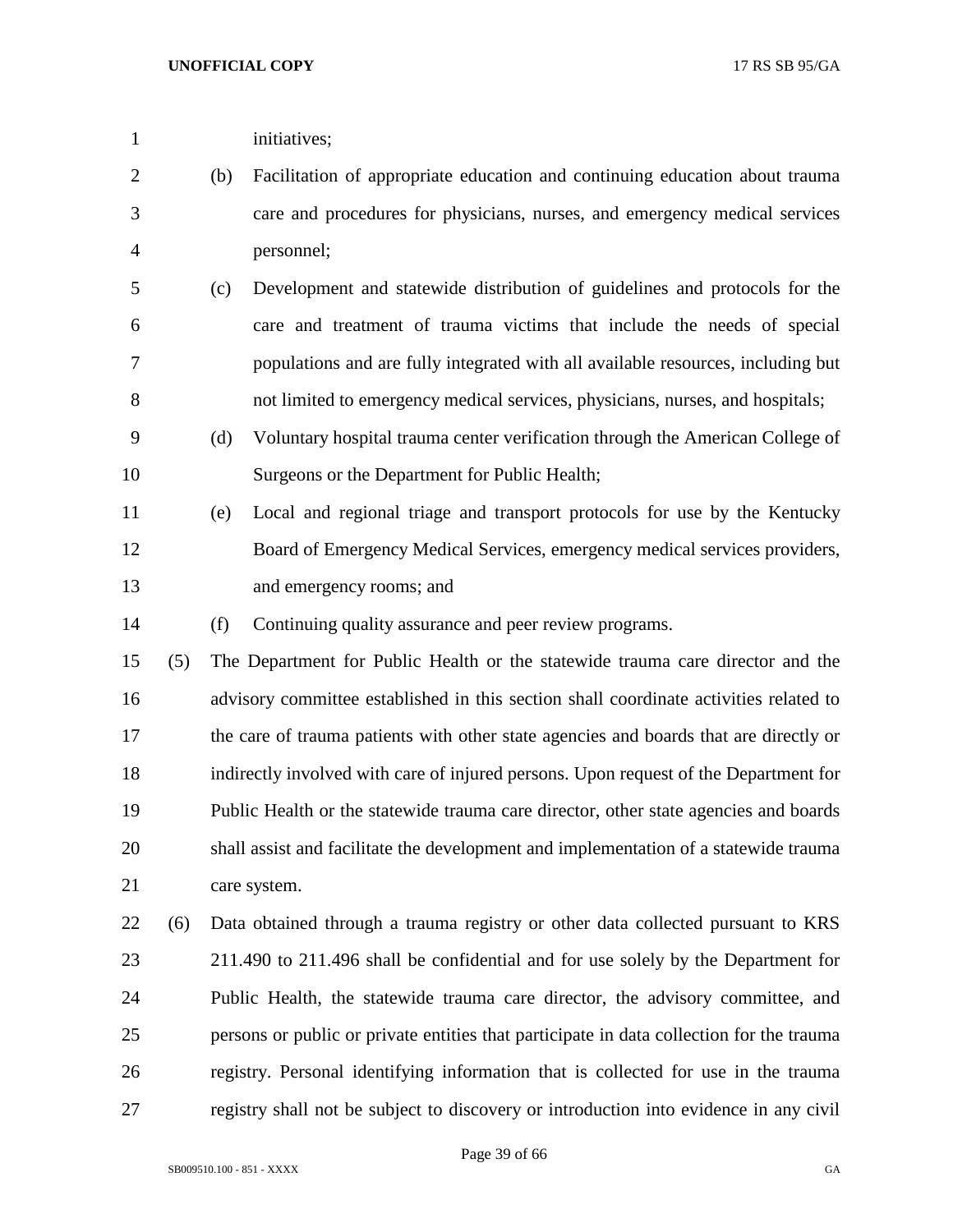initiatives;

(b) Facilitation of appropriate education and continuing education about trauma care and procedures for physicians, nurses, and emergency medical services personnel;

(c) Development and statewide distribution of guidelines and protocols for the care and treatment of trauma victims that include the needs of special populations and are fully integrated with all available resources, including but not limited to emergency medical services, physicians, nurses, and hospitals;

(d) Voluntary hospital trauma center verification through the American College of Surgeons or the Department for Public Health;

(e) Local and regional triage and transport protocols for use by the Kentucky Board of Emergency Medical Services, emergency medical services providers, and emergency rooms; and

(f) Continuing quality assurance and peer review programs.

(5) The Department for Public Health or the statewide trauma care director and the advisory committee established in this section shall coordinate activities related to the care of trauma patients with other state agencies and boards that are directly or indirectly involved with care of injured persons. Upon request of the Department for Public Health or the statewide trauma care director, other state agencies and boards shall assist and facilitate the development and implementation of a statewide trauma care system.

(6) Data obtained through a trauma registry or other data collected pursuant to KRS 211.490 to 211.496 shall be confidential and for use solely by the Department for Public Health, the statewide trauma care director, the advisory committee, and persons or public or private entities that participate in data collection for the trauma registry. Personal identifying information that is collected for use in the trauma registry shall not be subject to discovery or introduction into evidence in any civil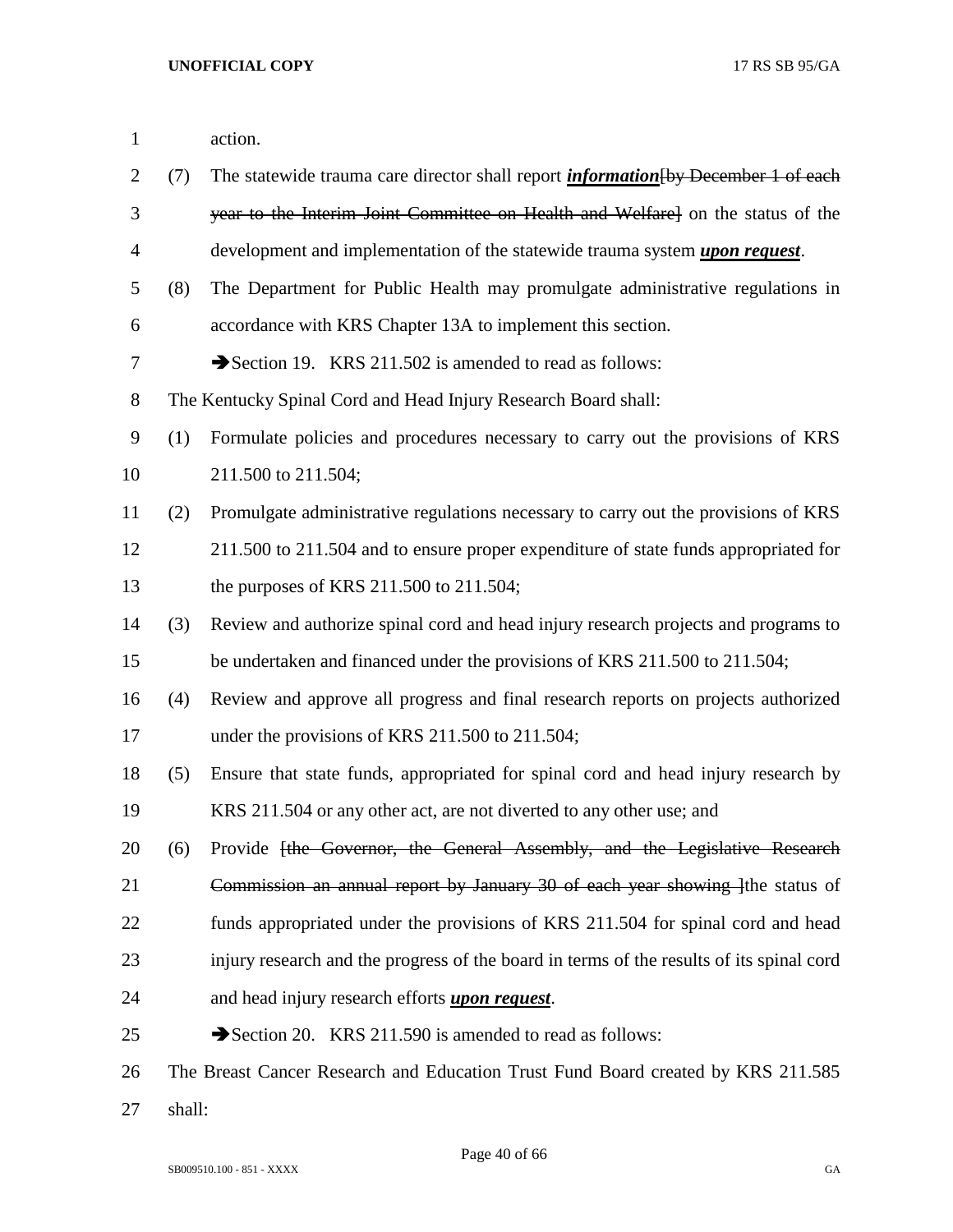action.

(7) The statewide trauma care director shall report ***information***~~[by December 1 of each year to the Interim Joint Committee on Health and Welfare]~~ on the status of the development and implementation of the statewide trauma system ***upon request***.

(8) The Department for Public Health may promulgate administrative regulations in accordance with KRS Chapter 13A to implement this section.

➔Section 19. KRS 211.502 is amended to read as follows:

The Kentucky Spinal Cord and Head Injury Research Board shall:

(1) Formulate policies and procedures necessary to carry out the provisions of KRS 211.500 to 211.504;

(2) Promulgate administrative regulations necessary to carry out the provisions of KRS 211.500 to 211.504 and to ensure proper expenditure of state funds appropriated for the purposes of KRS 211.500 to 211.504;

(3) Review and authorize spinal cord and head injury research projects and programs to be undertaken and financed under the provisions of KRS 211.500 to 211.504;

(4) Review and approve all progress and final research reports on projects authorized under the provisions of KRS 211.500 to 211.504;

(5) Ensure that state funds, appropriated for spinal cord and head injury research by KRS 211.504 or any other act, are not diverted to any other use; and

(6) Provide ~~[the Governor, the General Assembly, and the Legislative Research Commission an annual report by January 30 of each year showing ]~~the status of funds appropriated under the provisions of KRS 211.504 for spinal cord and head injury research and the progress of the board in terms of the results of its spinal cord and head injury research efforts ***upon request***.

➔Section 20. KRS 211.590 is amended to read as follows:

The Breast Cancer Research and Education Trust Fund Board created by KRS 211.585 shall: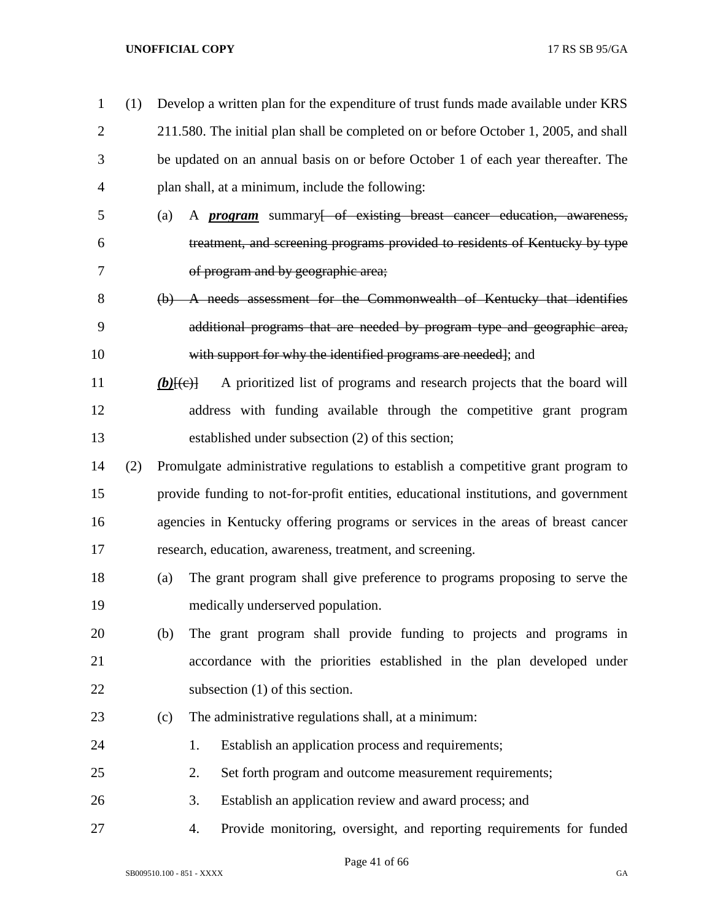(1) Develop a written plan for the expenditure of trust funds made available under KRS 211.580. The initial plan shall be completed on or before October 1, 2005, and shall be updated on an annual basis on or before October 1 of each year thereafter. The plan shall, at a minimum, include the following:

(a) A ***program*** summary~~[ of existing breast cancer education, awareness, treatment, and screening programs provided to residents of Kentucky by type of program and by geographic area;~~

~~(b) A needs assessment for the Commonwealth of Kentucky that identifies additional programs that are needed by program type and geographic area, with support for why the identified programs are needed]~~; and

***(b)***~~[(c)]~~ A prioritized list of programs and research projects that the board will address with funding available through the competitive grant program established under subsection (2) of this section;

(2) Promulgate administrative regulations to establish a competitive grant program to provide funding to not-for-profit entities, educational institutions, and government agencies in Kentucky offering programs or services in the areas of breast cancer research, education, awareness, treatment, and screening.

(a) The grant program shall give preference to programs proposing to serve the medically underserved population.

(b) The grant program shall provide funding to projects and programs in accordance with the priorities established in the plan developed under subsection (1) of this section.

(c) The administrative regulations shall, at a minimum:

1. Establish an application process and requirements;

2. Set forth program and outcome measurement requirements;

3. Establish an application review and award process; and

4. Provide monitoring, oversight, and reporting requirements for funded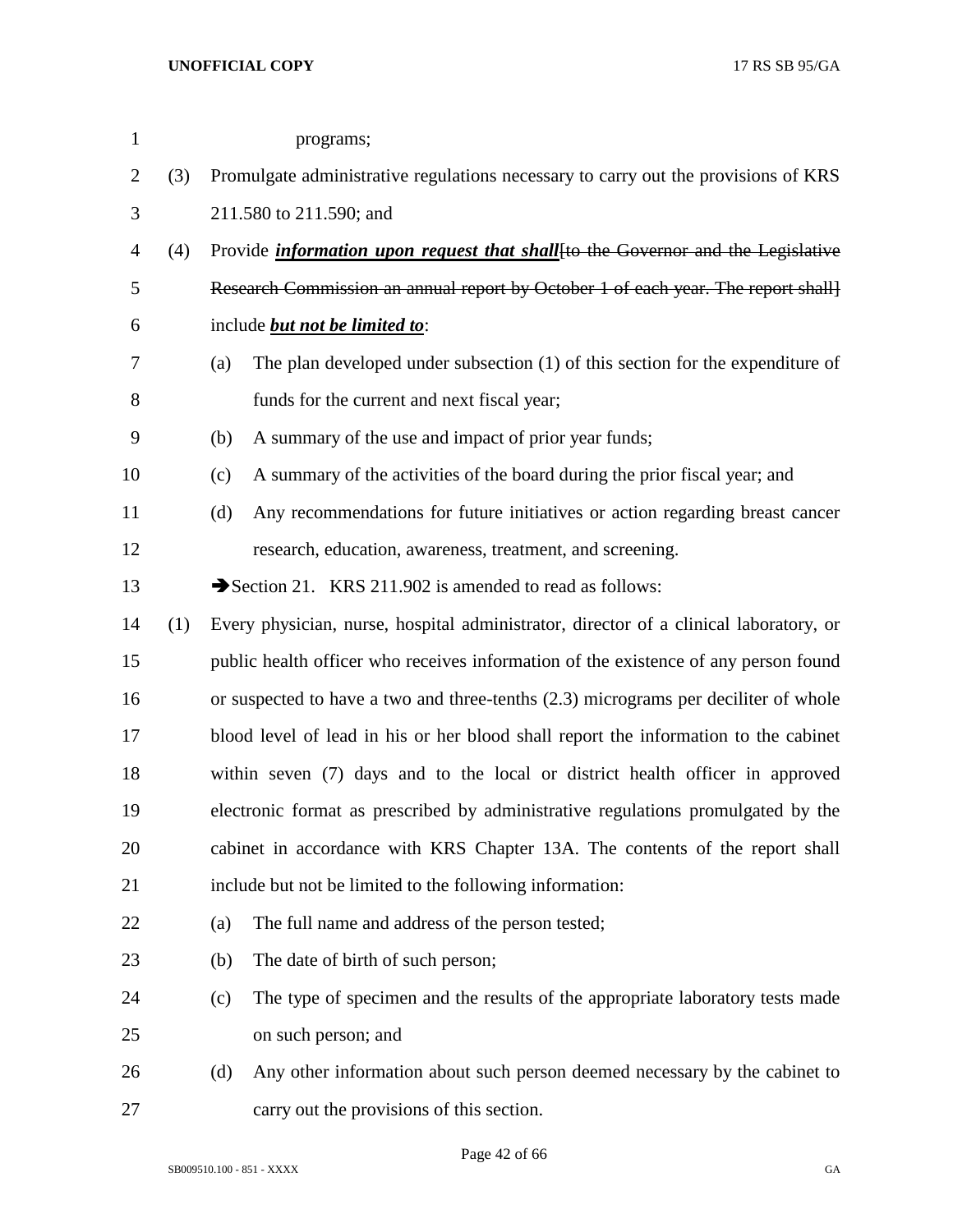programs;

(3) Promulgate administrative regulations necessary to carry out the provisions of KRS 211.580 to 211.590; and

(4) Provide ***information upon request that shall***~~[to the Governor and the Legislative Research Commission an annual report by October 1 of each year. The report shall]~~ include ***but not be limited to***:

(a) The plan developed under subsection (1) of this section for the expenditure of funds for the current and next fiscal year;

(b) A summary of the use and impact of prior year funds;

(c) A summary of the activities of the board during the prior fiscal year; and

(d) Any recommendations for future initiatives or action regarding breast cancer research, education, awareness, treatment, and screening.

➔Section 21. KRS 211.902 is amended to read as follows:

(1) Every physician, nurse, hospital administrator, director of a clinical laboratory, or public health officer who receives information of the existence of any person found or suspected to have a two and three-tenths (2.3) micrograms per deciliter of whole blood level of lead in his or her blood shall report the information to the cabinet within seven (7) days and to the local or district health officer in approved electronic format as prescribed by administrative regulations promulgated by the cabinet in accordance with KRS Chapter 13A. The contents of the report shall include but not be limited to the following information:

(a) The full name and address of the person tested;

(b) The date of birth of such person;

(c) The type of specimen and the results of the appropriate laboratory tests made on such person; and

(d) Any other information about such person deemed necessary by the cabinet to carry out the provisions of this section.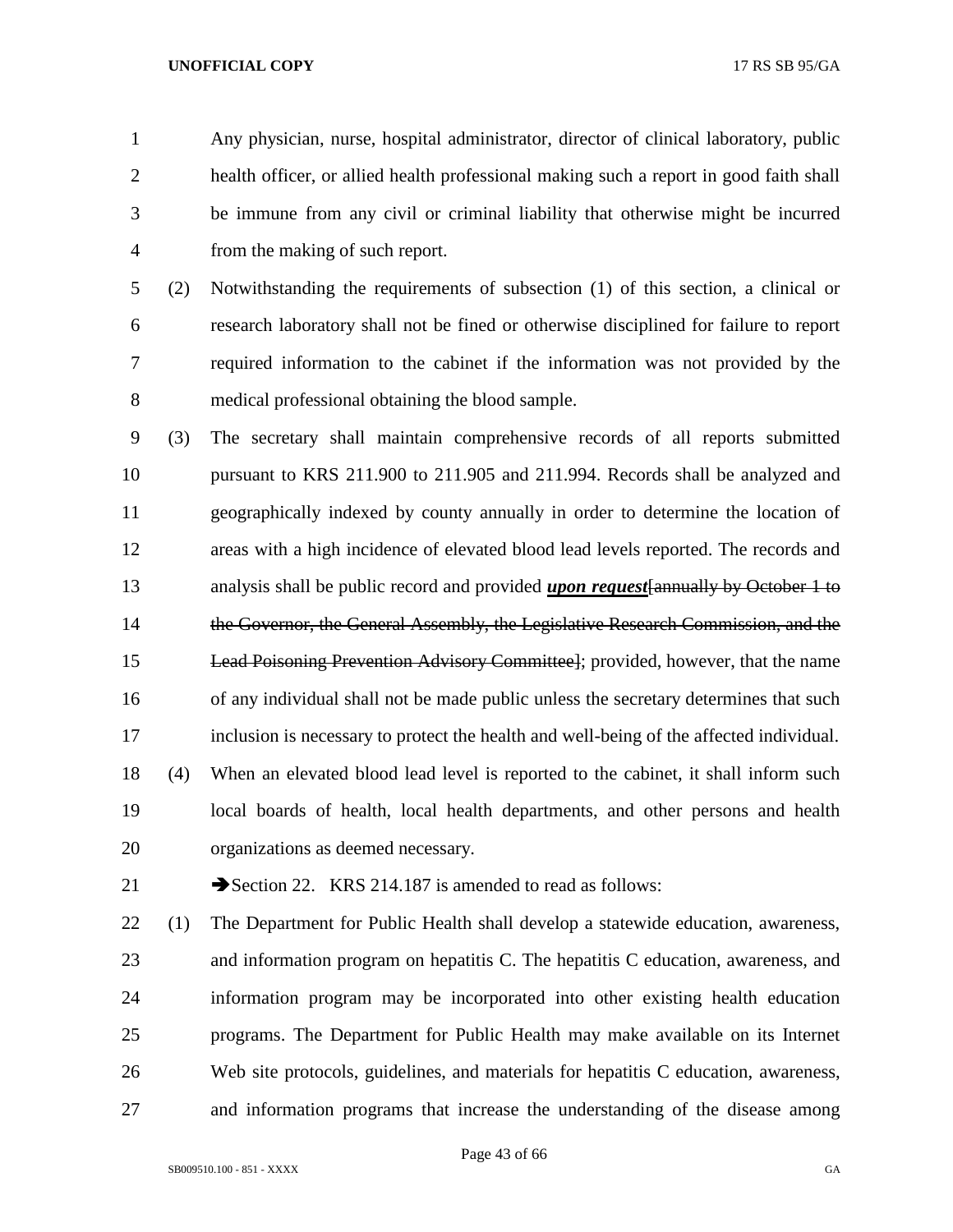Any physician, nurse, hospital administrator, director of clinical laboratory, public health officer, or allied health professional making such a report in good faith shall be immune from any civil or criminal liability that otherwise might be incurred from the making of such report.

(2) Notwithstanding the requirements of subsection (1) of this section, a clinical or research laboratory shall not be fined or otherwise disciplined for failure to report required information to the cabinet if the information was not provided by the medical professional obtaining the blood sample.

(3) The secretary shall maintain comprehensive records of all reports submitted pursuant to KRS 211.900 to 211.905 and 211.994. Records shall be analyzed and geographically indexed by county annually in order to determine the location of areas with a high incidence of elevated blood lead levels reported. The records and analysis shall be public record and provided ***upon request***~~[annually by October 1 to the Governor, the General Assembly, the Legislative Research Commission, and the Lead Poisoning Prevention Advisory Committee]~~; provided, however, that the name of any individual shall not be made public unless the secretary determines that such inclusion is necessary to protect the health and well-being of the affected individual.

(4) When an elevated blood lead level is reported to the cabinet, it shall inform such local boards of health, local health departments, and other persons and health organizations as deemed necessary.

➔Section 22. KRS 214.187 is amended to read as follows:

(1) The Department for Public Health shall develop a statewide education, awareness, and information program on hepatitis C. The hepatitis C education, awareness, and information program may be incorporated into other existing health education programs. The Department for Public Health may make available on its Internet Web site protocols, guidelines, and materials for hepatitis C education, awareness, and information programs that increase the understanding of the disease among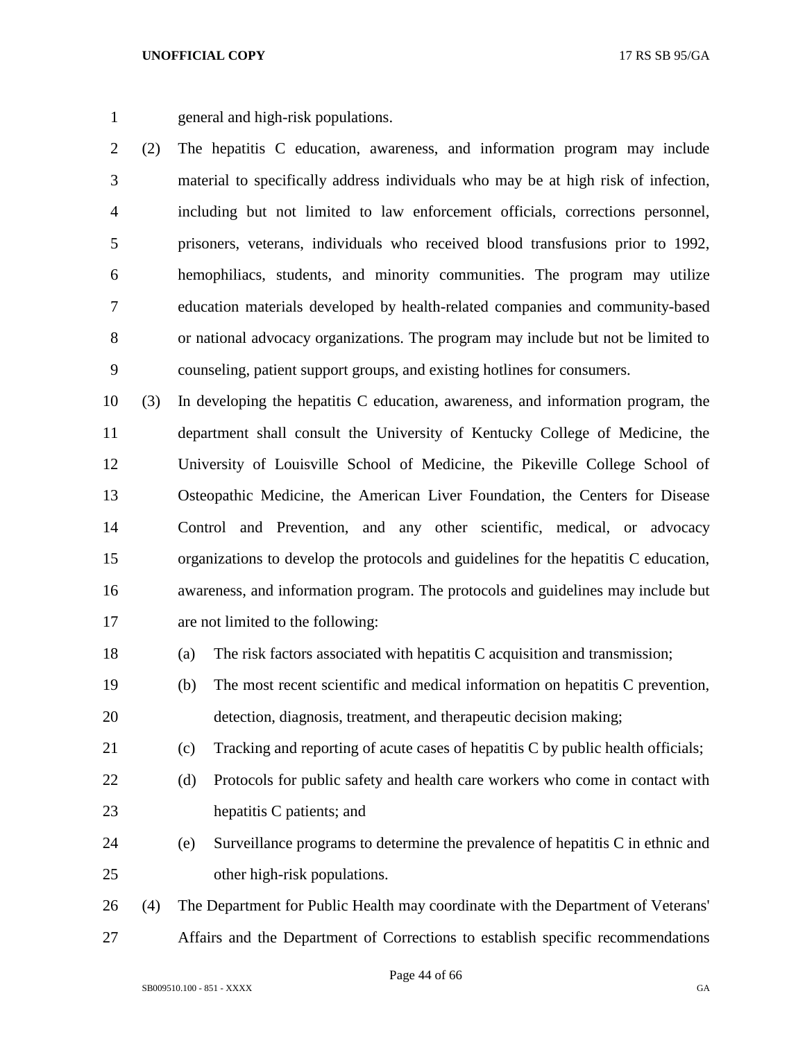general and high-risk populations.

(2) The hepatitis C education, awareness, and information program may include material to specifically address individuals who may be at high risk of infection, including but not limited to law enforcement officials, corrections personnel, prisoners, veterans, individuals who received blood transfusions prior to 1992, hemophiliacs, students, and minority communities. The program may utilize education materials developed by health-related companies and community-based or national advocacy organizations. The program may include but not be limited to counseling, patient support groups, and existing hotlines for consumers.

(3) In developing the hepatitis C education, awareness, and information program, the department shall consult the University of Kentucky College of Medicine, the University of Louisville School of Medicine, the Pikeville College School of Osteopathic Medicine, the American Liver Foundation, the Centers for Disease Control and Prevention, and any other scientific, medical, or advocacy organizations to develop the protocols and guidelines for the hepatitis C education, awareness, and information program. The protocols and guidelines may include but are not limited to the following:

(a) The risk factors associated with hepatitis C acquisition and transmission;

(b) The most recent scientific and medical information on hepatitis C prevention, detection, diagnosis, treatment, and therapeutic decision making;

(c) Tracking and reporting of acute cases of hepatitis C by public health officials;

(d) Protocols for public safety and health care workers who come in contact with hepatitis C patients; and

(e) Surveillance programs to determine the prevalence of hepatitis C in ethnic and other high-risk populations.

(4) The Department for Public Health may coordinate with the Department of Veterans' Affairs and the Department of Corrections to establish specific recommendations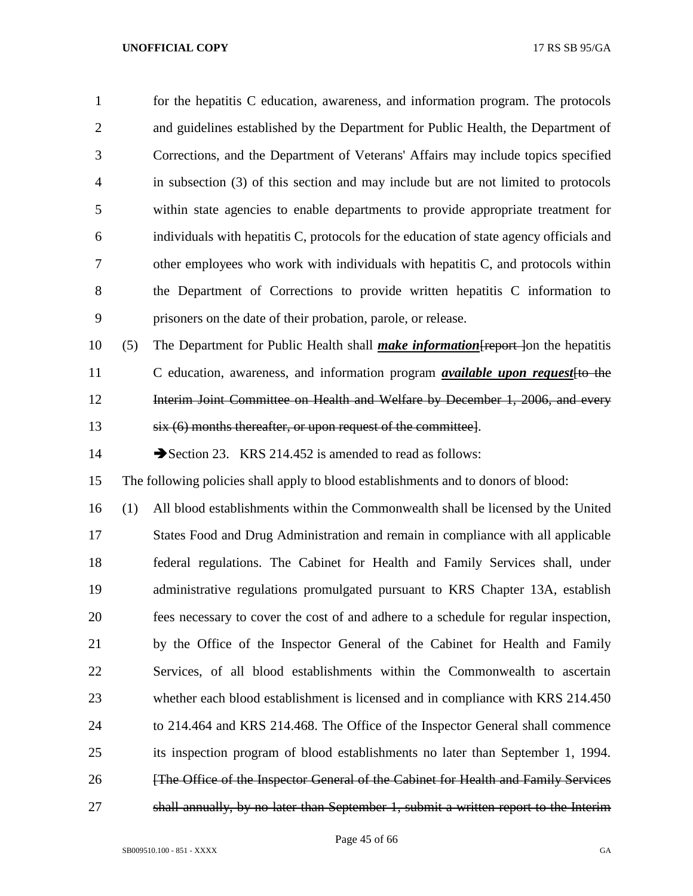for the hepatitis C education, awareness, and information program. The protocols and guidelines established by the Department for Public Health, the Department of Corrections, and the Department of Veterans' Affairs may include topics specified in subsection (3) of this section and may include but are not limited to protocols within state agencies to enable departments to provide appropriate treatment for individuals with hepatitis C, protocols for the education of state agency officials and other employees who work with individuals with hepatitis C, and protocols within the Department of Corrections to provide written hepatitis C information to prisoners on the date of their probation, parole, or release.

(5) The Department for Public Health shall ***make information***~~[report ]~~on the hepatitis C education, awareness, and information program ***available upon request***~~[to the Interim Joint Committee on Health and Welfare by December 1, 2006, and every six (6) months thereafter, or upon request of the committee]~~.

➔Section 23. KRS 214.452 is amended to read as follows:

The following policies shall apply to blood establishments and to donors of blood:

(1) All blood establishments within the Commonwealth shall be licensed by the United States Food and Drug Administration and remain in compliance with all applicable federal regulations. The Cabinet for Health and Family Services shall, under administrative regulations promulgated pursuant to KRS Chapter 13A, establish fees necessary to cover the cost of and adhere to a schedule for regular inspection, by the Office of the Inspector General of the Cabinet for Health and Family Services, of all blood establishments within the Commonwealth to ascertain whether each blood establishment is licensed and in compliance with KRS 214.450 to 214.464 and KRS 214.468. The Office of the Inspector General shall commence its inspection program of blood establishments no later than September 1, 1994. ~~[The Office of the Inspector General of the Cabinet for Health and Family Services shall annually, by no later than September 1, submit a written report to the Interim~~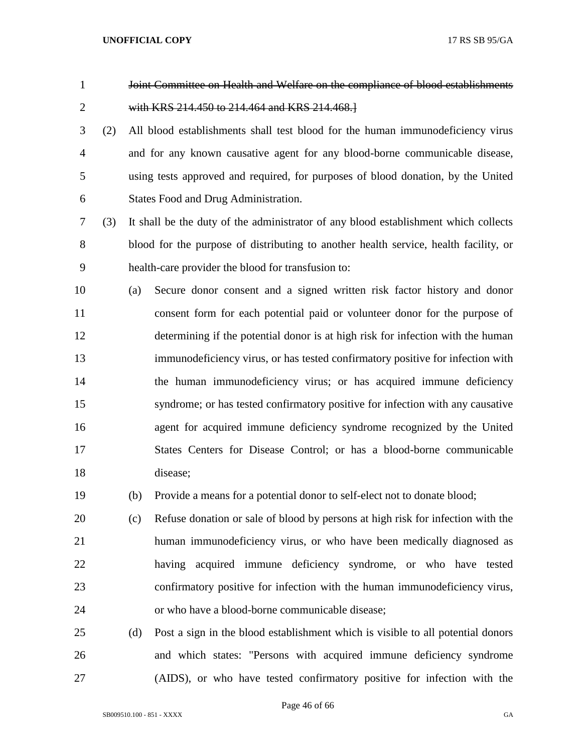~~Joint Committee on Health and Welfare on the compliance of blood establishments with KRS 214.450 to 214.464 and KRS 214.468.]~~

(2) All blood establishments shall test blood for the human immunodeficiency virus and for any known causative agent for any blood-borne communicable disease, using tests approved and required, for purposes of blood donation, by the United States Food and Drug Administration.

(3) It shall be the duty of the administrator of any blood establishment which collects blood for the purpose of distributing to another health service, health facility, or health-care provider the blood for transfusion to:

(a) Secure donor consent and a signed written risk factor history and donor consent form for each potential paid or volunteer donor for the purpose of determining if the potential donor is at high risk for infection with the human immunodeficiency virus, or has tested confirmatory positive for infection with the human immunodeficiency virus; or has acquired immune deficiency syndrome; or has tested confirmatory positive for infection with any causative agent for acquired immune deficiency syndrome recognized by the United States Centers for Disease Control; or has a blood-borne communicable disease;

(b) Provide a means for a potential donor to self-elect not to donate blood;

(c) Refuse donation or sale of blood by persons at high risk for infection with the human immunodeficiency virus, or who have been medically diagnosed as having acquired immune deficiency syndrome, or who have tested confirmatory positive for infection with the human immunodeficiency virus, or who have a blood-borne communicable disease;

(d) Post a sign in the blood establishment which is visible to all potential donors and which states: "Persons with acquired immune deficiency syndrome (AIDS), or who have tested confirmatory positive for infection with the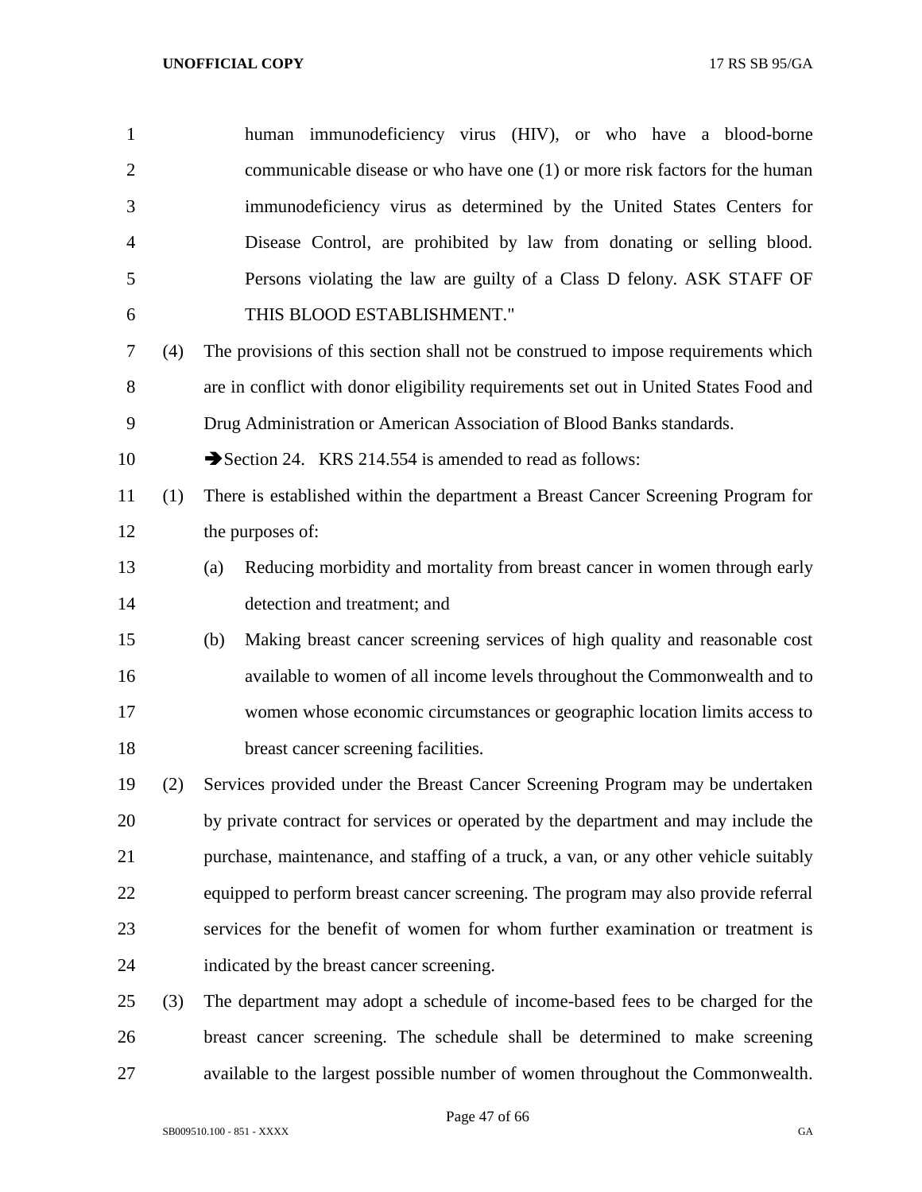human immunodeficiency virus (HIV), or who have a blood-borne communicable disease or who have one (1) or more risk factors for the human immunodeficiency virus as determined by the United States Centers for Disease Control, are prohibited by law from donating or selling blood. Persons violating the law are guilty of a Class D felony. ASK STAFF OF THIS BLOOD ESTABLISHMENT."

(4) The provisions of this section shall not be construed to impose requirements which are in conflict with donor eligibility requirements set out in United States Food and Drug Administration or American Association of Blood Banks standards.

➔Section 24. KRS 214.554 is amended to read as follows:

(1) There is established within the department a Breast Cancer Screening Program for the purposes of:

(a) Reducing morbidity and mortality from breast cancer in women through early detection and treatment; and

(b) Making breast cancer screening services of high quality and reasonable cost available to women of all income levels throughout the Commonwealth and to women whose economic circumstances or geographic location limits access to breast cancer screening facilities.

(2) Services provided under the Breast Cancer Screening Program may be undertaken by private contract for services or operated by the department and may include the purchase, maintenance, and staffing of a truck, a van, or any other vehicle suitably equipped to perform breast cancer screening. The program may also provide referral services for the benefit of women for whom further examination or treatment is indicated by the breast cancer screening.

(3) The department may adopt a schedule of income-based fees to be charged for the breast cancer screening. The schedule shall be determined to make screening available to the largest possible number of women throughout the Commonwealth.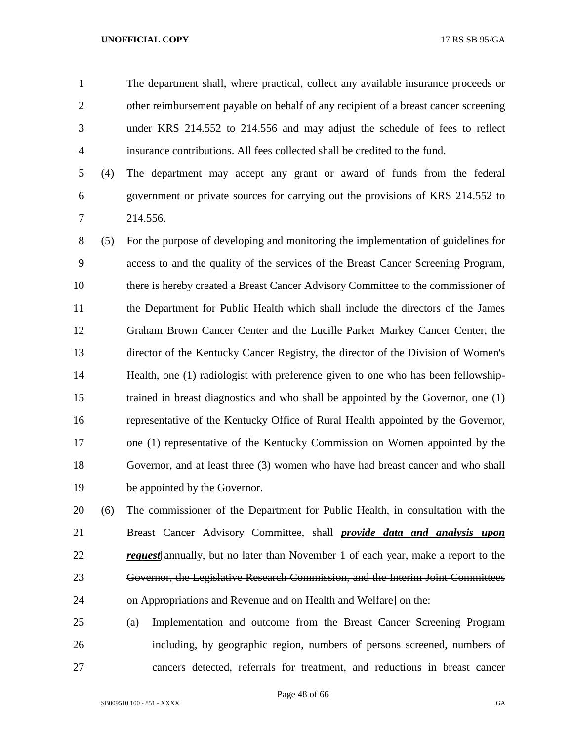The department shall, where practical, collect any available insurance proceeds or other reimbursement payable on behalf of any recipient of a breast cancer screening under KRS 214.552 to 214.556 and may adjust the schedule of fees to reflect insurance contributions. All fees collected shall be credited to the fund.

(4) The department may accept any grant or award of funds from the federal government or private sources for carrying out the provisions of KRS 214.552 to 214.556.

(5) For the purpose of developing and monitoring the implementation of guidelines for access to and the quality of the services of the Breast Cancer Screening Program, there is hereby created a Breast Cancer Advisory Committee to the commissioner of the Department for Public Health which shall include the directors of the James Graham Brown Cancer Center and the Lucille Parker Markey Cancer Center, the director of the Kentucky Cancer Registry, the director of the Division of Women's Health, one (1) radiologist with preference given to one who has been fellowship-trained in breast diagnostics and who shall be appointed by the Governor, one (1) representative of the Kentucky Office of Rural Health appointed by the Governor, one (1) representative of the Kentucky Commission on Women appointed by the Governor, and at least three (3) women who have had breast cancer and who shall be appointed by the Governor.

(6) The commissioner of the Department for Public Health, in consultation with the Breast Cancer Advisory Committee, shall ***provide data and analysis upon request***~~[annually, but no later than November 1 of each year, make a report to the Governor, the Legislative Research Commission, and the Interim Joint Committees on Appropriations and Revenue and on Health and Welfare]~~ on the:

(a) Implementation and outcome from the Breast Cancer Screening Program including, by geographic region, numbers of persons screened, numbers of cancers detected, referrals for treatment, and reductions in breast cancer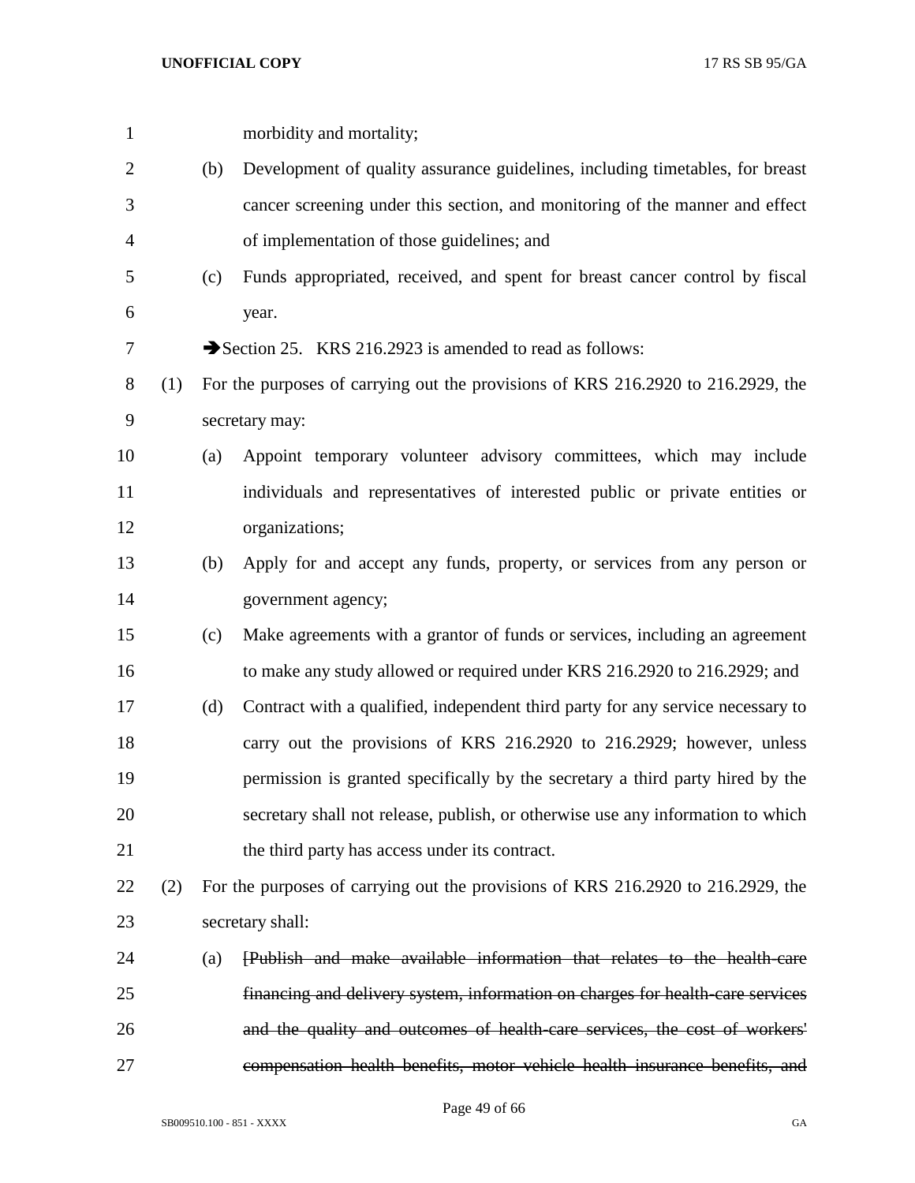morbidity and mortality;

(b) Development of quality assurance guidelines, including timetables, for breast cancer screening under this section, and monitoring of the manner and effect of implementation of those guidelines; and

(c) Funds appropriated, received, and spent for breast cancer control by fiscal year.

➔Section 25. KRS 216.2923 is amended to read as follows:

(1) For the purposes of carrying out the provisions of KRS 216.2920 to 216.2929, the secretary may:

(a) Appoint temporary volunteer advisory committees, which may include individuals and representatives of interested public or private entities or organizations;

(b) Apply for and accept any funds, property, or services from any person or government agency;

(c) Make agreements with a grantor of funds or services, including an agreement to make any study allowed or required under KRS 216.2920 to 216.2929; and

(d) Contract with a qualified, independent third party for any service necessary to carry out the provisions of KRS 216.2920 to 216.2929; however, unless permission is granted specifically by the secretary a third party hired by the secretary shall not release, publish, or otherwise use any information to which the third party has access under its contract.

(2) For the purposes of carrying out the provisions of KRS 216.2920 to 216.2929, the secretary shall:

(a) ~~[Publish and make available information that relates to the health-care financing and delivery system, information on charges for health-care services and the quality and outcomes of health-care services, the cost of workers' compensation health benefits, motor vehicle health insurance benefits, and~~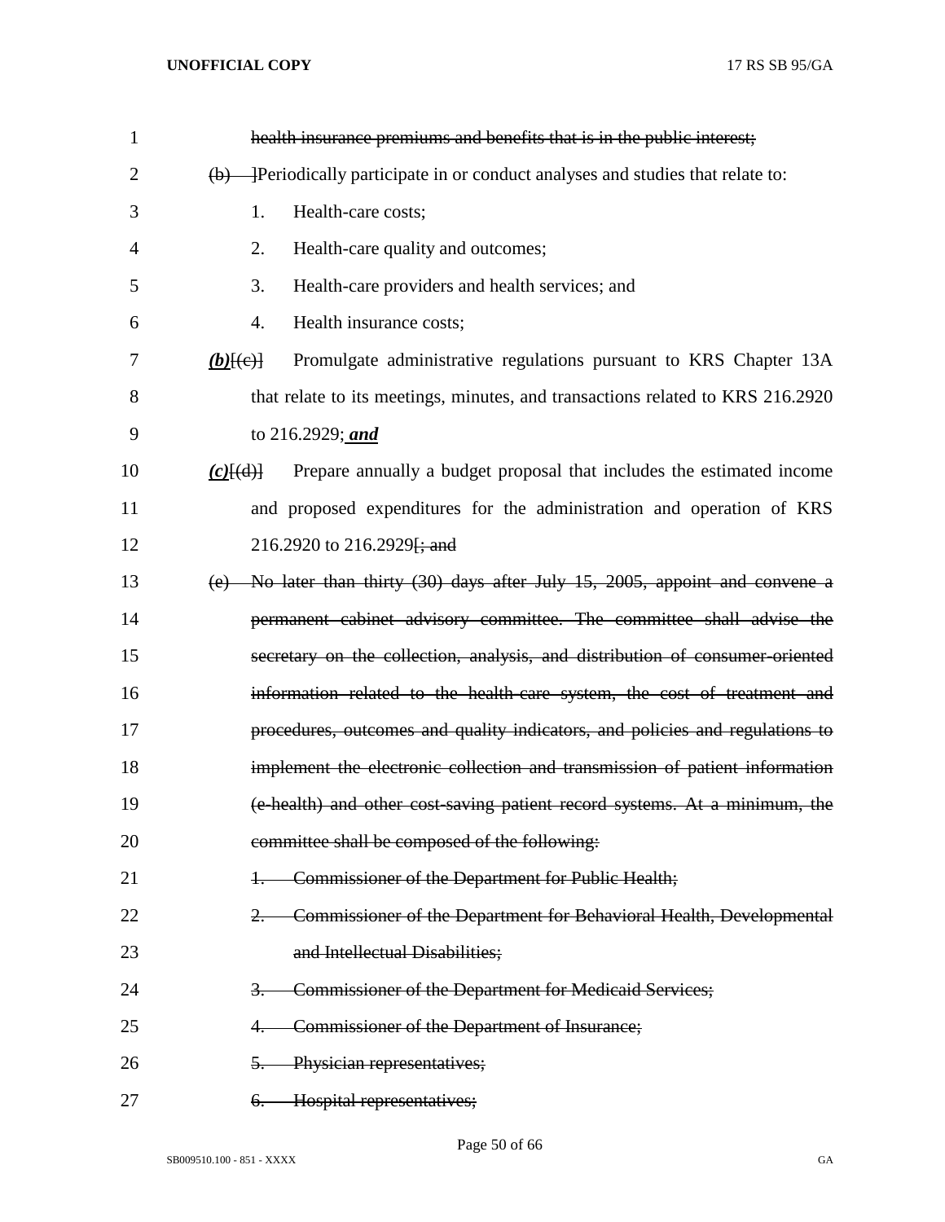~~health insurance premiums and benefits that is in the public interest;~~

~~(b) ]~~Periodically participate in or conduct analyses and studies that relate to:

1. Health-care costs;
2. Health-care quality and outcomes;
3. Health-care providers and health services; and
4. Health insurance costs;

***(b)***~~[(c)]~~ Promulgate administrative regulations pursuant to KRS Chapter 13A that relate to its meetings, minutes, and transactions related to KRS 216.2920 to 216.2929; ***and***

***(c)***~~[(d)]~~ Prepare annually a budget proposal that includes the estimated income and proposed expenditures for the administration and operation of KRS 216.2920 to 216.2929~~[; and~~

~~(e) No later than thirty (30) days after July 15, 2005, appoint and convene a permanent cabinet advisory committee. The committee shall advise the secretary on the collection, analysis, and distribution of consumer-oriented information related to the health-care system, the cost of treatment and procedures, outcomes and quality indicators, and policies and regulations to implement the electronic collection and transmission of patient information (e-health) and other cost-saving patient record systems. At a minimum, the committee shall be composed of the following:~~

~~1. Commissioner of the Department for Public Health;~~

~~2. Commissioner of the Department for Behavioral Health, Developmental and Intellectual Disabilities;~~

~~3. Commissioner of the Department for Medicaid Services;~~

~~4. Commissioner of the Department of Insurance;~~

~~5. Physician representatives;~~

~~6. Hospital representatives;~~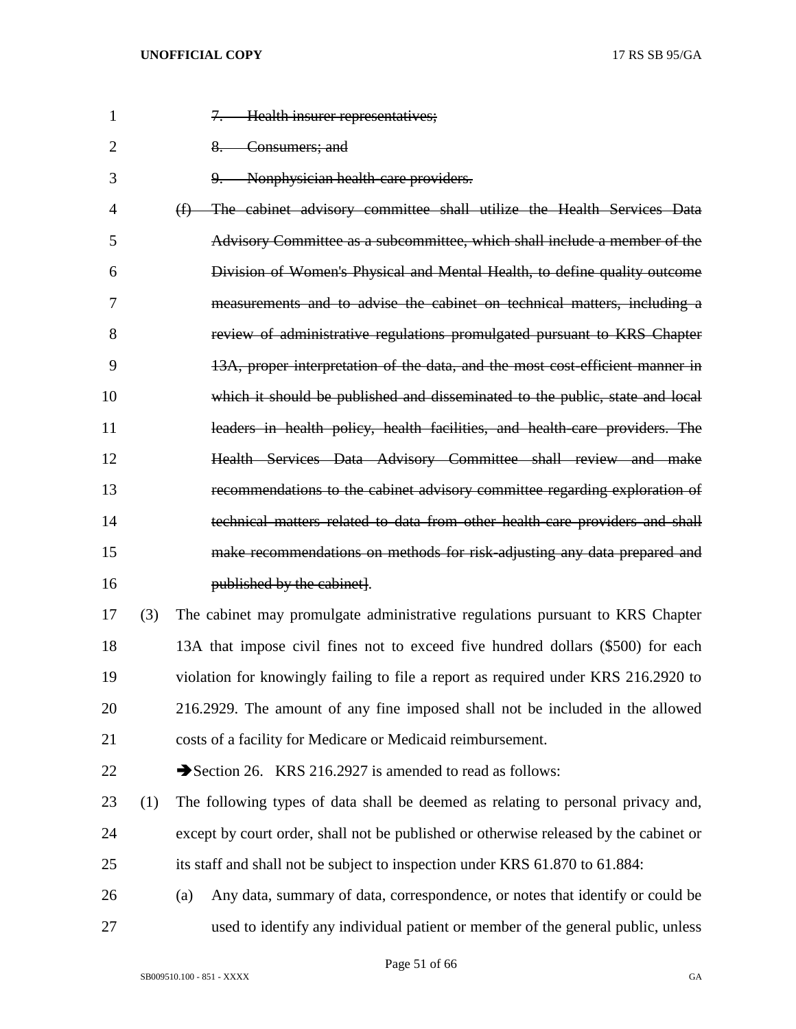~~7. Health insurer representatives;~~

~~8. Consumers; and~~

~~9. Nonphysician health-care providers.~~

~~(f) The cabinet advisory committee shall utilize the Health Services Data Advisory Committee as a subcommittee, which shall include a member of the Division of Women's Physical and Mental Health, to define quality outcome measurements and to advise the cabinet on technical matters, including a review of administrative regulations promulgated pursuant to KRS Chapter 13A, proper interpretation of the data, and the most cost-efficient manner in which it should be published and disseminated to the public, state and local leaders in health policy, health facilities, and health-care providers. The Health Services Data Advisory Committee shall review and make recommendations to the cabinet advisory committee regarding exploration of technical matters related to data from other health-care providers and shall make recommendations on methods for risk-adjusting any data prepared and published by the cabinet]~~.

(3) The cabinet may promulgate administrative regulations pursuant to KRS Chapter 13A that impose civil fines not to exceed five hundred dollars ($500) for each violation for knowingly failing to file a report as required under KRS 216.2920 to 216.2929. The amount of any fine imposed shall not be included in the allowed costs of a facility for Medicare or Medicaid reimbursement.

➔Section 26. KRS 216.2927 is amended to read as follows:

(1) The following types of data shall be deemed as relating to personal privacy and, except by court order, shall not be published or otherwise released by the cabinet or its staff and shall not be subject to inspection under KRS 61.870 to 61.884:

(a) Any data, summary of data, correspondence, or notes that identify or could be used to identify any individual patient or member of the general public, unless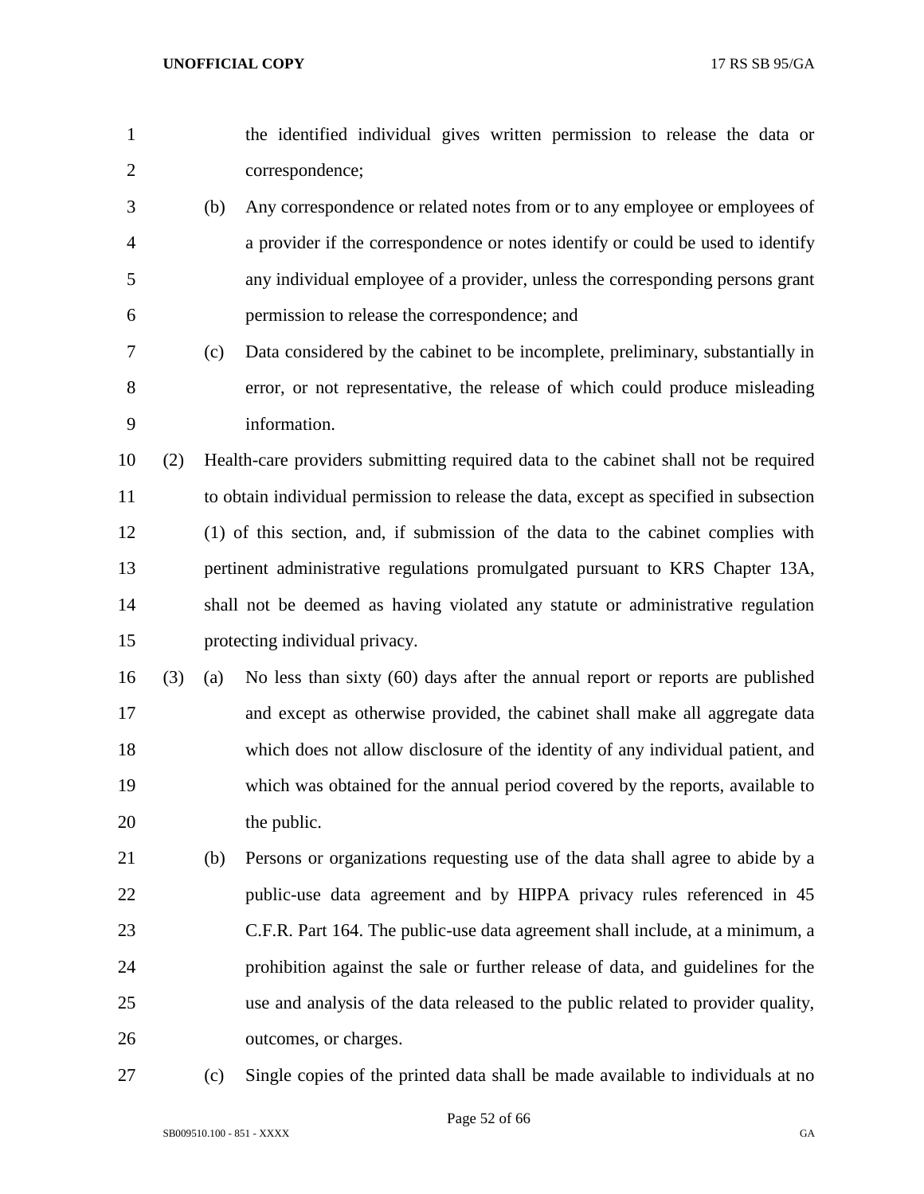the identified individual gives written permission to release the data or correspondence;

(b) Any correspondence or related notes from or to any employee or employees of a provider if the correspondence or notes identify or could be used to identify any individual employee of a provider, unless the corresponding persons grant permission to release the correspondence; and

(c) Data considered by the cabinet to be incomplete, preliminary, substantially in error, or not representative, the release of which could produce misleading information.

(2) Health-care providers submitting required data to the cabinet shall not be required to obtain individual permission to release the data, except as specified in subsection (1) of this section, and, if submission of the data to the cabinet complies with pertinent administrative regulations promulgated pursuant to KRS Chapter 13A, shall not be deemed as having violated any statute or administrative regulation protecting individual privacy.

(3) (a) No less than sixty (60) days after the annual report or reports are published and except as otherwise provided, the cabinet shall make all aggregate data which does not allow disclosure of the identity of any individual patient, and which was obtained for the annual period covered by the reports, available to the public.

(b) Persons or organizations requesting use of the data shall agree to abide by a public-use data agreement and by HIPPA privacy rules referenced in 45 C.F.R. Part 164. The public-use data agreement shall include, at a minimum, a prohibition against the sale or further release of data, and guidelines for the use and analysis of the data released to the public related to provider quality, outcomes, or charges.

(c) Single copies of the printed data shall be made available to individuals at no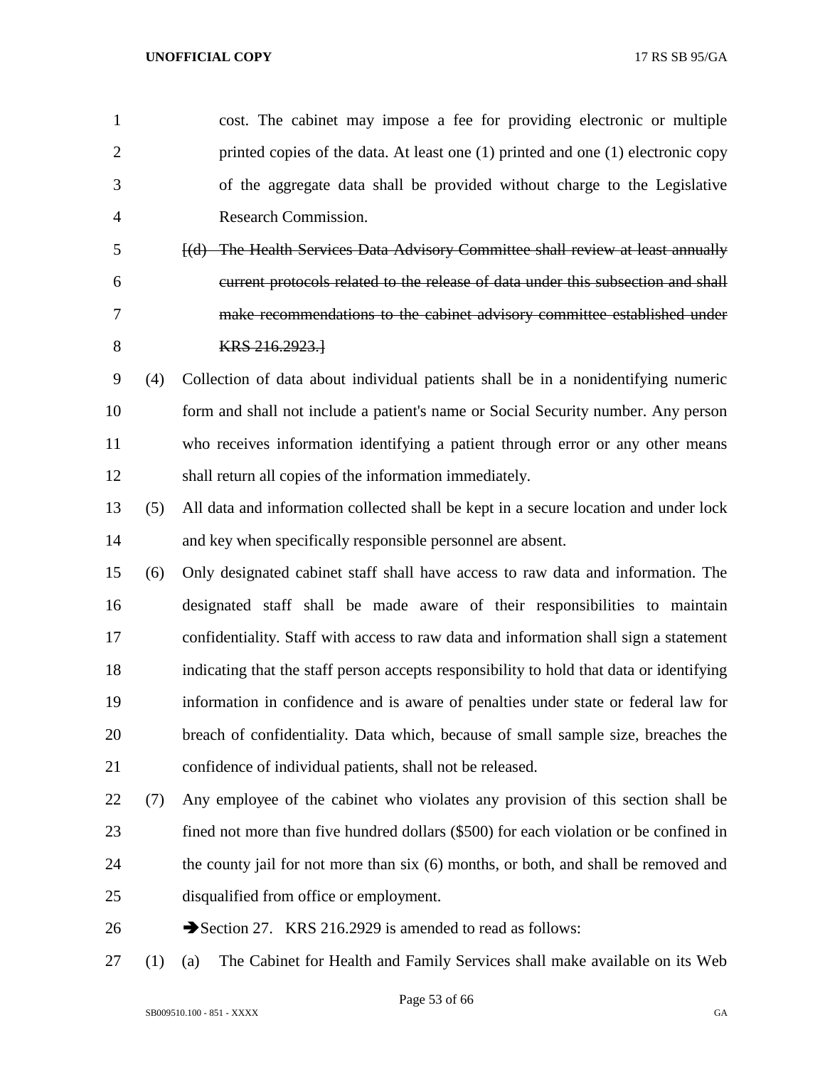cost. The cabinet may impose a fee for providing electronic or multiple printed copies of the data. At least one (1) printed and one (1) electronic copy of the aggregate data shall be provided without charge to the Legislative Research Commission.

~~[(d) The Health Services Data Advisory Committee shall review at least annually current protocols related to the release of data under this subsection and shall make recommendations to the cabinet advisory committee established under KRS 216.2923.]~~

(4) Collection of data about individual patients shall be in a nonidentifying numeric form and shall not include a patient's name or Social Security number. Any person who receives information identifying a patient through error or any other means shall return all copies of the information immediately.

(5) All data and information collected shall be kept in a secure location and under lock and key when specifically responsible personnel are absent.

(6) Only designated cabinet staff shall have access to raw data and information. The designated staff shall be made aware of their responsibilities to maintain confidentiality. Staff with access to raw data and information shall sign a statement indicating that the staff person accepts responsibility to hold that data or identifying information in confidence and is aware of penalties under state or federal law for breach of confidentiality. Data which, because of small sample size, breaches the confidence of individual patients, shall not be released.

(7) Any employee of the cabinet who violates any provision of this section shall be fined not more than five hundred dollars ($500) for each violation or be confined in the county jail for not more than six (6) months, or both, and shall be removed and disqualified from office or employment.

➔Section 27. KRS 216.2929 is amended to read as follows:

(1) (a) The Cabinet for Health and Family Services shall make available on its Web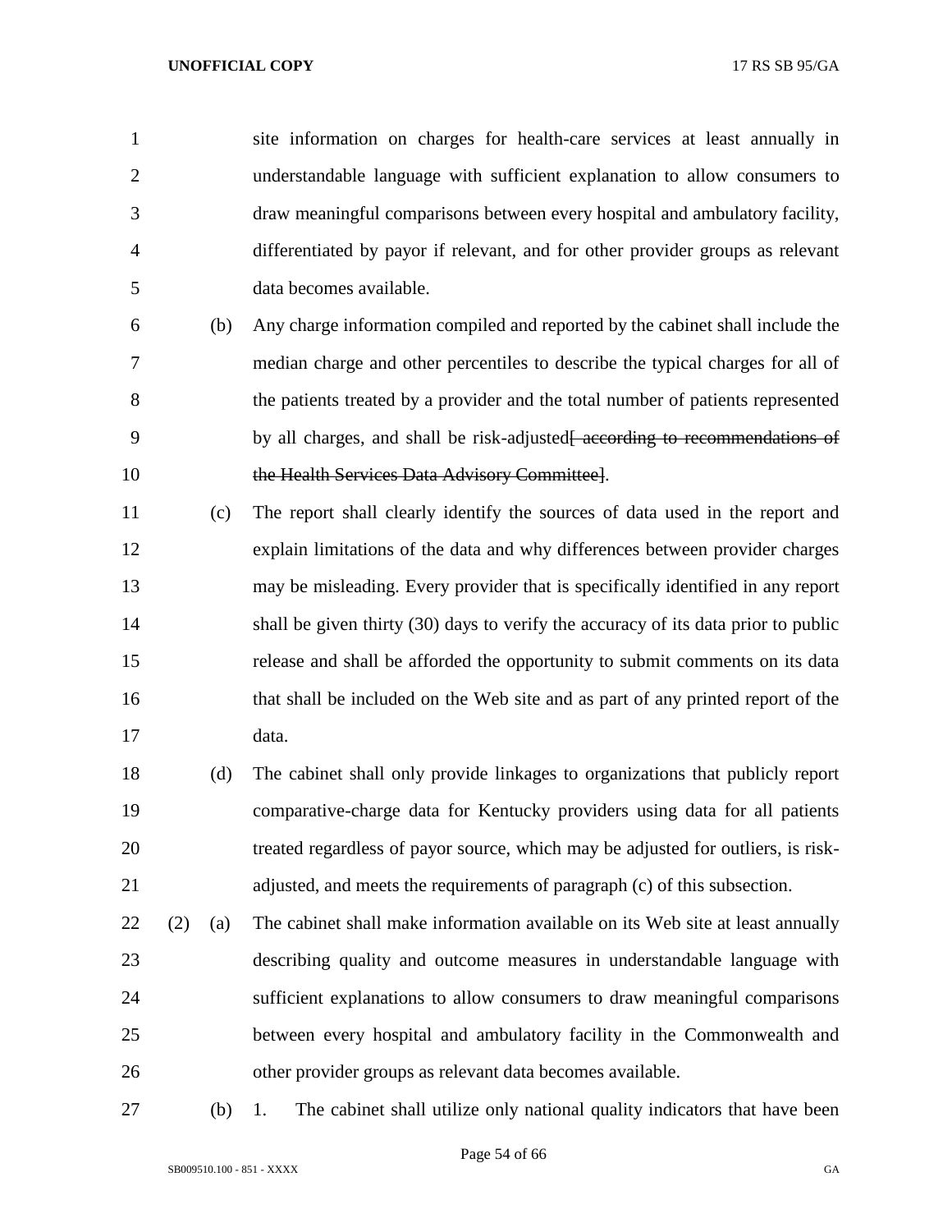site information on charges for health-care services at least annually in understandable language with sufficient explanation to allow consumers to draw meaningful comparisons between every hospital and ambulatory facility, differentiated by payor if relevant, and for other provider groups as relevant data becomes available.

(b) Any charge information compiled and reported by the cabinet shall include the median charge and other percentiles to describe the typical charges for all of the patients treated by a provider and the total number of patients represented by all charges, and shall be risk-adjusted~~[ according to recommendations of the Health Services Data Advisory Committee]~~.

(c) The report shall clearly identify the sources of data used in the report and explain limitations of the data and why differences between provider charges may be misleading. Every provider that is specifically identified in any report shall be given thirty (30) days to verify the accuracy of its data prior to public release and shall be afforded the opportunity to submit comments on its data that shall be included on the Web site and as part of any printed report of the data.

(d) The cabinet shall only provide linkages to organizations that publicly report comparative-charge data for Kentucky providers using data for all patients treated regardless of payor source, which may be adjusted for outliers, is risk-adjusted, and meets the requirements of paragraph (c) of this subsection.

(2) (a) The cabinet shall make information available on its Web site at least annually describing quality and outcome measures in understandable language with sufficient explanations to allow consumers to draw meaningful comparisons between every hospital and ambulatory facility in the Commonwealth and other provider groups as relevant data becomes available.

(b) 1. The cabinet shall utilize only national quality indicators that have been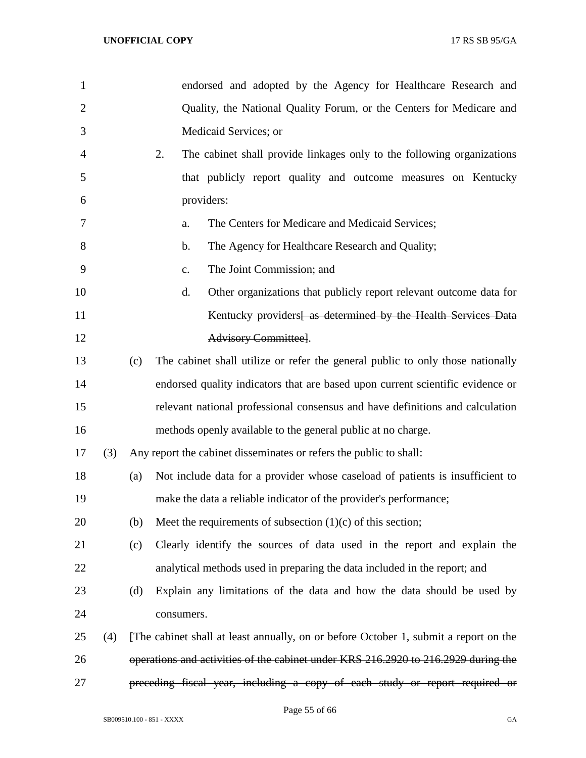endorsed and adopted by the Agency for Healthcare Research and Quality, the National Quality Forum, or the Centers for Medicare and Medicaid Services; or

2. The cabinet shall provide linkages only to the following organizations that publicly report quality and outcome measures on Kentucky providers:

   a. The Centers for Medicare and Medicaid Services;

   b. The Agency for Healthcare Research and Quality;

   c. The Joint Commission; and

   d. Other organizations that publicly report relevant outcome data for Kentucky providers~~[ as determined by the Health Services Data Advisory Committee]~~.

(c) The cabinet shall utilize or refer the general public to only those nationally endorsed quality indicators that are based upon current scientific evidence or relevant national professional consensus and have definitions and calculation methods openly available to the general public at no charge.

(3) Any report the cabinet disseminates or refers the public to shall:

(a) Not include data for a provider whose caseload of patients is insufficient to make the data a reliable indicator of the provider's performance;

(b) Meet the requirements of subsection (1)(c) of this section;

(c) Clearly identify the sources of data used in the report and explain the analytical methods used in preparing the data included in the report; and

(d) Explain any limitations of the data and how the data should be used by consumers.

(4) ~~[The cabinet shall at least annually, on or before October 1, submit a report on the operations and activities of the cabinet under KRS 216.2920 to 216.2929 during the preceding fiscal year, including a copy of each study or report required or~~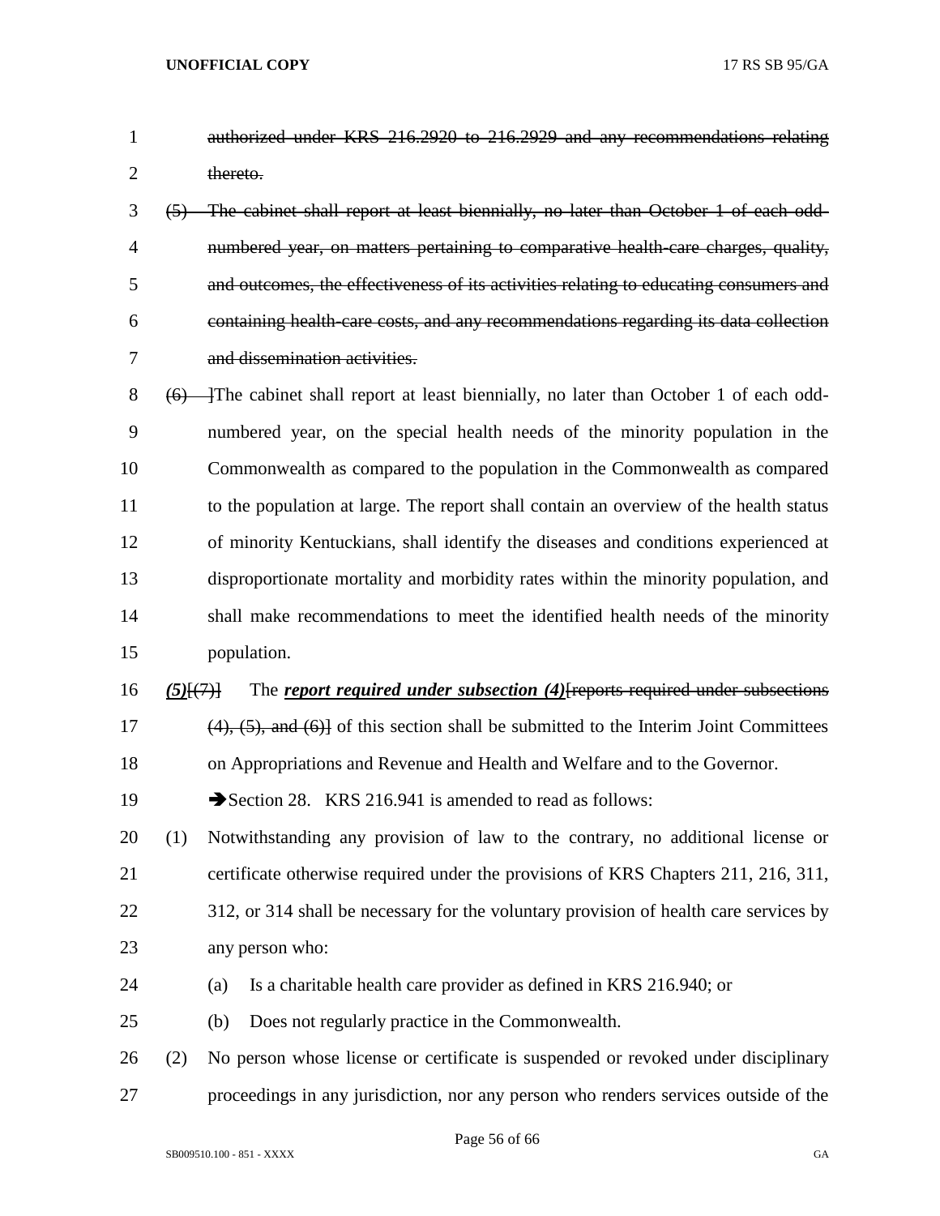~~authorized under KRS 216.2920 to 216.2929 and any recommendations relating thereto.~~

~~(5) The cabinet shall report at least biennially, no later than October 1 of each odd-numbered year, on matters pertaining to comparative health-care charges, quality, and outcomes, the effectiveness of its activities relating to educating consumers and containing health-care costs, and any recommendations regarding its data collection and dissemination activities.~~

~~(6)~~ ]The cabinet shall report at least biennially, no later than October 1 of each odd-numbered year, on the special health needs of the minority population in the Commonwealth as compared to the population in the Commonwealth as compared to the population at large. The report shall contain an overview of the health status of minority Kentuckians, shall identify the diseases and conditions experienced at disproportionate mortality and morbidity rates within the minority population, and shall make recommendations to meet the identified health needs of the minority population.

***(5)***[~~(7)~~] The ***report required under subsection (4)***[~~reports required under subsections (4), (5), and (6)~~] of this section shall be submitted to the Interim Joint Committees on Appropriations and Revenue and Health and Welfare and to the Governor.

➔Section 28. KRS 216.941 is amended to read as follows:

(1) Notwithstanding any provision of law to the contrary, no additional license or certificate otherwise required under the provisions of KRS Chapters 211, 216, 311, 312, or 314 shall be necessary for the voluntary provision of health care services by any person who:

(a) Is a charitable health care provider as defined in KRS 216.940; or

(b) Does not regularly practice in the Commonwealth.

(2) No person whose license or certificate is suspended or revoked under disciplinary proceedings in any jurisdiction, nor any person who renders services outside of the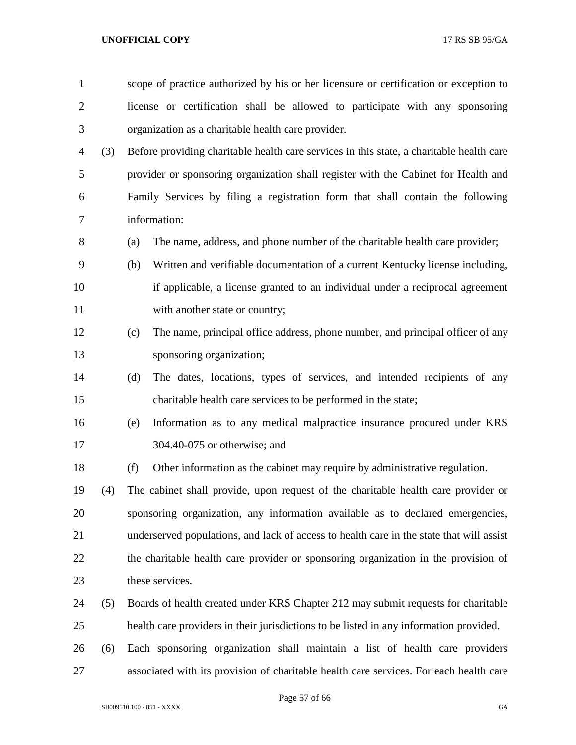scope of practice authorized by his or her licensure or certification or exception to license or certification shall be allowed to participate with any sponsoring organization as a charitable health care provider.

(3) Before providing charitable health care services in this state, a charitable health care provider or sponsoring organization shall register with the Cabinet for Health and Family Services by filing a registration form that shall contain the following information:

(a) The name, address, and phone number of the charitable health care provider;

(b) Written and verifiable documentation of a current Kentucky license including, if applicable, a license granted to an individual under a reciprocal agreement with another state or country;

(c) The name, principal office address, phone number, and principal officer of any sponsoring organization;

(d) The dates, locations, types of services, and intended recipients of any charitable health care services to be performed in the state;

(e) Information as to any medical malpractice insurance procured under KRS 304.40-075 or otherwise; and

(f) Other information as the cabinet may require by administrative regulation.

(4) The cabinet shall provide, upon request of the charitable health care provider or sponsoring organization, any information available as to declared emergencies, underserved populations, and lack of access to health care in the state that will assist the charitable health care provider or sponsoring organization in the provision of these services.

(5) Boards of health created under KRS Chapter 212 may submit requests for charitable health care providers in their jurisdictions to be listed in any information provided.

(6) Each sponsoring organization shall maintain a list of health care providers associated with its provision of charitable health care services. For each health care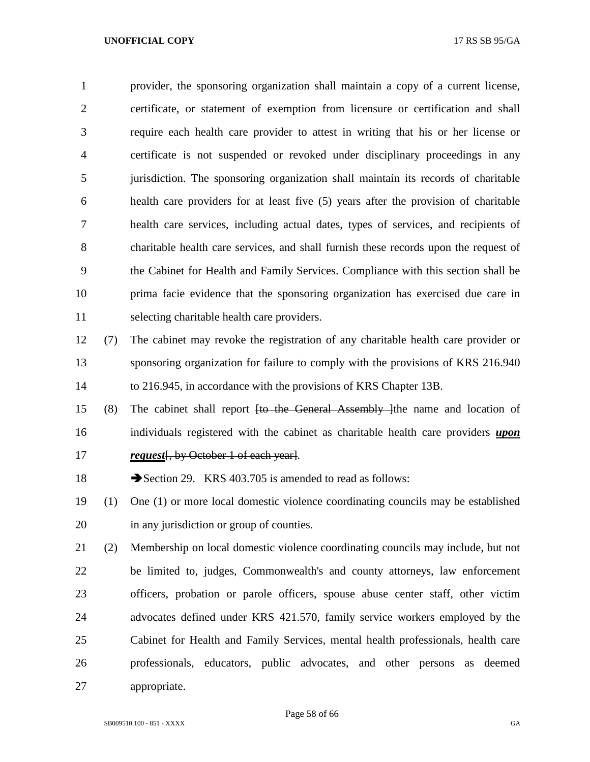provider, the sponsoring organization shall maintain a copy of a current license, certificate, or statement of exemption from licensure or certification and shall require each health care provider to attest in writing that his or her license or certificate is not suspended or revoked under disciplinary proceedings in any jurisdiction. The sponsoring organization shall maintain its records of charitable health care providers for at least five (5) years after the provision of charitable health care services, including actual dates, types of services, and recipients of charitable health care services, and shall furnish these records upon the request of the Cabinet for Health and Family Services. Compliance with this section shall be prima facie evidence that the sponsoring organization has exercised due care in selecting charitable health care providers.

(7) The cabinet may revoke the registration of any charitable health care provider or sponsoring organization for failure to comply with the provisions of KRS 216.940 to 216.945, in accordance with the provisions of KRS Chapter 13B.

(8) The cabinet shall report ~~[to the General Assembly ]~~the name and location of individuals registered with the cabinet as charitable health care providers ***upon request***~~[, by October 1 of each year]~~.

➔Section 29. KRS 403.705 is amended to read as follows:

(1) One (1) or more local domestic violence coordinating councils may be established in any jurisdiction or group of counties.

(2) Membership on local domestic violence coordinating councils may include, but not be limited to, judges, Commonwealth's and county attorneys, law enforcement officers, probation or parole officers, spouse abuse center staff, other victim advocates defined under KRS 421.570, family service workers employed by the Cabinet for Health and Family Services, mental health professionals, health care professionals, educators, public advocates, and other persons as deemed appropriate.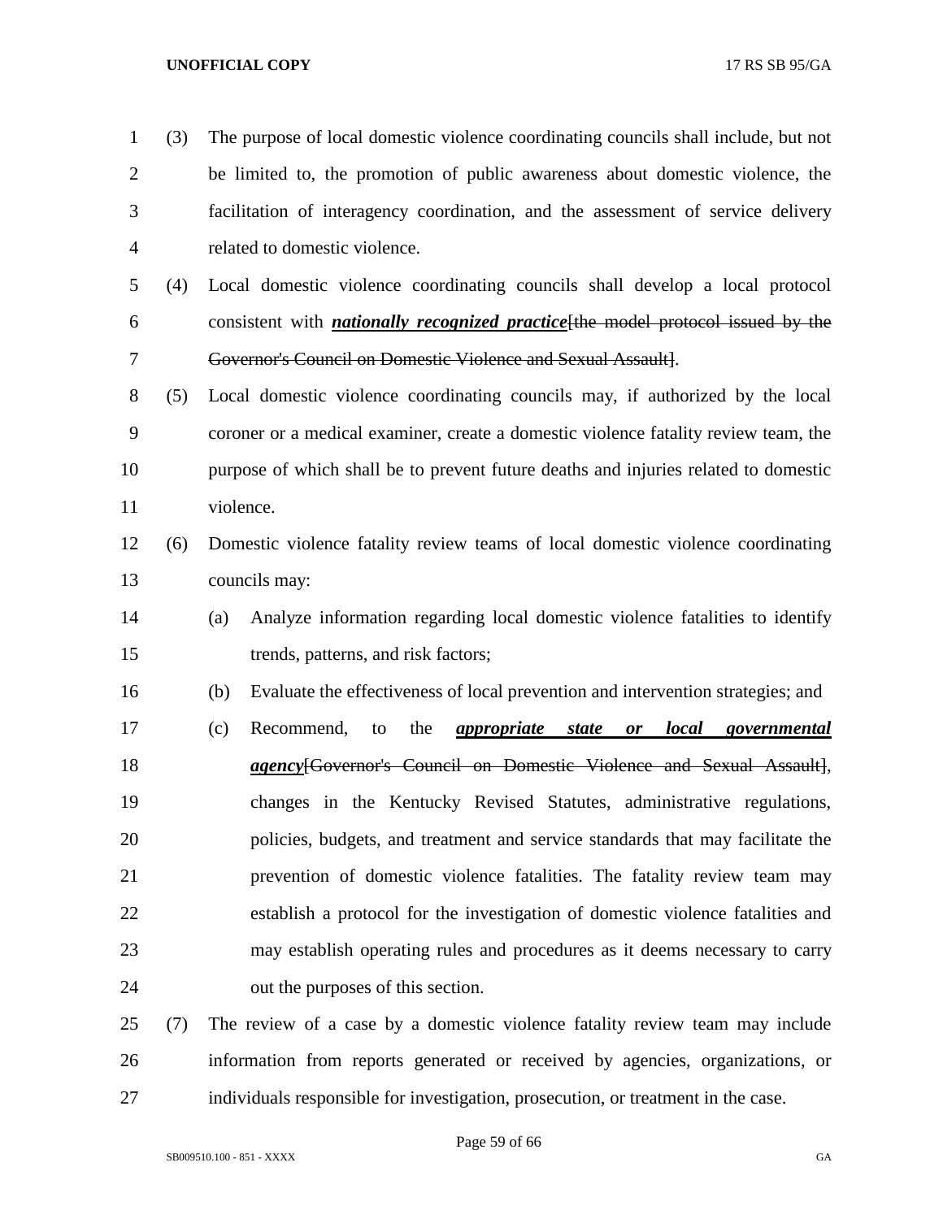(3) The purpose of local domestic violence coordinating councils shall include, but not be limited to, the promotion of public awareness about domestic violence, the facilitation of interagency coordination, and the assessment of service delivery related to domestic violence.

(4) Local domestic violence coordinating councils shall develop a local protocol consistent with ***nationally recognized practice***[~~the model protocol issued by the Governor's Council on Domestic Violence and Sexual Assault~~].

(5) Local domestic violence coordinating councils may, if authorized by the local coroner or a medical examiner, create a domestic violence fatality review team, the purpose of which shall be to prevent future deaths and injuries related to domestic violence.

(6) Domestic violence fatality review teams of local domestic violence coordinating councils may:

(a) Analyze information regarding local domestic violence fatalities to identify trends, patterns, and risk factors;

(b) Evaluate the effectiveness of local prevention and intervention strategies; and

(c) Recommend, to the ***appropriate state or local governmental agency***[~~Governor's Council on Domestic Violence and Sexual Assault~~], changes in the Kentucky Revised Statutes, administrative regulations, policies, budgets, and treatment and service standards that may facilitate the prevention of domestic violence fatalities. The fatality review team may establish a protocol for the investigation of domestic violence fatalities and may establish operating rules and procedures as it deems necessary to carry out the purposes of this section.

(7) The review of a case by a domestic violence fatality review team may include information from reports generated or received by agencies, organizations, or individuals responsible for investigation, prosecution, or treatment in the case.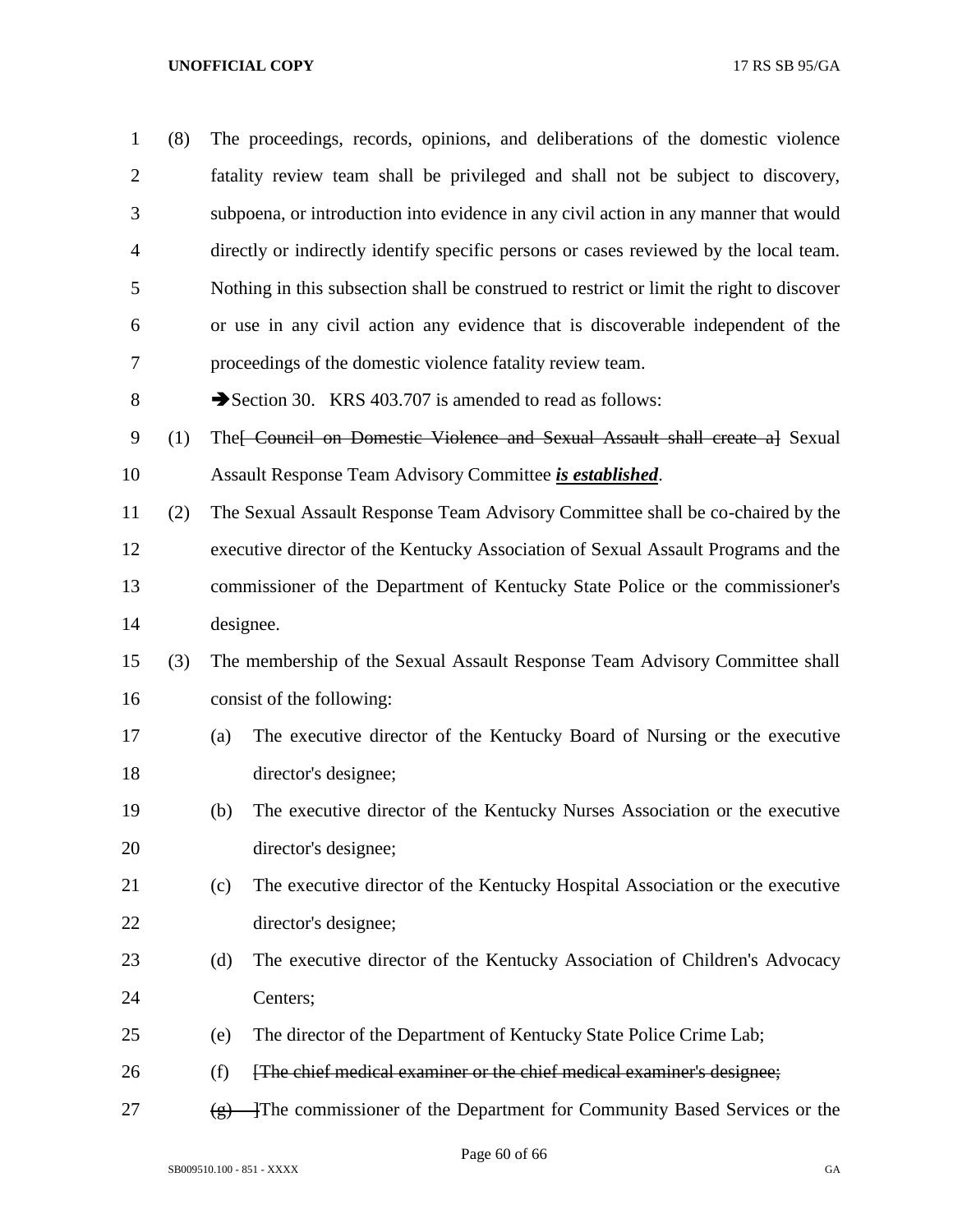(8) The proceedings, records, opinions, and deliberations of the domestic violence fatality review team shall be privileged and shall not be subject to discovery, subpoena, or introduction into evidence in any civil action in any manner that would directly or indirectly identify specific persons or cases reviewed by the local team. Nothing in this subsection shall be construed to restrict or limit the right to discover or use in any civil action any evidence that is discoverable independent of the proceedings of the domestic violence fatality review team.

➔Section 30. KRS 403.707 is amended to read as follows:

(1) The~~[ Council on Domestic Violence and Sexual Assault shall create a]~~ Sexual Assault Response Team Advisory Committee ***is established***.

(2) The Sexual Assault Response Team Advisory Committee shall be co-chaired by the executive director of the Kentucky Association of Sexual Assault Programs and the commissioner of the Department of Kentucky State Police or the commissioner's designee.

(3) The membership of the Sexual Assault Response Team Advisory Committee shall consist of the following:

(a) The executive director of the Kentucky Board of Nursing or the executive director's designee;

(b) The executive director of the Kentucky Nurses Association or the executive director's designee;

(c) The executive director of the Kentucky Hospital Association or the executive director's designee;

(d) The executive director of the Kentucky Association of Children's Advocacy Centers;

(e) The director of the Department of Kentucky State Police Crime Lab;

(f) ~~[The chief medical examiner or the chief medical examiner's designee;~~

~~(g) ]~~The commissioner of the Department for Community Based Services or the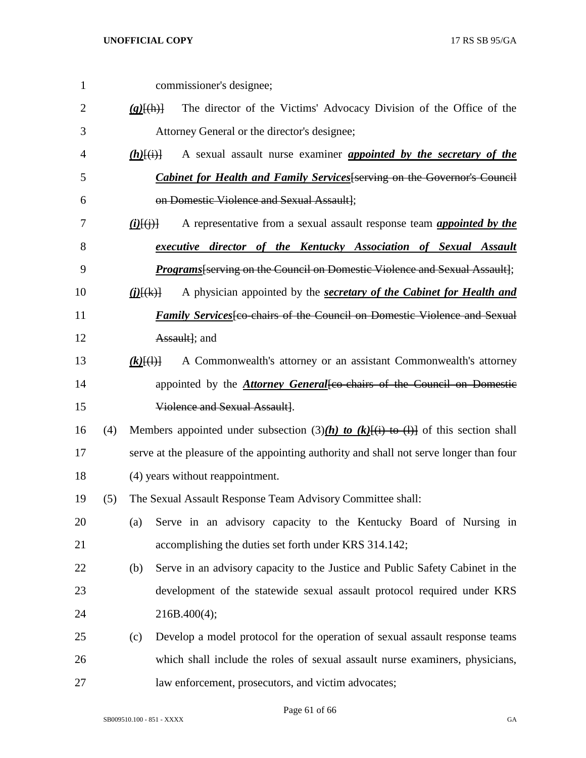commissioner's designee;

***(g)***~~[(h)]~~ The director of the Victims' Advocacy Division of the Office of the Attorney General or the director's designee;

***(h)***~~[(i)]~~ A sexual assault nurse examiner ***appointed by the secretary of the Cabinet for Health and Family Services***~~[serving on the Governor's Council on Domestic Violence and Sexual Assault]~~;

***(i)***~~[(j)]~~ A representative from a sexual assault response team ***appointed by the executive director of the Kentucky Association of Sexual Assault Programs***~~[serving on the Council on Domestic Violence and Sexual Assault]~~;

***(j)***~~[(k)]~~ A physician appointed by the ***secretary of the Cabinet for Health and Family Services***~~[co-chairs of the Council on Domestic Violence and Sexual Assault]~~; and

***(k)***~~[(l)]~~ A Commonwealth's attorney or an assistant Commonwealth's attorney appointed by the ***Attorney General***~~[co-chairs of the Council on Domestic Violence and Sexual Assault]~~.

(4) Members appointed under subsection (3)***(h) to (k)***~~[(i) to (l)]~~ of this section shall serve at the pleasure of the appointing authority and shall not serve longer than four (4) years without reappointment.

(5) The Sexual Assault Response Team Advisory Committee shall:

(a) Serve in an advisory capacity to the Kentucky Board of Nursing in accomplishing the duties set forth under KRS 314.142;

(b) Serve in an advisory capacity to the Justice and Public Safety Cabinet in the development of the statewide sexual assault protocol required under KRS 216B.400(4);

(c) Develop a model protocol for the operation of sexual assault response teams which shall include the roles of sexual assault nurse examiners, physicians, law enforcement, prosecutors, and victim advocates;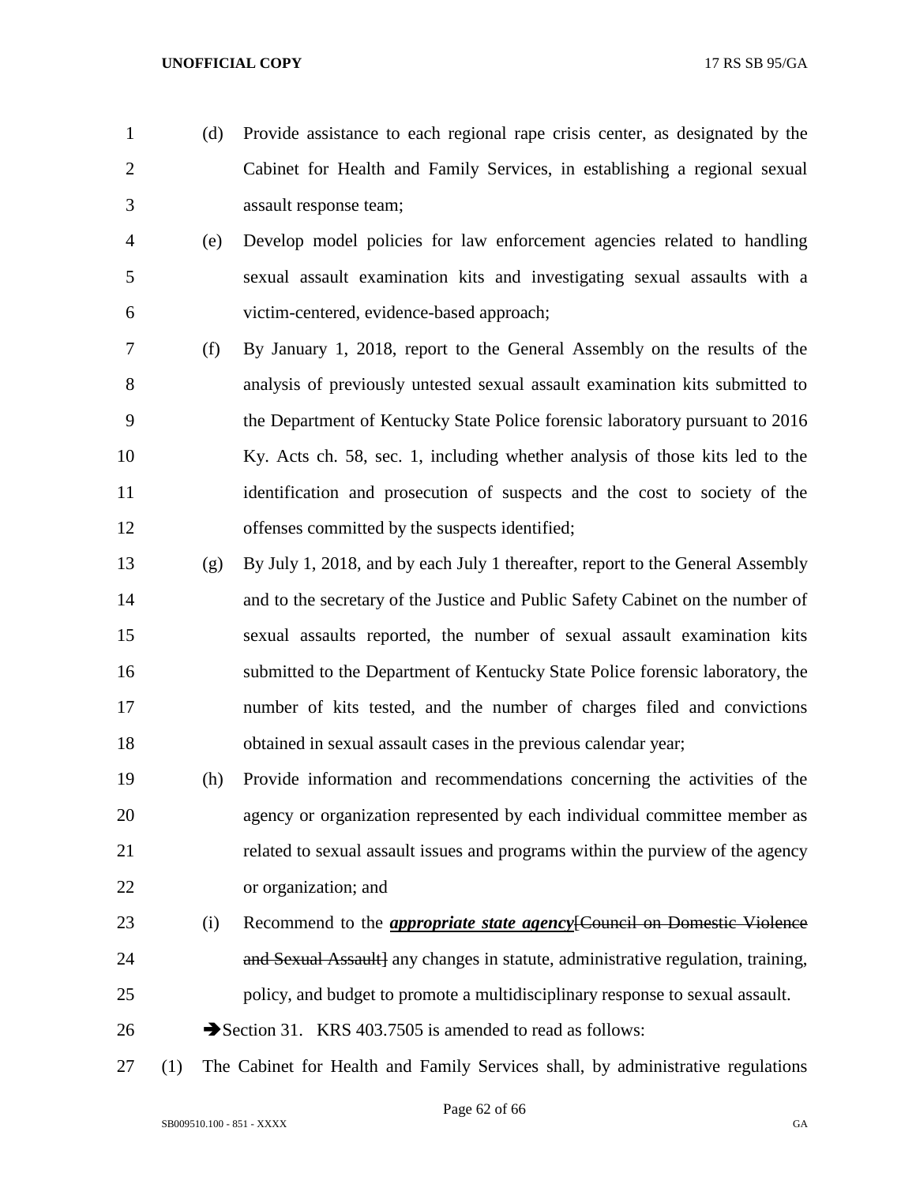(d) Provide assistance to each regional rape crisis center, as designated by the Cabinet for Health and Family Services, in establishing a regional sexual assault response team;

(e) Develop model policies for law enforcement agencies related to handling sexual assault examination kits and investigating sexual assaults with a victim-centered, evidence-based approach;

(f) By January 1, 2018, report to the General Assembly on the results of the analysis of previously untested sexual assault examination kits submitted to the Department of Kentucky State Police forensic laboratory pursuant to 2016 Ky. Acts ch. 58, sec. 1, including whether analysis of those kits led to the identification and prosecution of suspects and the cost to society of the offenses committed by the suspects identified;

(g) By July 1, 2018, and by each July 1 thereafter, report to the General Assembly and to the secretary of the Justice and Public Safety Cabinet on the number of sexual assaults reported, the number of sexual assault examination kits submitted to the Department of Kentucky State Police forensic laboratory, the number of kits tested, and the number of charges filed and convictions obtained in sexual assault cases in the previous calendar year;

(h) Provide information and recommendations concerning the activities of the agency or organization represented by each individual committee member as related to sexual assault issues and programs within the purview of the agency or organization; and

(i) Recommend to the ***appropriate state agency***~~[Council on Domestic Violence and Sexual Assault]~~ any changes in statute, administrative regulation, training, policy, and budget to promote a multidisciplinary response to sexual assault.

➔Section 31. KRS 403.7505 is amended to read as follows:

(1) The Cabinet for Health and Family Services shall, by administrative regulations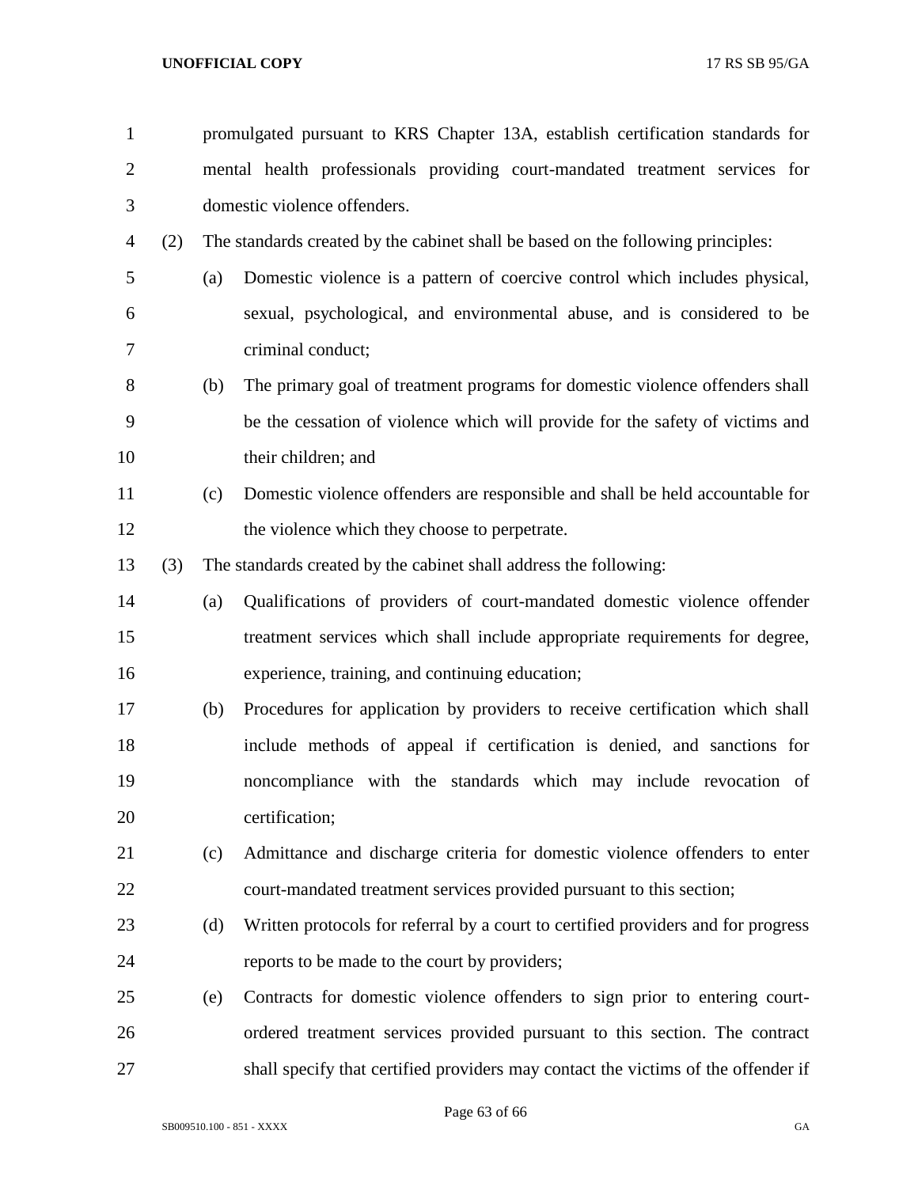promulgated pursuant to KRS Chapter 13A, establish certification standards for mental health professionals providing court-mandated treatment services for domestic violence offenders.

(2) The standards created by the cabinet shall be based on the following principles:

(a) Domestic violence is a pattern of coercive control which includes physical, sexual, psychological, and environmental abuse, and is considered to be criminal conduct;

(b) The primary goal of treatment programs for domestic violence offenders shall be the cessation of violence which will provide for the safety of victims and their children; and

(c) Domestic violence offenders are responsible and shall be held accountable for the violence which they choose to perpetrate.

(3) The standards created by the cabinet shall address the following:

(a) Qualifications of providers of court-mandated domestic violence offender treatment services which shall include appropriate requirements for degree, experience, training, and continuing education;

(b) Procedures for application by providers to receive certification which shall include methods of appeal if certification is denied, and sanctions for noncompliance with the standards which may include revocation of certification;

(c) Admittance and discharge criteria for domestic violence offenders to enter court-mandated treatment services provided pursuant to this section;

(d) Written protocols for referral by a court to certified providers and for progress reports to be made to the court by providers;

(e) Contracts for domestic violence offenders to sign prior to entering court-ordered treatment services provided pursuant to this section. The contract shall specify that certified providers may contact the victims of the offender if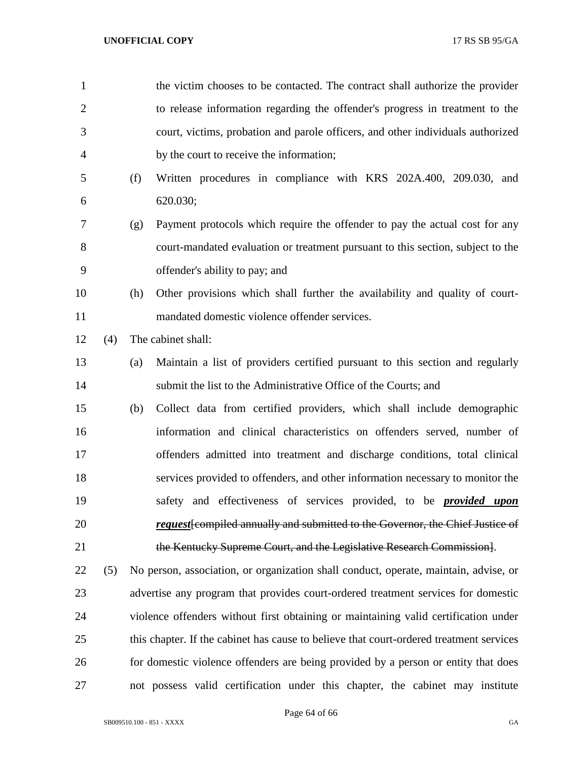the victim chooses to be contacted. The contract shall authorize the provider to release information regarding the offender's progress in treatment to the court, victims, probation and parole officers, and other individuals authorized by the court to receive the information;

(f) Written procedures in compliance with KRS 202A.400, 209.030, and 620.030;

(g) Payment protocols which require the offender to pay the actual cost for any court-mandated evaluation or treatment pursuant to this section, subject to the offender's ability to pay; and

(h) Other provisions which shall further the availability and quality of court-mandated domestic violence offender services.

(4) The cabinet shall:

(a) Maintain a list of providers certified pursuant to this section and regularly submit the list to the Administrative Office of the Courts; and

(b) Collect data from certified providers, which shall include demographic information and clinical characteristics on offenders served, number of offenders admitted into treatment and discharge conditions, total clinical services provided to offenders, and other information necessary to monitor the safety and effectiveness of services provided, to be ***provided upon request***[~~compiled annually and submitted to the Governor, the Chief Justice of the Kentucky Supreme Court, and the Legislative Research Commission~~].

(5) No person, association, or organization shall conduct, operate, maintain, advise, or advertise any program that provides court-ordered treatment services for domestic violence offenders without first obtaining or maintaining valid certification under this chapter. If the cabinet has cause to believe that court-ordered treatment services for domestic violence offenders are being provided by a person or entity that does not possess valid certification under this chapter, the cabinet may institute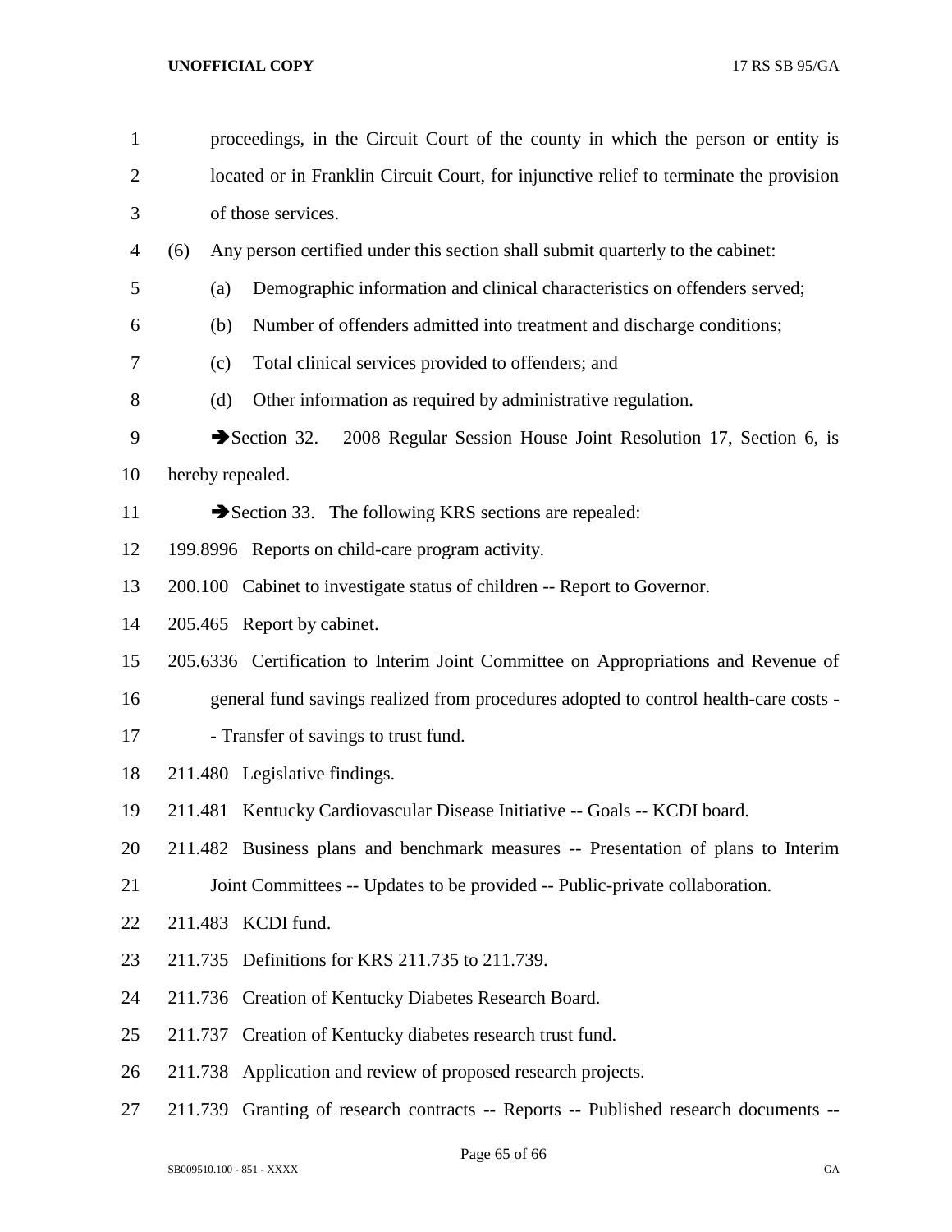proceedings, in the Circuit Court of the county in which the person or entity is located or in Franklin Circuit Court, for injunctive relief to terminate the provision of those services.

(6) Any person certified under this section shall submit quarterly to the cabinet:

(a) Demographic information and clinical characteristics on offenders served;

(b) Number of offenders admitted into treatment and discharge conditions;

(c) Total clinical services provided to offenders; and

(d) Other information as required by administrative regulation.

➔Section 32. 2008 Regular Session House Joint Resolution 17, Section 6, is hereby repealed.

➔Section 33. The following KRS sections are repealed:

199.8996 Reports on child-care program activity.

200.100 Cabinet to investigate status of children -- Report to Governor.

205.465 Report by cabinet.

205.6336 Certification to Interim Joint Committee on Appropriations and Revenue of general fund savings realized from procedures adopted to control health-care costs -- Transfer of savings to trust fund.

211.480 Legislative findings.

211.481 Kentucky Cardiovascular Disease Initiative -- Goals -- KCDI board.

211.482 Business plans and benchmark measures -- Presentation of plans to Interim Joint Committees -- Updates to be provided -- Public-private collaboration.

211.483 KCDI fund.

211.735 Definitions for KRS 211.735 to 211.739.

211.736 Creation of Kentucky Diabetes Research Board.

211.737 Creation of Kentucky diabetes research trust fund.

211.738 Application and review of proposed research projects.

211.739 Granting of research contracts -- Reports -- Published research documents --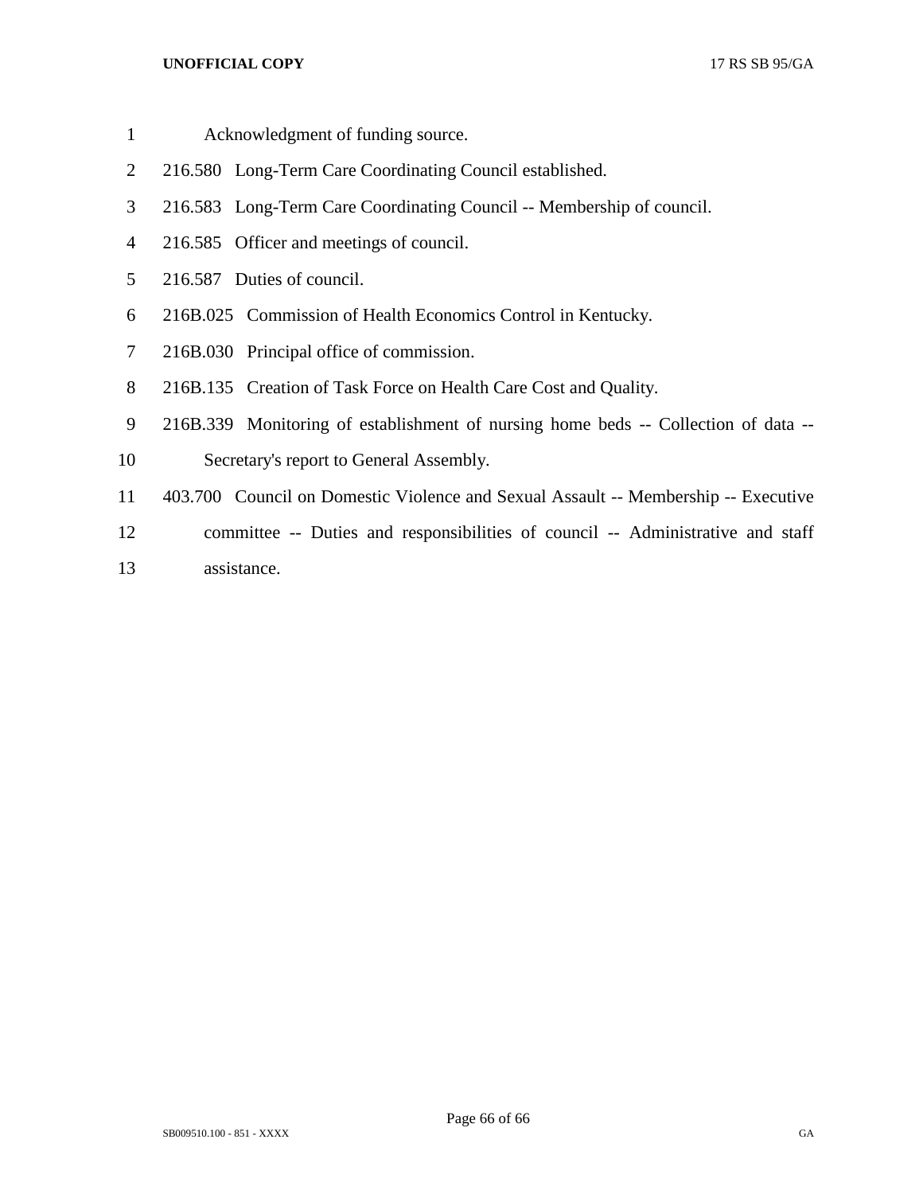Acknowledgment of funding source.

216.580 Long-Term Care Coordinating Council established.

216.583 Long-Term Care Coordinating Council -- Membership of council.

216.585 Officer and meetings of council.

216.587 Duties of council.

216B.025 Commission of Health Economics Control in Kentucky.

216B.030 Principal office of commission.

216B.135 Creation of Task Force on Health Care Cost and Quality.

216B.339 Monitoring of establishment of nursing home beds -- Collection of data -- Secretary's report to General Assembly.

403.700 Council on Domestic Violence and Sexual Assault -- Membership -- Executive committee -- Duties and responsibilities of council -- Administrative and staff assistance.